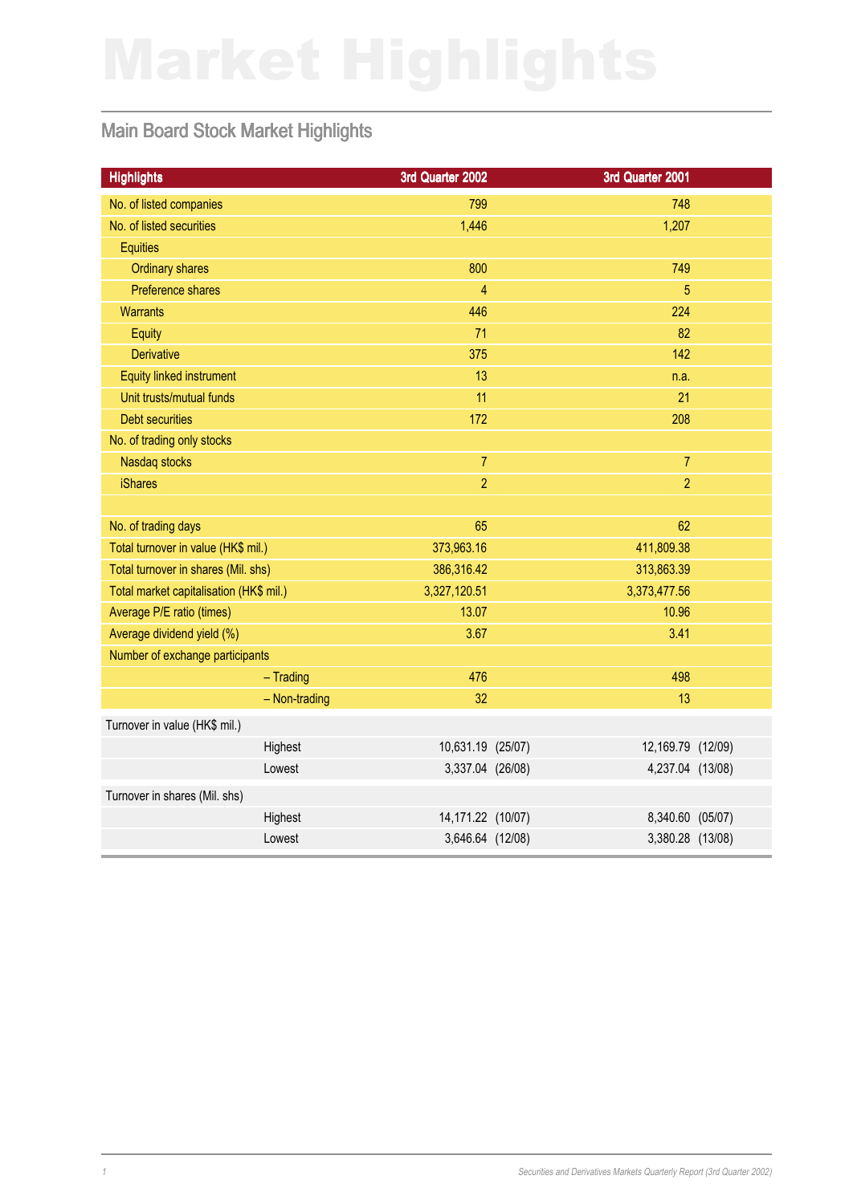# Market Highlights

## Main Board Stock Market Highlights

| Highlights | 3rd Quarter 2002 | 3rd Quarter 2001 |
|---|---|---|
| No. of listed companies | 799 | 748 |
| No. of listed securities | 1,446 | 1,207 |
| Equities | | |
| Ordinary shares | 800 | 749 |
| Preference shares | 4 | 5 |
| Warrants | 446 | 224 |
| Equity | 71 | 82 |
| Derivative | 375 | 142 |
| Equity linked instrument | 13 | n.a. |
| Unit trusts/mutual funds | 11 | 21 |
| Debt securities | 172 | 208 |
| No. of trading only stocks | | |
| Nasdaq stocks | 7 | 7 |
| iShares | 2 | 2 |
| | | |
| No. of trading days | 65 | 62 |
| Total turnover in value (HK$ mil.) | 373,963.16 | 411,809.38 |
| Total turnover in shares (Mil. shs) | 386,316.42 | 313,863.39 |
| Total market capitalisation (HK$ mil.) | 3,327,120.51 | 3,373,477.56 |
| Average P/E ratio (times) | 13.07 | 10.96 |
| Average dividend yield (%) | 3.67 | 3.41 |
| Number of exchange participants | | |
| – Trading | 476 | 498 |
| – Non-trading | 32 | 13 |
| Turnover in value (HK$ mil.) | | |
| Highest | 10,631.19 (25/07) | 12,169.79 (12/09) |
| Lowest | 3,337.04 (26/08) | 4,237.04 (13/08) |
| Turnover in shares (Mil. shs) | | |
| Highest | 14,171.22 (10/07) | 8,340.60 (05/07) |
| Lowest | 3,646.64 (12/08) | 3,380.28 (13/08) |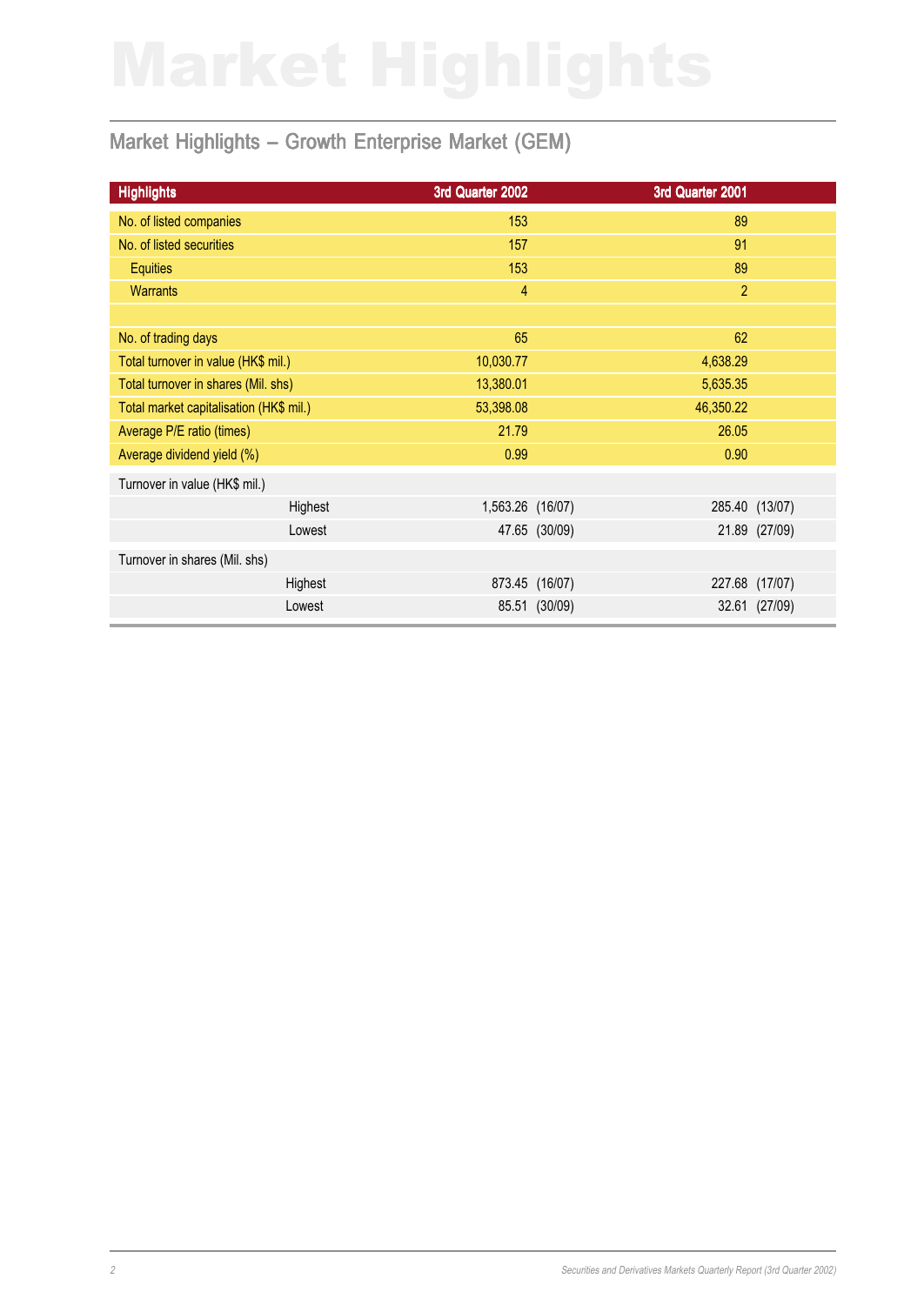# Market Highlights

## Market Highlights – Growth Enterprise Market (GEM)

| Highlights | 3rd Quarter 2002 | 3rd Quarter 2001 |
|---|---|---|
| No. of listed companies | 153 | 89 |
| No. of listed securities | 157 | 91 |
| Equities | 153 | 89 |
| Warrants | 4 | 2 |
| | | |
| No. of trading days | 65 | 62 |
| Total turnover in value (HK$ mil.) | 10,030.77 | 4,638.29 |
| Total turnover in shares (Mil. shs) | 13,380.01 | 5,635.35 |
| Total market capitalisation (HK$ mil.) | 53,398.08 | 46,350.22 |
| Average P/E ratio (times) | 21.79 | 26.05 |
| Average dividend yield (%) | 0.99 | 0.90 |
| Turnover in value (HK$ mil.) | | |
| Highest | 1,563.26 (16/07) | 285.40 (13/07) |
| Lowest | 47.65 (30/09) | 21.89 (27/09) |
| Turnover in shares (Mil. shs) | | |
| Highest | 873.45 (16/07) | 227.68 (17/07) |
| Lowest | 85.51 (30/09) | 32.61 (27/09) |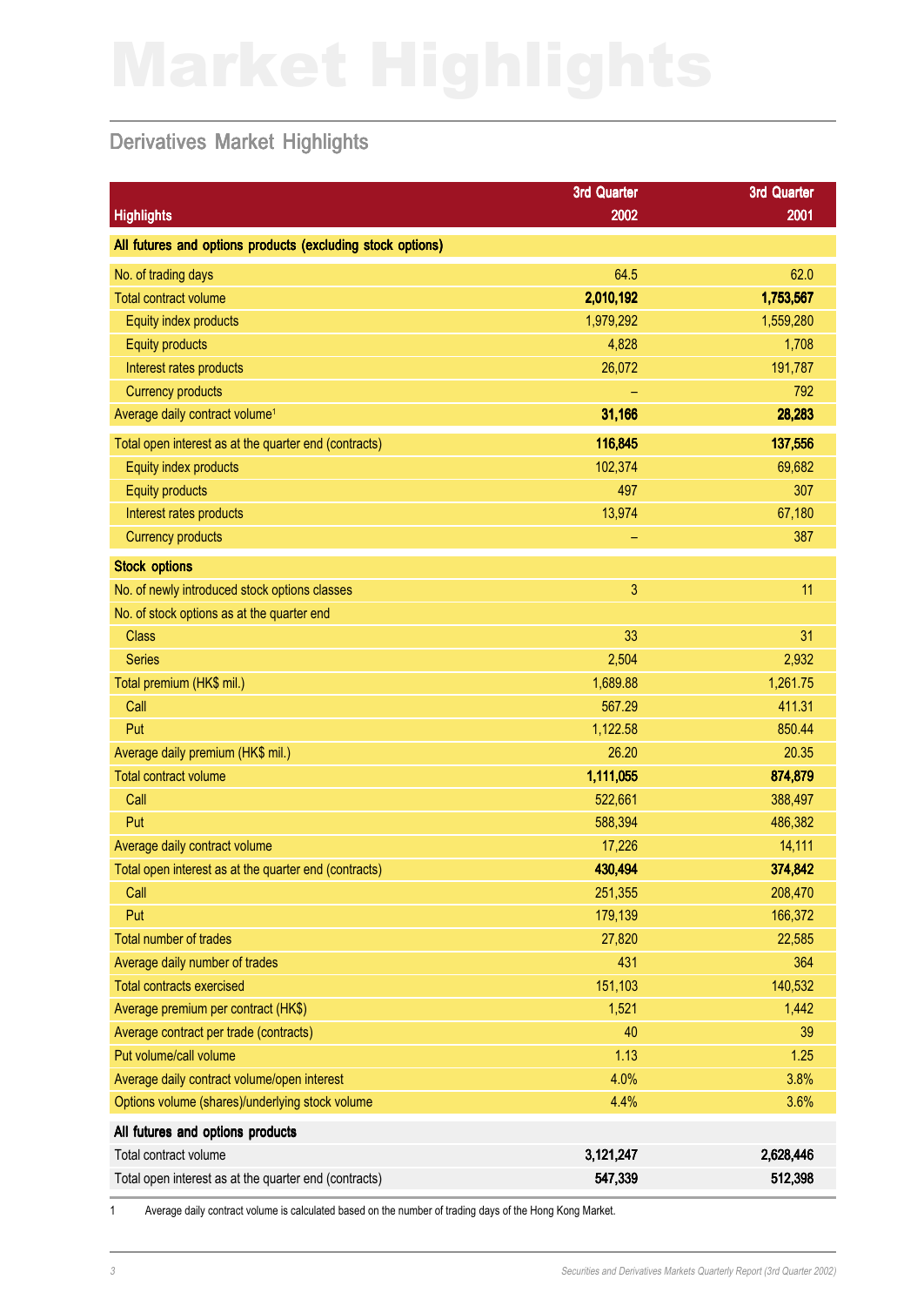# Market Highlights

## Derivatives Market Highlights

| Highlights | 3rd Quarter 2002 | 3rd Quarter 2001 |
|---|---|---|
| **All futures and options products (excluding stock options)** | | |
| No. of trading days | 64.5 | 62.0 |
| Total contract volume | **2,010,192** | **1,753,567** |
| Equity index products | 1,979,292 | 1,559,280 |
| Equity products | 4,828 | 1,708 |
| Interest rates products | 26,072 | 191,787 |
| Currency products | – | 792 |
| Average daily contract volume[1] | **31,166** | **28,283** |
| Total open interest as at the quarter end (contracts) | **116,845** | **137,556** |
| Equity index products | 102,374 | 69,682 |
| Equity products | 497 | 307 |
| Interest rates products | 13,974 | 67,180 |
| Currency products | – | 387 |
| **Stock options** | | |
| No. of newly introduced stock options classes | 3 | 11 |
| No. of stock options as at the quarter end | | |
| Class | 33 | 31 |
| Series | 2,504 | 2,932 |
| Total premium (HK$ mil.) | 1,689.88 | 1,261.75 |
| Call | 567.29 | 411.31 |
| Put | 1,122.58 | 850.44 |
| Average daily premium (HK$ mil.) | 26.20 | 20.35 |
| Total contract volume | **1,111,055** | **874,879** |
| Call | 522,661 | 388,497 |
| Put | 588,394 | 486,382 |
| Average daily contract volume | 17,226 | 14,111 |
| Total open interest as at the quarter end (contracts) | **430,494** | **374,842** |
| Call | 251,355 | 208,470 |
| Put | 179,139 | 166,372 |
| Total number of trades | 27,820 | 22,585 |
| Average daily number of trades | 431 | 364 |
| Total contracts exercised | 151,103 | 140,532 |
| Average premium per contract (HK$) | 1,521 | 1,442 |
| Average contract per trade (contracts) | 40 | 39 |
| Put volume/call volume | 1.13 | 1.25 |
| Average daily contract volume/open interest | 4.0% | 3.8% |
| Options volume (shares)/underlying stock volume | 4.4% | 3.6% |
| **All futures and options products** | | |
| Total contract volume | **3,121,247** | **2,628,446** |
| Total open interest as at the quarter end (contracts) | **547,339** | **512,398** |

1 Average daily contract volume is calculated based on the number of trading days of the Hong Kong Market.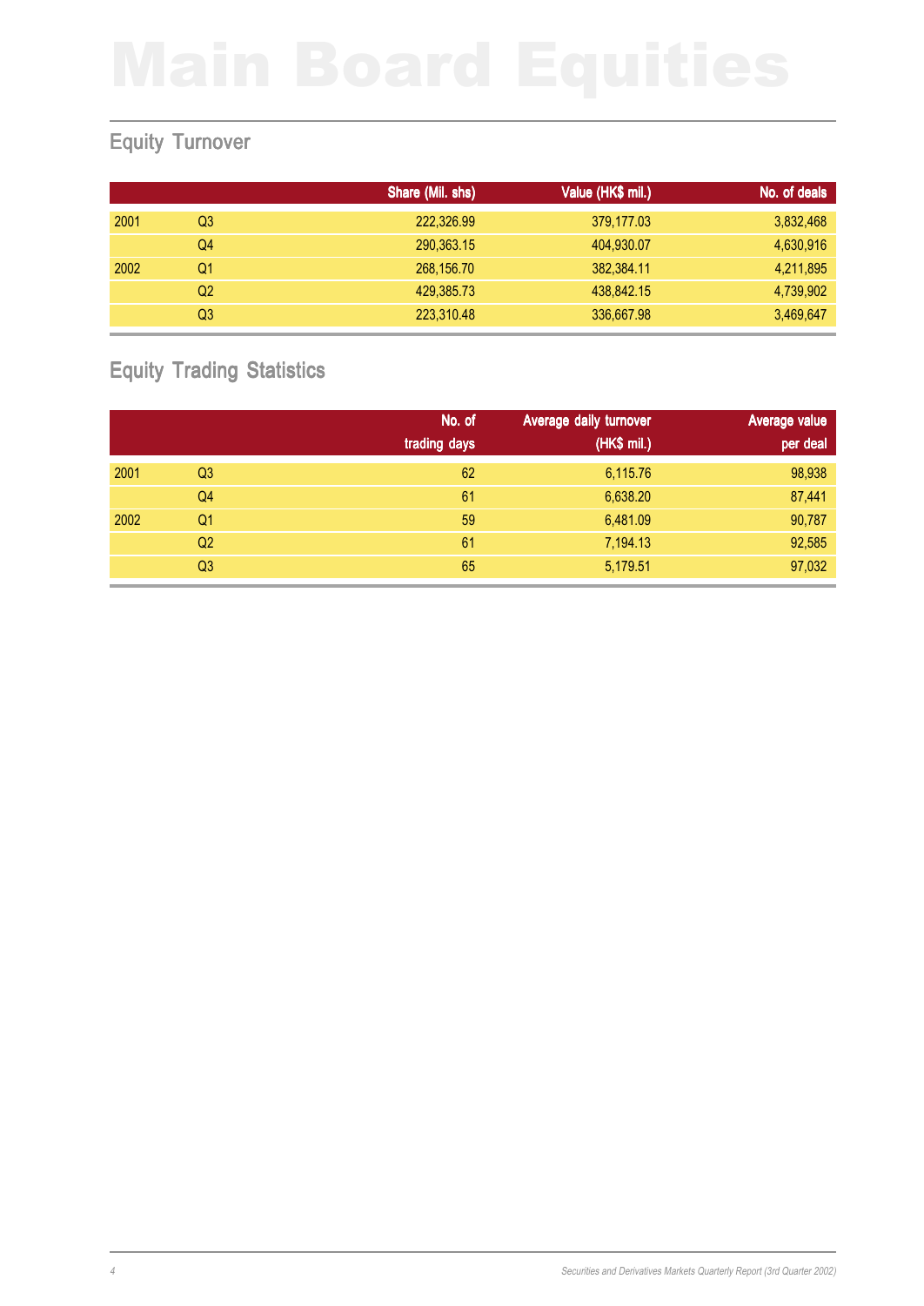# Main Board Equities

## Equity Turnover

| | | Share (Mil. shs) | Value (HK$ mil.) | No. of deals |
|---|---|---|---|---|
| 2001 | Q3 | 222,326.99 | 379,177.03 | 3,832,468 |
| | Q4 | 290,363.15 | 404,930.07 | 4,630,916 |
| 2002 | Q1 | 268,156.70 | 382,384.11 | 4,211,895 |
| | Q2 | 429,385.73 | 438,842.15 | 4,739,902 |
| | Q3 | 223,310.48 | 336,667.98 | 3,469,647 |

## Equity Trading Statistics

| | | No. of trading days | Average daily turnover (HK$ mil.) | Average value per deal |
|---|---|---|---|---|
| 2001 | Q3 | 62 | 6,115.76 | 98,938 |
| | Q4 | 61 | 6,638.20 | 87,441 |
| 2002 | Q1 | 59 | 6,481.09 | 90,787 |
| | Q2 | 61 | 7,194.13 | 92,585 |
| | Q3 | 65 | 5,179.51 | 97,032 |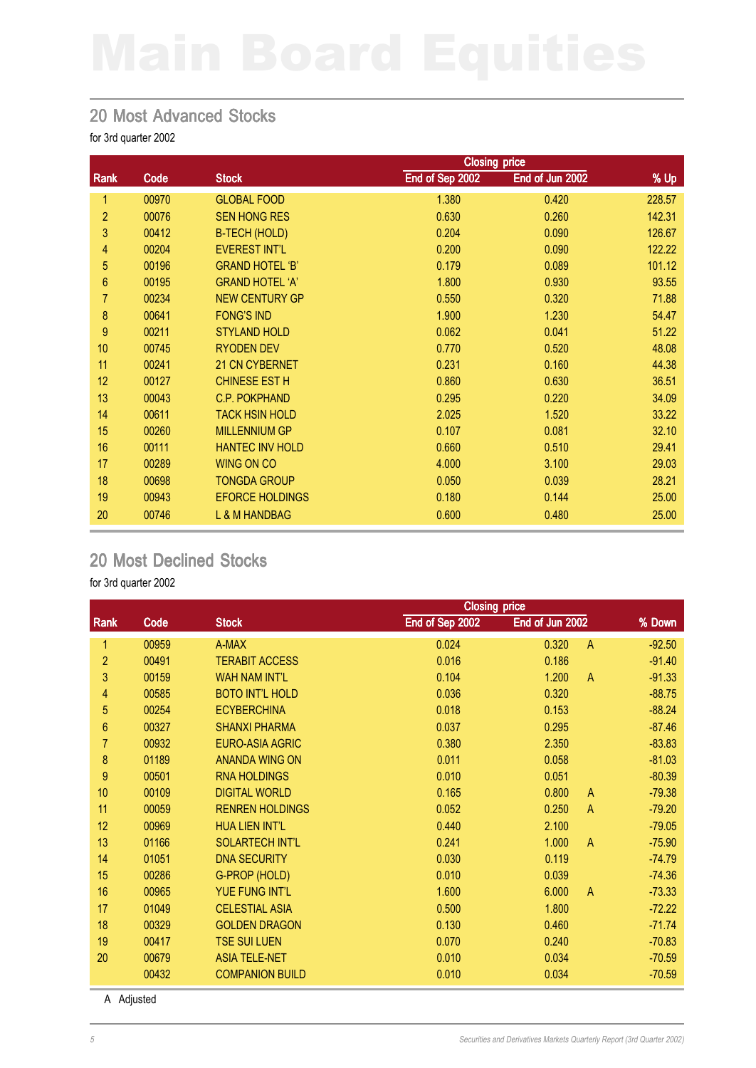# Main Board Equities

## 20 Most Advanced Stocks

for 3rd quarter 2002

| Rank | Code | Stock | Closing price | | % Up |
|---|---|---|---|---|---|
| | | | End of Sep 2002 | End of Jun 2002 | |
| 1 | 00970 | GLOBAL FOOD | 1.380 | 0.420 | 228.57 |
| 2 | 00076 | SEN HONG RES | 0.630 | 0.260 | 142.31 |
| 3 | 00412 | B-TECH (HOLD) | 0.204 | 0.090 | 126.67 |
| 4 | 00204 | EVEREST INT'L | 0.200 | 0.090 | 122.22 |
| 5 | 00196 | GRAND HOTEL 'B' | 0.179 | 0.089 | 101.12 |
| 6 | 00195 | GRAND HOTEL 'A' | 1.800 | 0.930 | 93.55 |
| 7 | 00234 | NEW CENTURY GP | 0.550 | 0.320 | 71.88 |
| 8 | 00641 | FONG'S IND | 1.900 | 1.230 | 54.47 |
| 9 | 00211 | STYLAND HOLD | 0.062 | 0.041 | 51.22 |
| 10 | 00745 | RYODEN DEV | 0.770 | 0.520 | 48.08 |
| 11 | 00241 | 21 CN CYBERNET | 0.231 | 0.160 | 44.38 |
| 12 | 00127 | CHINESE EST H | 0.860 | 0.630 | 36.51 |
| 13 | 00043 | C.P. POKPHAND | 0.295 | 0.220 | 34.09 |
| 14 | 00611 | TACK HSIN HOLD | 2.025 | 1.520 | 33.22 |
| 15 | 00260 | MILLENNIUM GP | 0.107 | 0.081 | 32.10 |
| 16 | 00111 | HANTEC INV HOLD | 0.660 | 0.510 | 29.41 |
| 17 | 00289 | WING ON CO | 4.000 | 3.100 | 29.03 |
| 18 | 00698 | TONGDA GROUP | 0.050 | 0.039 | 28.21 |
| 19 | 00943 | EFORCE HOLDINGS | 0.180 | 0.144 | 25.00 |
| 20 | 00746 | L & M HANDBAG | 0.600 | 0.480 | 25.00 |

## 20 Most Declined Stocks

for 3rd quarter 2002

| Rank | Code | Stock | Closing price | | | % Down |
|---|---|---|---|---|---|---|
| | | | End of Sep 2002 | End of Jun 2002 | | |
| 1 | 00959 | A-MAX | 0.024 | 0.320 | A | -92.50 |
| 2 | 00491 | TERABIT ACCESS | 0.016 | 0.186 | | -91.40 |
| 3 | 00159 | WAH NAM INT'L | 0.104 | 1.200 | A | -91.33 |
| 4 | 00585 | BOTO INT'L HOLD | 0.036 | 0.320 | | -88.75 |
| 5 | 00254 | ECYBERCHINA | 0.018 | 0.153 | | -88.24 |
| 6 | 00327 | SHANXI PHARMA | 0.037 | 0.295 | | -87.46 |
| 7 | 00932 | EURO-ASIA AGRIC | 0.380 | 2.350 | | -83.83 |
| 8 | 01189 | ANANDA WING ON | 0.011 | 0.058 | | -81.03 |
| 9 | 00501 | RNA HOLDINGS | 0.010 | 0.051 | | -80.39 |
| 10 | 00109 | DIGITAL WORLD | 0.165 | 0.800 | A | -79.38 |
| 11 | 00059 | RENREN HOLDINGS | 0.052 | 0.250 | A | -79.20 |
| 12 | 00969 | HUA LIEN INT'L | 0.440 | 2.100 | | -79.05 |
| 13 | 01166 | SOLARTECH INT'L | 0.241 | 1.000 | A | -75.90 |
| 14 | 01051 | DNA SECURITY | 0.030 | 0.119 | | -74.79 |
| 15 | 00286 | G-PROP (HOLD) | 0.010 | 0.039 | | -74.36 |
| 16 | 00965 | YUE FUNG INT'L | 1.600 | 6.000 | A | -73.33 |
| 17 | 01049 | CELESTIAL ASIA | 0.500 | 1.800 | | -72.22 |
| 18 | 00329 | GOLDEN DRAGON | 0.130 | 0.460 | | -71.74 |
| 19 | 00417 | TSE SUI LUEN | 0.070 | 0.240 | | -70.83 |
| 20 | 00679 | ASIA TELE-NET | 0.010 | 0.034 | | -70.59 |
| | 00432 | COMPANION BUILD | 0.010 | 0.034 | | -70.59 |

A Adjusted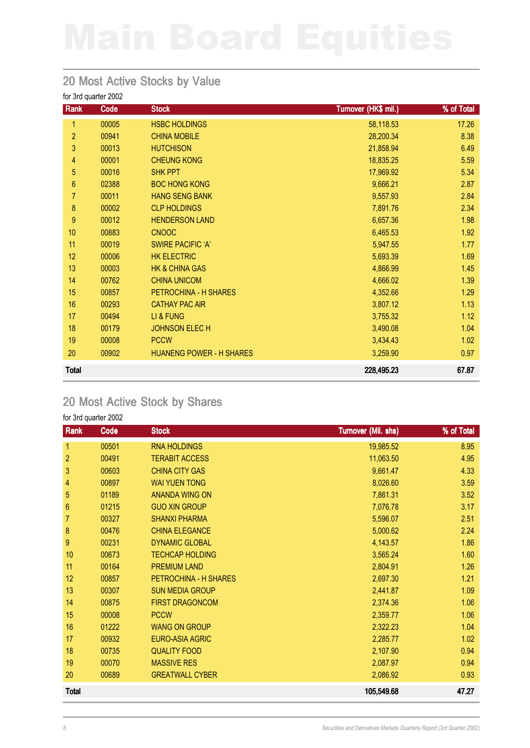# Main Board Equities

## 20 Most Active Stocks by Value

for 3rd quarter 2002

| Rank | Code | Stock | Turnover (HK$ mil.) | % of Total |
|---|---|---|---|---|
| 1 | 00005 | HSBC HOLDINGS | 58,118.53 | 17.26 |
| 2 | 00941 | CHINA MOBILE | 28,200.34 | 8.38 |
| 3 | 00013 | HUTCHISON | 21,858.94 | 6.49 |
| 4 | 00001 | CHEUNG KONG | 18,835.25 | 5.59 |
| 5 | 00016 | SHK PPT | 17,969.92 | 5.34 |
| 6 | 02388 | BOC HONG KONG | 9,666.21 | 2.87 |
| 7 | 00011 | HANG SENG BANK | 9,557.93 | 2.84 |
| 8 | 00002 | CLP HOLDINGS | 7,891.76 | 2.34 |
| 9 | 00012 | HENDERSON LAND | 6,657.36 | 1.98 |
| 10 | 00883 | CNOOC | 6,465.53 | 1.92 |
| 11 | 00019 | SWIRE PACIFIC 'A' | 5,947.55 | 1.77 |
| 12 | 00006 | HK ELECTRIC | 5,693.39 | 1.69 |
| 13 | 00003 | HK & CHINA GAS | 4,866.99 | 1.45 |
| 14 | 00762 | CHINA UNICOM | 4,666.02 | 1.39 |
| 15 | 00857 | PETROCHINA - H SHARES | 4,352.66 | 1.29 |
| 16 | 00293 | CATHAY PAC AIR | 3,807.12 | 1.13 |
| 17 | 00494 | LI & FUNG | 3,755.32 | 1.12 |
| 18 | 00179 | JOHNSON ELEC H | 3,490.08 | 1.04 |
| 19 | 00008 | PCCW | 3,434.43 | 1.02 |
| 20 | 00902 | HUANENG POWER - H SHARES | 3,259.90 | 0.97 |
| **Total** | | | **228,495.23** | **67.87** |

## 20 Most Active Stock by Shares

for 3rd quarter 2002

| Rank | Code | Stock | Turnover (Mil. shs) | % of Total |
|---|---|---|---|---|
| 1 | 00501 | RNA HOLDINGS | 19,985.52 | 8.95 |
| 2 | 00491 | TERABIT ACCESS | 11,063.50 | 4.95 |
| 3 | 00603 | CHINA CITY GAS | 9,661.47 | 4.33 |
| 4 | 00897 | WAI YUEN TONG | 8,026.60 | 3.59 |
| 5 | 01189 | ANANDA WING ON | 7,861.31 | 3.52 |
| 6 | 01215 | GUO XIN GROUP | 7,076.78 | 3.17 |
| 7 | 00327 | SHANXI PHARMA | 5,596.07 | 2.51 |
| 8 | 00476 | CHINA ELEGANCE | 5,000.62 | 2.24 |
| 9 | 00231 | DYNAMIC GLOBAL | 4,143.57 | 1.86 |
| 10 | 00673 | TECHCAP HOLDING | 3,565.24 | 1.60 |
| 11 | 00164 | PREMIUM LAND | 2,804.91 | 1.26 |
| 12 | 00857 | PETROCHINA - H SHARES | 2,697.30 | 1.21 |
| 13 | 00307 | SUN MEDIA GROUP | 2,441.87 | 1.09 |
| 14 | 00875 | FIRST DRAGONCOM | 2,374.36 | 1.06 |
| 15 | 00008 | PCCW | 2,359.77 | 1.06 |
| 16 | 01222 | WANG ON GROUP | 2,322.23 | 1.04 |
| 17 | 00932 | EURO-ASIA AGRIC | 2,285.77 | 1.02 |
| 18 | 00735 | QUALITY FOOD | 2,107.90 | 0.94 |
| 19 | 00070 | MASSIVE RES | 2,087.97 | 0.94 |
| 20 | 00689 | GREATWALL CYBER | 2,086.92 | 0.93 |
| **Total** | | | **105,549.68** | **47.27** |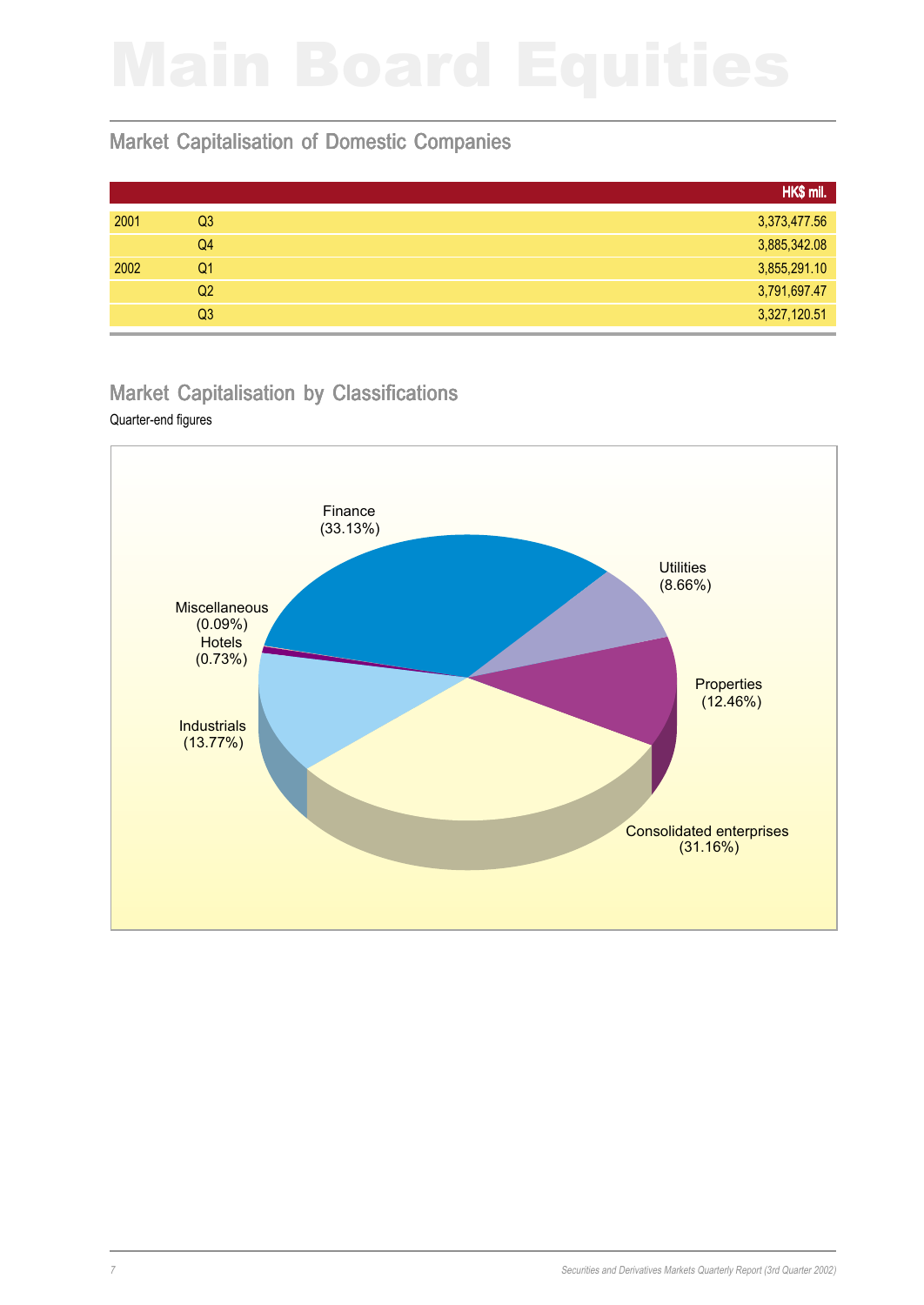# Main Board Equities

## Market Capitalisation of Domestic Companies

| | | HK$ mil. |
|---|---|---|
| 2001 | Q3 | 3,373,477.56 |
| | Q4 | 3,885,342.08 |
| 2002 | Q1 | 3,855,291.10 |
| | Q2 | 3,791,697.47 |
| | Q3 | 3,327,120.51 |

## Market Capitalisation by Classifications

Quarter-end figures

Finance (33.13%)
Utilities (8.66%)
Properties (12.46%)
Consolidated enterprises (31.16%)
Industrials (13.77%)
Hotels (0.73%)
Miscellaneous (0.09%)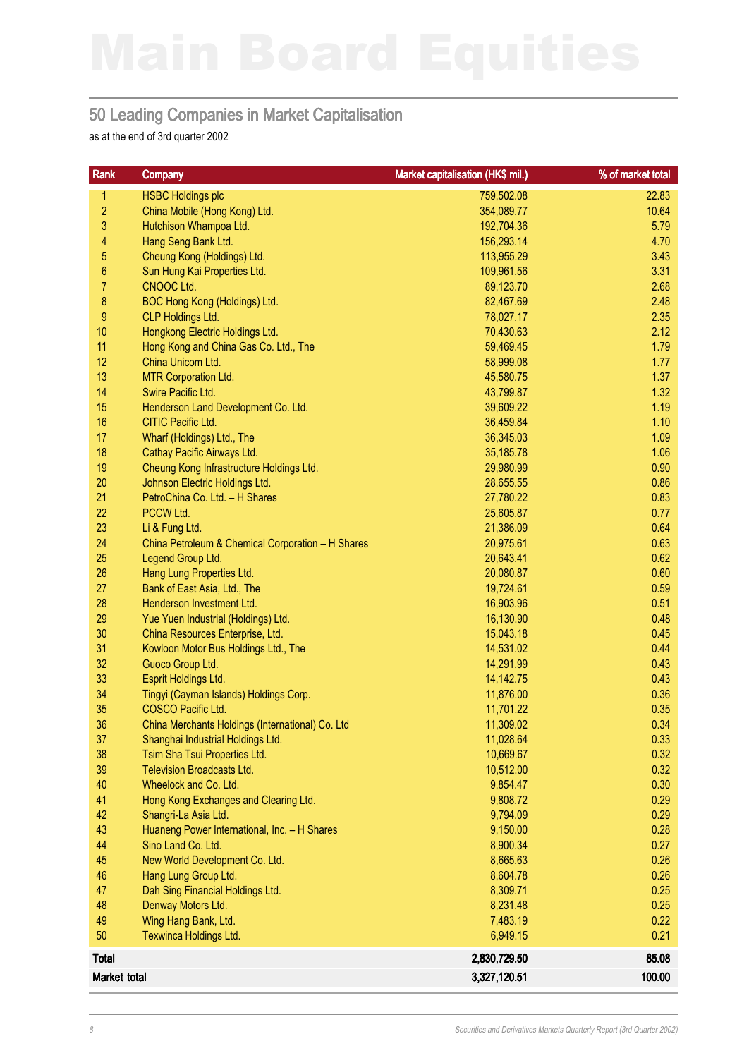# Main Board Equities

## 50 Leading Companies in Market Capitalisation

as at the end of 3rd quarter 2002

| Rank | Company | Market capitalisation (HK$ mil.) | % of market total |
|---|---|---|---|
| 1 | HSBC Holdings plc | 759,502.08 | 22.83 |
| 2 | China Mobile (Hong Kong) Ltd. | 354,089.77 | 10.64 |
| 3 | Hutchison Whampoa Ltd. | 192,704.36 | 5.79 |
| 4 | Hang Seng Bank Ltd. | 156,293.14 | 4.70 |
| 5 | Cheung Kong (Holdings) Ltd. | 113,955.29 | 3.43 |
| 6 | Sun Hung Kai Properties Ltd. | 109,961.56 | 3.31 |
| 7 | CNOOC Ltd. | 89,123.70 | 2.68 |
| 8 | BOC Hong Kong (Holdings) Ltd. | 82,467.69 | 2.48 |
| 9 | CLP Holdings Ltd. | 78,027.17 | 2.35 |
| 10 | Hongkong Electric Holdings Ltd. | 70,430.63 | 2.12 |
| 11 | Hong Kong and China Gas Co. Ltd., The | 59,469.45 | 1.79 |
| 12 | China Unicom Ltd. | 58,999.08 | 1.77 |
| 13 | MTR Corporation Ltd. | 45,580.75 | 1.37 |
| 14 | Swire Pacific Ltd. | 43,799.87 | 1.32 |
| 15 | Henderson Land Development Co. Ltd. | 39,609.22 | 1.19 |
| 16 | CITIC Pacific Ltd. | 36,459.84 | 1.10 |
| 17 | Wharf (Holdings) Ltd., The | 36,345.03 | 1.09 |
| 18 | Cathay Pacific Airways Ltd. | 35,185.78 | 1.06 |
| 19 | Cheung Kong Infrastructure Holdings Ltd. | 29,980.99 | 0.90 |
| 20 | Johnson Electric Holdings Ltd. | 28,655.55 | 0.86 |
| 21 | PetroChina Co. Ltd. – H Shares | 27,780.22 | 0.83 |
| 22 | PCCW Ltd. | 25,605.87 | 0.77 |
| 23 | Li & Fung Ltd. | 21,386.09 | 0.64 |
| 24 | China Petroleum & Chemical Corporation – H Shares | 20,975.61 | 0.63 |
| 25 | Legend Group Ltd. | 20,643.41 | 0.62 |
| 26 | Hang Lung Properties Ltd. | 20,080.87 | 0.60 |
| 27 | Bank of East Asia, Ltd., The | 19,724.61 | 0.59 |
| 28 | Henderson Investment Ltd. | 16,903.96 | 0.51 |
| 29 | Yue Yuen Industrial (Holdings) Ltd. | 16,130.90 | 0.48 |
| 30 | China Resources Enterprise, Ltd. | 15,043.18 | 0.45 |
| 31 | Kowloon Motor Bus Holdings Ltd., The | 14,531.02 | 0.44 |
| 32 | Guoco Group Ltd. | 14,291.99 | 0.43 |
| 33 | Esprit Holdings Ltd. | 14,142.75 | 0.43 |
| 34 | Tingyi (Cayman Islands) Holdings Corp. | 11,876.00 | 0.36 |
| 35 | COSCO Pacific Ltd. | 11,701.22 | 0.35 |
| 36 | China Merchants Holdings (International) Co. Ltd | 11,309.02 | 0.34 |
| 37 | Shanghai Industrial Holdings Ltd. | 11,028.64 | 0.33 |
| 38 | Tsim Sha Tsui Properties Ltd. | 10,669.67 | 0.32 |
| 39 | Television Broadcasts Ltd. | 10,512.00 | 0.32 |
| 40 | Wheelock and Co. Ltd. | 9,854.47 | 0.30 |
| 41 | Hong Kong Exchanges and Clearing Ltd. | 9,808.72 | 0.29 |
| 42 | Shangri-La Asia Ltd. | 9,794.09 | 0.29 |
| 43 | Huaneng Power International, Inc. – H Shares | 9,150.00 | 0.28 |
| 44 | Sino Land Co. Ltd. | 8,900.34 | 0.27 |
| 45 | New World Development Co. Ltd. | 8,665.63 | 0.26 |
| 46 | Hang Lung Group Ltd. | 8,604.78 | 0.26 |
| 47 | Dah Sing Financial Holdings Ltd. | 8,309.71 | 0.25 |
| 48 | Denway Motors Ltd. | 8,231.48 | 0.25 |
| 49 | Wing Hang Bank, Ltd. | 7,483.19 | 0.22 |
| 50 | Texwinca Holdings Ltd. | 6,949.15 | 0.21 |
| **Total** | | **2,830,729.50** | **85.08** |
| **Market total** | | **3,327,120.51** | **100.00** |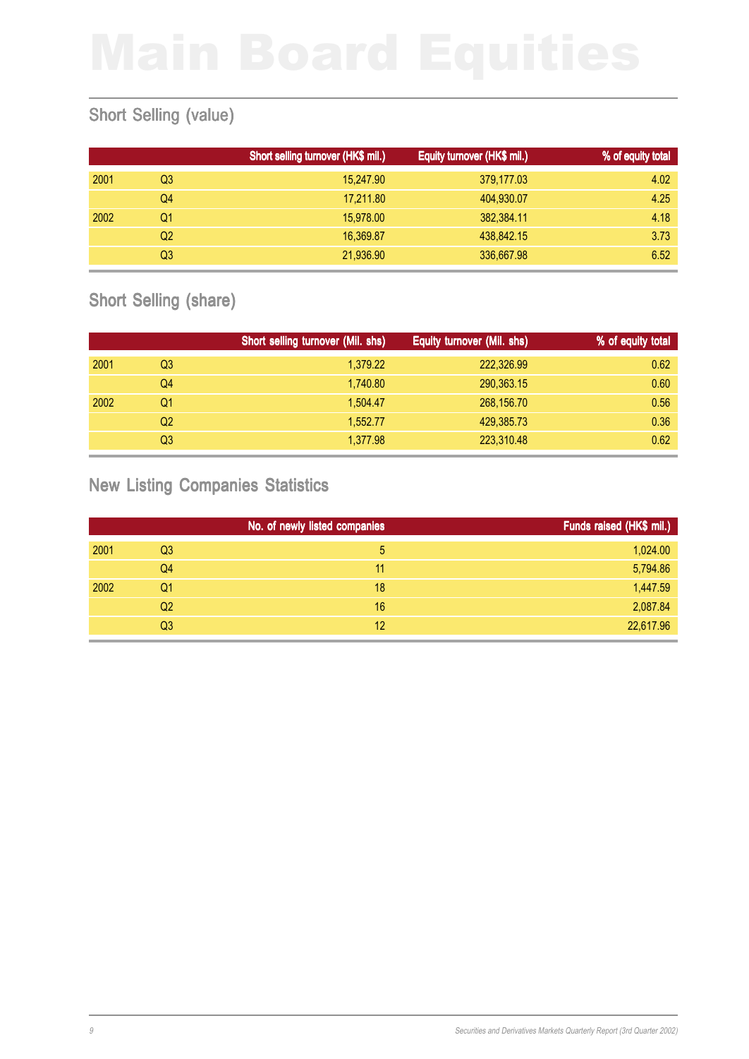# Main Board Equities

## Short Selling (value)

| | | Short selling turnover (HK$ mil.) | Equity turnover (HK$ mil.) | % of equity total |
|---|---|---|---|---|
| 2001 | Q3 | 15,247.90 | 379,177.03 | 4.02 |
| | Q4 | 17,211.80 | 404,930.07 | 4.25 |
| 2002 | Q1 | 15,978.00 | 382,384.11 | 4.18 |
| | Q2 | 16,369.87 | 438,842.15 | 3.73 |
| | Q3 | 21,936.90 | 336,667.98 | 6.52 |

## Short Selling (share)

| | | Short selling turnover (Mil. shs) | Equity turnover (Mil. shs) | % of equity total |
|---|---|---|---|---|
| 2001 | Q3 | 1,379.22 | 222,326.99 | 0.62 |
| | Q4 | 1,740.80 | 290,363.15 | 0.60 |
| 2002 | Q1 | 1,504.47 | 268,156.70 | 0.56 |
| | Q2 | 1,552.77 | 429,385.73 | 0.36 |
| | Q3 | 1,377.98 | 223,310.48 | 0.62 |

## New Listing Companies Statistics

| | | No. of newly listed companies | Funds raised (HK$ mil.) |
|---|---|---|---|
| 2001 | Q3 | 5 | 1,024.00 |
| | Q4 | 11 | 5,794.86 |
| 2002 | Q1 | 18 | 1,447.59 |
| | Q2 | 16 | 2,087.84 |
| | Q3 | 12 | 22,617.96 |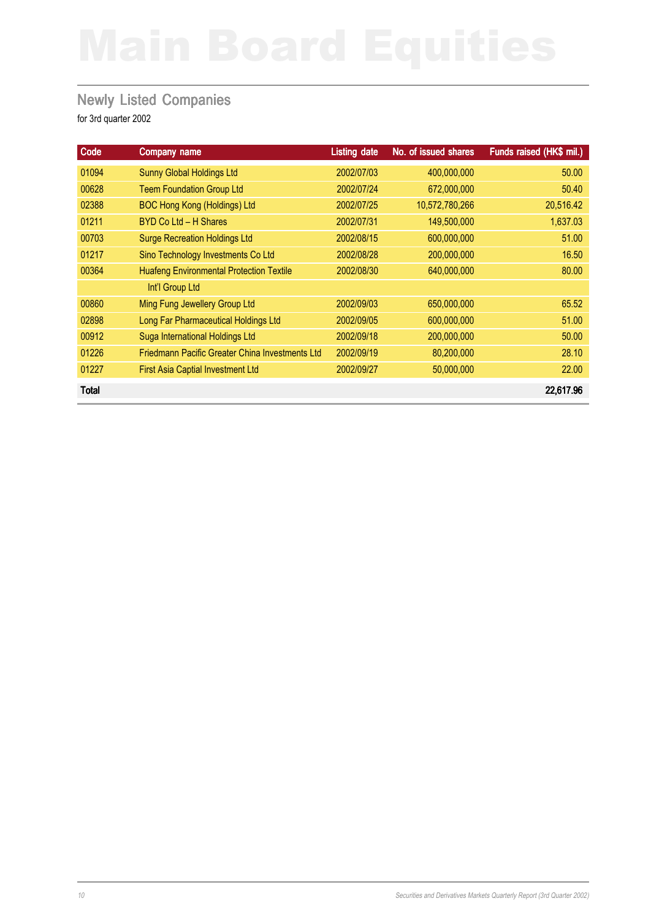# Main Board Equities

## Newly Listed Companies

for 3rd quarter 2002

| Code | Company name | Listing date | No. of issued shares | Funds raised (HK$ mil.) |
|---|---|---|---|---|
| 01094 | Sunny Global Holdings Ltd | 2002/07/03 | 400,000,000 | 50.00 |
| 00628 | Teem Foundation Group Ltd | 2002/07/24 | 672,000,000 | 50.40 |
| 02388 | BOC Hong Kong (Holdings) Ltd | 2002/07/25 | 10,572,780,266 | 20,516.42 |
| 01211 | BYD Co Ltd – H Shares | 2002/07/31 | 149,500,000 | 1,637.03 |
| 00703 | Surge Recreation Holdings Ltd | 2002/08/15 | 600,000,000 | 51.00 |
| 01217 | Sino Technology Investments Co Ltd | 2002/08/28 | 200,000,000 | 16.50 |
| 00364 | Huafeng Environmental Protection Textile Int'l Group Ltd | 2002/08/30 | 640,000,000 | 80.00 |
| 00860 | Ming Fung Jewellery Group Ltd | 2002/09/03 | 650,000,000 | 65.52 |
| 02898 | Long Far Pharmaceutical Holdings Ltd | 2002/09/05 | 600,000,000 | 51.00 |
| 00912 | Suga International Holdings Ltd | 2002/09/18 | 200,000,000 | 50.00 |
| 01226 | Friedmann Pacific Greater China Investments Ltd | 2002/09/19 | 80,200,000 | 28.10 |
| 01227 | First Asia Captial Investment Ltd | 2002/09/27 | 50,000,000 | 22.00 |
| **Total** | | | | **22,617.96** |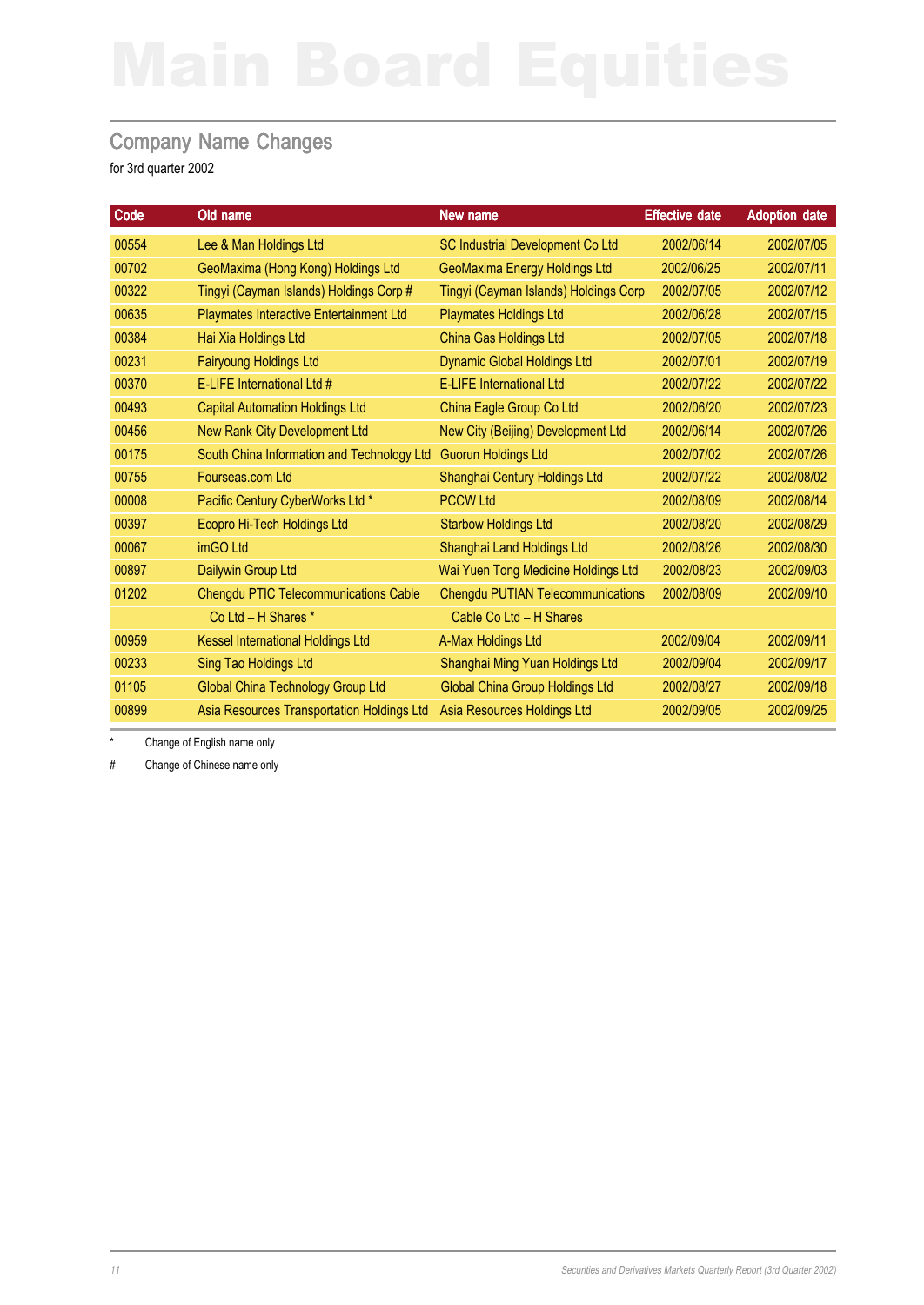# Main Board Equities

## Company Name Changes

for 3rd quarter 2002

| Code | Old name | New name | Effective date | Adoption date |
|---|---|---|---|---|
| 00554 | Lee & Man Holdings Ltd | SC Industrial Development Co Ltd | 2002/06/14 | 2002/07/05 |
| 00702 | GeoMaxima (Hong Kong) Holdings Ltd | GeoMaxima Energy Holdings Ltd | 2002/06/25 | 2002/07/11 |
| 00322 | Tingyi (Cayman Islands) Holdings Corp # | Tingyi (Cayman Islands) Holdings Corp | 2002/07/05 | 2002/07/12 |
| 00635 | Playmates Interactive Entertainment Ltd | Playmates Holdings Ltd | 2002/06/28 | 2002/07/15 |
| 00384 | Hai Xia Holdings Ltd | China Gas Holdings Ltd | 2002/07/05 | 2002/07/18 |
| 00231 | Fairyoung Holdings Ltd | Dynamic Global Holdings Ltd | 2002/07/01 | 2002/07/19 |
| 00370 | E-LIFE International Ltd # | E-LIFE International Ltd | 2002/07/22 | 2002/07/22 |
| 00493 | Capital Automation Holdings Ltd | China Eagle Group Co Ltd | 2002/06/20 | 2002/07/23 |
| 00456 | New Rank City Development Ltd | New City (Beijing) Development Ltd | 2002/06/14 | 2002/07/26 |
| 00175 | South China Information and Technology Ltd | Guorun Holdings Ltd | 2002/07/02 | 2002/07/26 |
| 00755 | Fourseas.com Ltd | Shanghai Century Holdings Ltd | 2002/07/22 | 2002/08/02 |
| 00008 | Pacific Century CyberWorks Ltd * | PCCW Ltd | 2002/08/09 | 2002/08/14 |
| 00397 | Ecopro Hi-Tech Holdings Ltd | Starbow Holdings Ltd | 2002/08/20 | 2002/08/29 |
| 00067 | imGO Ltd | Shanghai Land Holdings Ltd | 2002/08/26 | 2002/08/30 |
| 00897 | Dailywin Group Ltd | Wai Yuen Tong Medicine Holdings Ltd | 2002/08/23 | 2002/09/03 |
| 01202 | Chengdu PTIC Telecommunications Cable Co Ltd – H Shares * | Chengdu PUTIAN Telecommunications Cable Co Ltd – H Shares | 2002/08/09 | 2002/09/10 |
| 00959 | Kessel International Holdings Ltd | A-Max Holdings Ltd | 2002/09/04 | 2002/09/11 |
| 00233 | Sing Tao Holdings Ltd | Shanghai Ming Yuan Holdings Ltd | 2002/09/04 | 2002/09/17 |
| 01105 | Global China Technology Group Ltd | Global China Group Holdings Ltd | 2002/08/27 | 2002/09/18 |
| 00899 | Asia Resources Transportation Holdings Ltd | Asia Resources Holdings Ltd | 2002/09/05 | 2002/09/25 |

\* Change of English name only

\# Change of Chinese name only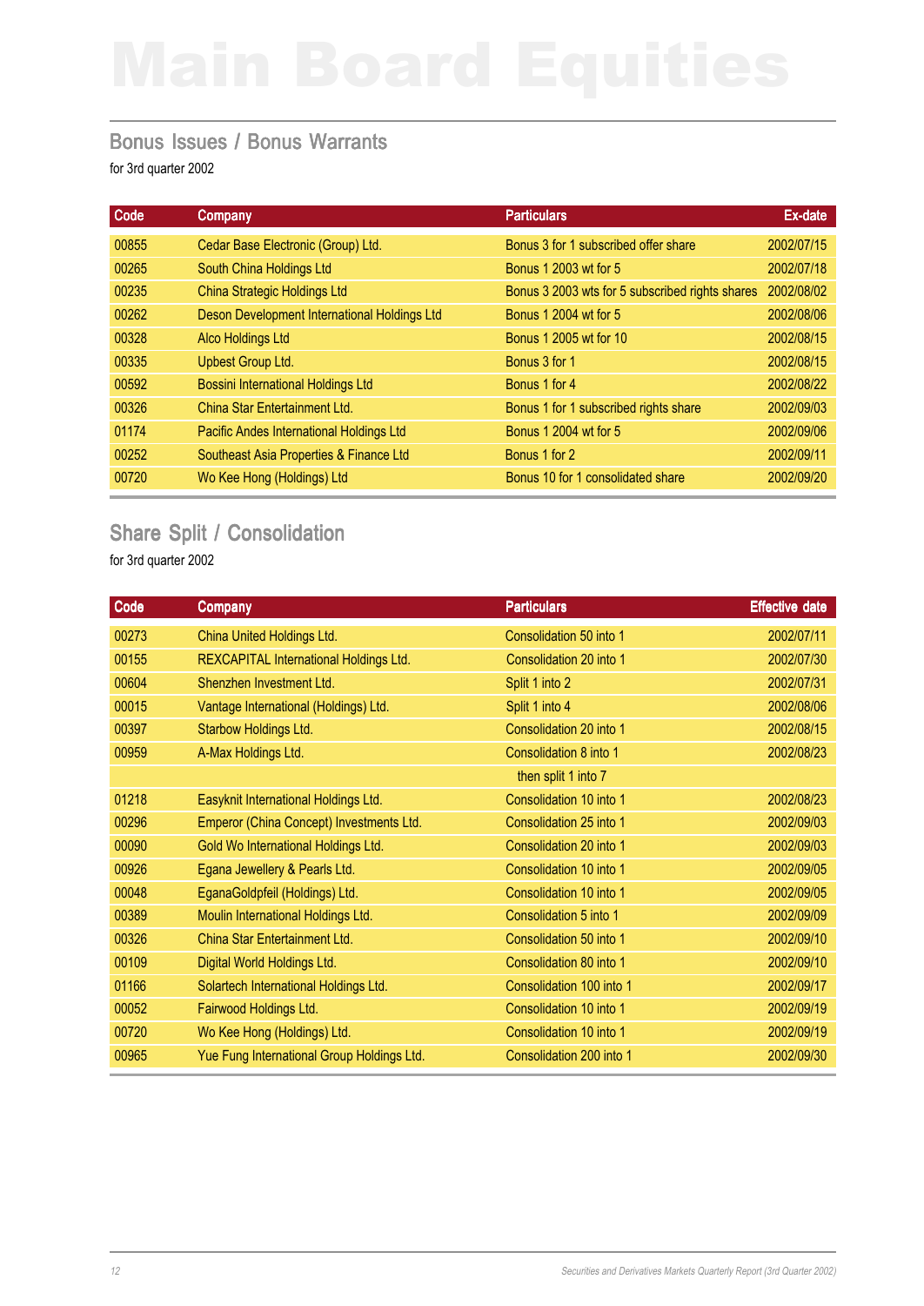# Main Board Equities

## Bonus Issues / Bonus Warrants

for 3rd quarter 2002

| Code | Company | Particulars | Ex-date |
|---|---|---|---|
| 00855 | Cedar Base Electronic (Group) Ltd. | Bonus 3 for 1 subscribed offer share | 2002/07/15 |
| 00265 | South China Holdings Ltd | Bonus 1 2003 wt for 5 | 2002/07/18 |
| 00235 | China Strategic Holdings Ltd | Bonus 3 2003 wts for 5 subscribed rights shares | 2002/08/02 |
| 00262 | Deson Development International Holdings Ltd | Bonus 1 2004 wt for 5 | 2002/08/06 |
| 00328 | Alco Holdings Ltd | Bonus 1 2005 wt for 10 | 2002/08/15 |
| 00335 | Upbest Group Ltd. | Bonus 3 for 1 | 2002/08/15 |
| 00592 | Bossini International Holdings Ltd | Bonus 1 for 4 | 2002/08/22 |
| 00326 | China Star Entertainment Ltd. | Bonus 1 for 1 subscribed rights share | 2002/09/03 |
| 01174 | Pacific Andes International Holdings Ltd | Bonus 1 2004 wt for 5 | 2002/09/06 |
| 00252 | Southeast Asia Properties & Finance Ltd | Bonus 1 for 2 | 2002/09/11 |
| 00720 | Wo Kee Hong (Holdings) Ltd | Bonus 10 for 1 consolidated share | 2002/09/20 |

## Share Split / Consolidation

for 3rd quarter 2002

| Code | Company | Particulars | Effective date |
|---|---|---|---|
| 00273 | China United Holdings Ltd. | Consolidation 50 into 1 | 2002/07/11 |
| 00155 | REXCAPITAL International Holdings Ltd. | Consolidation 20 into 1 | 2002/07/30 |
| 00604 | Shenzhen Investment Ltd. | Split 1 into 2 | 2002/07/31 |
| 00015 | Vantage International (Holdings) Ltd. | Split 1 into 4 | 2002/08/06 |
| 00397 | Starbow Holdings Ltd. | Consolidation 20 into 1 | 2002/08/15 |
| 00959 | A-Max Holdings Ltd. | Consolidation 8 into 1 | 2002/08/23 |
| | | then split 1 into 7 | |
| 01218 | Easyknit International Holdings Ltd. | Consolidation 10 into 1 | 2002/08/23 |
| 00296 | Emperor (China Concept) Investments Ltd. | Consolidation 25 into 1 | 2002/09/03 |
| 00090 | Gold Wo International Holdings Ltd. | Consolidation 20 into 1 | 2002/09/03 |
| 00926 | Egana Jewellery & Pearls Ltd. | Consolidation 10 into 1 | 2002/09/05 |
| 00048 | EganaGoldpfeil (Holdings) Ltd. | Consolidation 10 into 1 | 2002/09/05 |
| 00389 | Moulin International Holdings Ltd. | Consolidation 5 into 1 | 2002/09/09 |
| 00326 | China Star Entertainment Ltd. | Consolidation 50 into 1 | 2002/09/10 |
| 00109 | Digital World Holdings Ltd. | Consolidation 80 into 1 | 2002/09/10 |
| 01166 | Solartech International Holdings Ltd. | Consolidation 100 into 1 | 2002/09/17 |
| 00052 | Fairwood Holdings Ltd. | Consolidation 10 into 1 | 2002/09/19 |
| 00720 | Wo Kee Hong (Holdings) Ltd. | Consolidation 10 into 1 | 2002/09/19 |
| 00965 | Yue Fung International Group Holdings Ltd. | Consolidation 200 into 1 | 2002/09/30 |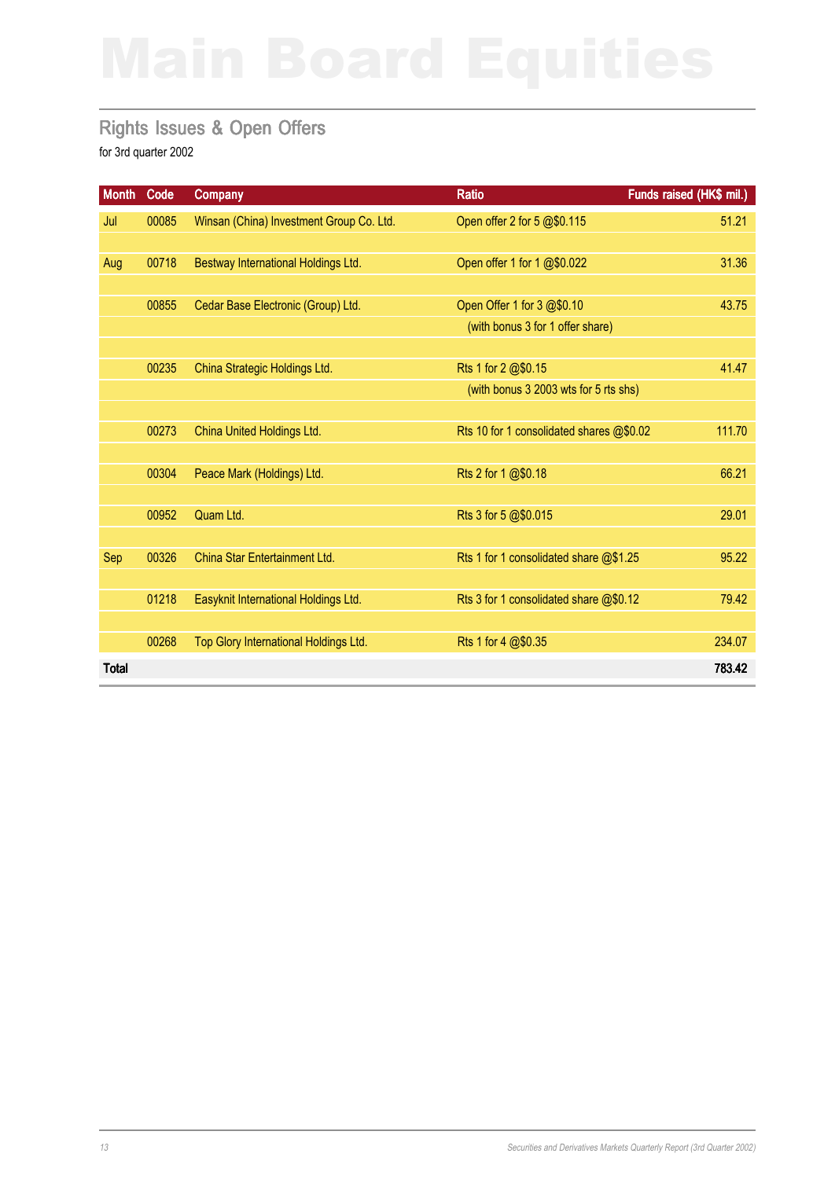# Main Board Equities

## Rights Issues & Open Offers

for 3rd quarter 2002

| Month | Code | Company | Ratio | Funds raised (HK$ mil.) |
|---|---|---|---|---|
| Jul | 00085 | Winsan (China) Investment Group Co. Ltd. | Open offer 2 for 5 @$0.115 | 51.21 |
| Aug | 00718 | Bestway International Holdings Ltd. | Open offer 1 for 1 @$0.022 | 31.36 |
| | 00855 | Cedar Base Electronic (Group) Ltd. | Open Offer 1 for 3 @$0.10 (with bonus 3 for 1 offer share) | 43.75 |
| | 00235 | China Strategic Holdings Ltd. | Rts 1 for 2 @$0.15 (with bonus 3 2003 wts for 5 rts shs) | 41.47 |
| | 00273 | China United Holdings Ltd. | Rts 10 for 1 consolidated shares @$0.02 | 111.70 |
| | 00304 | Peace Mark (Holdings) Ltd. | Rts 2 for 1 @$0.18 | 66.21 |
| | 00952 | Quam Ltd. | Rts 3 for 5 @$0.015 | 29.01 |
| Sep | 00326 | China Star Entertainment Ltd. | Rts 1 for 1 consolidated share @$1.25 | 95.22 |
| | 01218 | Easyknit International Holdings Ltd. | Rts 3 for 1 consolidated share @$0.12 | 79.42 |
| | 00268 | Top Glory International Holdings Ltd. | Rts 1 for 4 @$0.35 | 234.07 |
| **Total** | | | | **783.42** |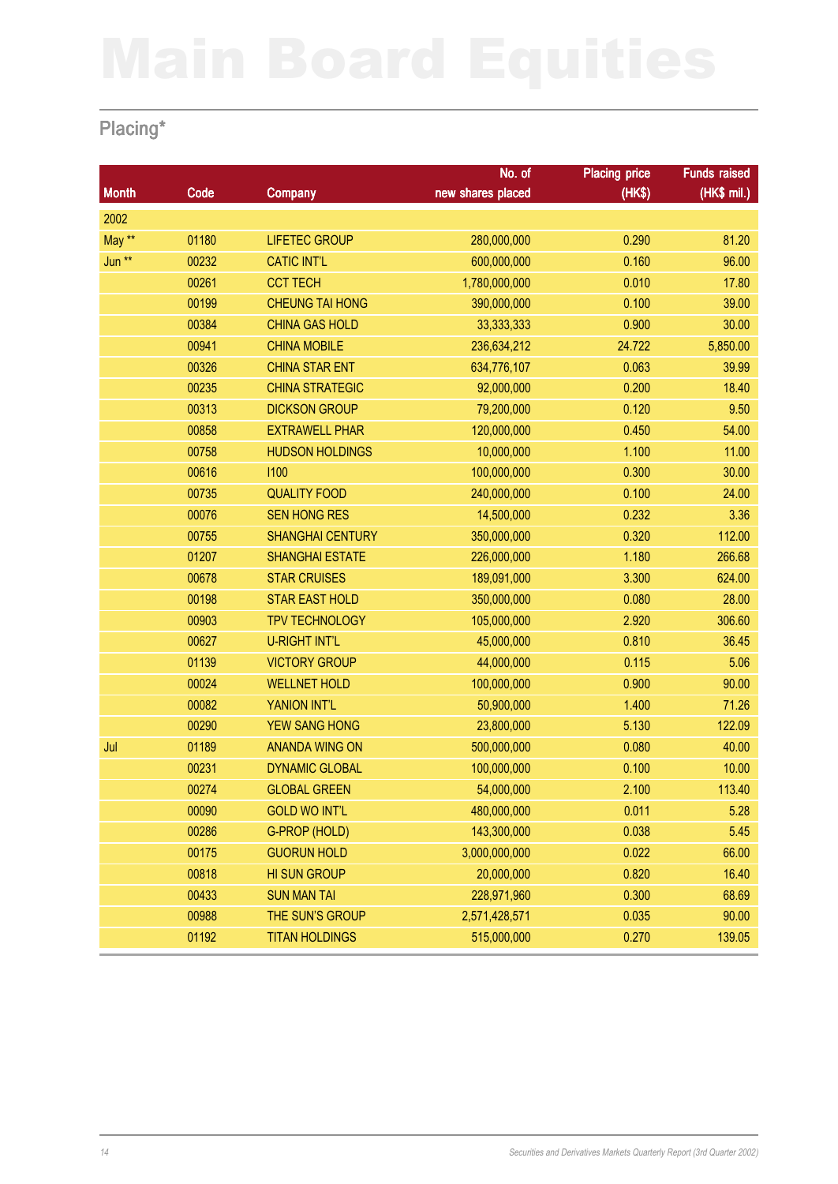# Main Board Equities

## Placing*

| Month | Code | Company | No. of new shares placed | Placing price (HK$) | Funds raised (HK$ mil.) |
|---|---|---|---|---|---|
| 2002 | | | | | |
| May ** | 01180 | LIFETEC GROUP | 280,000,000 | 0.290 | 81.20 |
| Jun ** | 00232 | CATIC INT'L | 600,000,000 | 0.160 | 96.00 |
| | 00261 | CCT TECH | 1,780,000,000 | 0.010 | 17.80 |
| | 00199 | CHEUNG TAI HONG | 390,000,000 | 0.100 | 39.00 |
| | 00384 | CHINA GAS HOLD | 33,333,333 | 0.900 | 30.00 |
| | 00941 | CHINA MOBILE | 236,634,212 | 24.722 | 5,850.00 |
| | 00326 | CHINA STAR ENT | 634,776,107 | 0.063 | 39.99 |
| | 00235 | CHINA STRATEGIC | 92,000,000 | 0.200 | 18.40 |
| | 00313 | DICKSON GROUP | 79,200,000 | 0.120 | 9.50 |
| | 00858 | EXTRAWELL PHAR | 120,000,000 | 0.450 | 54.00 |
| | 00758 | HUDSON HOLDINGS | 10,000,000 | 1.100 | 11.00 |
| | 00616 | I100 | 100,000,000 | 0.300 | 30.00 |
| | 00735 | QUALITY FOOD | 240,000,000 | 0.100 | 24.00 |
| | 00076 | SEN HONG RES | 14,500,000 | 0.232 | 3.36 |
| | 00755 | SHANGHAI CENTURY | 350,000,000 | 0.320 | 112.00 |
| | 01207 | SHANGHAI ESTATE | 226,000,000 | 1.180 | 266.68 |
| | 00678 | STAR CRUISES | 189,091,000 | 3.300 | 624.00 |
| | 00198 | STAR EAST HOLD | 350,000,000 | 0.080 | 28.00 |
| | 00903 | TPV TECHNOLOGY | 105,000,000 | 2.920 | 306.60 |
| | 00627 | U-RIGHT INT'L | 45,000,000 | 0.810 | 36.45 |
| | 01139 | VICTORY GROUP | 44,000,000 | 0.115 | 5.06 |
| | 00024 | WELLNET HOLD | 100,000,000 | 0.900 | 90.00 |
| | 00082 | YANION INT'L | 50,900,000 | 1.400 | 71.26 |
| | 00290 | YEW SANG HONG | 23,800,000 | 5.130 | 122.09 |
| Jul | 01189 | ANANDA WING ON | 500,000,000 | 0.080 | 40.00 |
| | 00231 | DYNAMIC GLOBAL | 100,000,000 | 0.100 | 10.00 |
| | 00274 | GLOBAL GREEN | 54,000,000 | 2.100 | 113.40 |
| | 00090 | GOLD WO INT'L | 480,000,000 | 0.011 | 5.28 |
| | 00286 | G-PROP (HOLD) | 143,300,000 | 0.038 | 5.45 |
| | 00175 | GUORUN HOLD | 3,000,000,000 | 0.022 | 66.00 |
| | 00818 | HI SUN GROUP | 20,000,000 | 0.820 | 16.40 |
| | 00433 | SUN MAN TAI | 228,971,960 | 0.300 | 68.69 |
| | 00988 | THE SUN'S GROUP | 2,571,428,571 | 0.035 | 90.00 |
| | 01192 | TITAN HOLDINGS | 515,000,000 | 0.270 | 139.05 |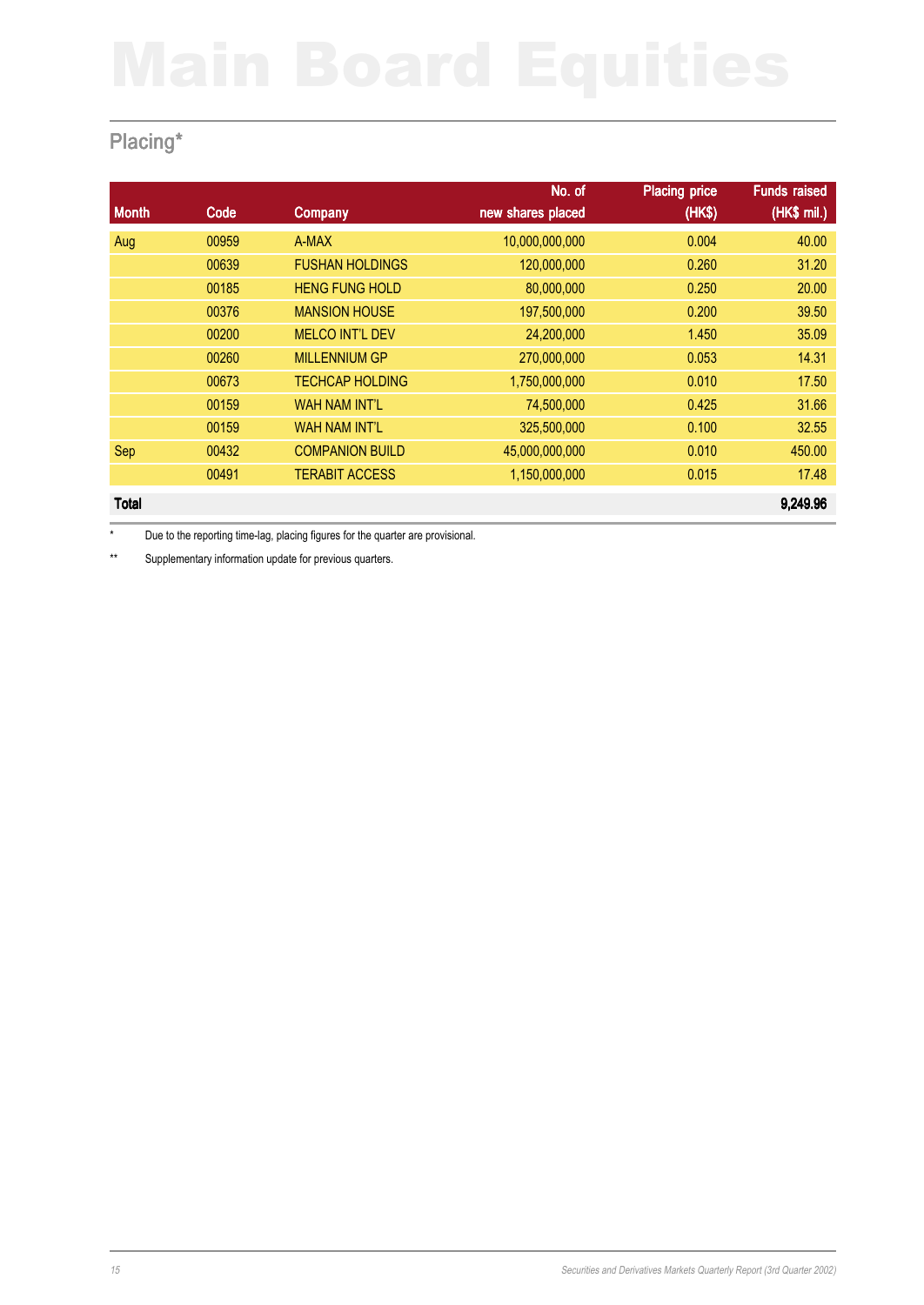# Main Board Equities

## Placing*

| Month | Code | Company | No. of new shares placed | Placing price (HK$) | Funds raised (HK$ mil.) |
|---|---|---|---|---|---|
| Aug | 00959 | A-MAX | 10,000,000,000 | 0.004 | 40.00 |
| | 00639 | FUSHAN HOLDINGS | 120,000,000 | 0.260 | 31.20 |
| | 00185 | HENG FUNG HOLD | 80,000,000 | 0.250 | 20.00 |
| | 00376 | MANSION HOUSE | 197,500,000 | 0.200 | 39.50 |
| | 00200 | MELCO INT'L DEV | 24,200,000 | 1.450 | 35.09 |
| | 00260 | MILLENNIUM GP | 270,000,000 | 0.053 | 14.31 |
| | 00673 | TECHCAP HOLDING | 1,750,000,000 | 0.010 | 17.50 |
| | 00159 | WAH NAM INT'L | 74,500,000 | 0.425 | 31.66 |
| | 00159 | WAH NAM INT'L | 325,500,000 | 0.100 | 32.55 |
| Sep | 00432 | COMPANION BUILD | 45,000,000,000 | 0.010 | 450.00 |
| | 00491 | TERABIT ACCESS | 1,150,000,000 | 0.015 | 17.48 |
| **Total** | | | | | **9,249.96** |

\* Due to the reporting time-lag, placing figures for the quarter are provisional.

\*\* Supplementary information update for previous quarters.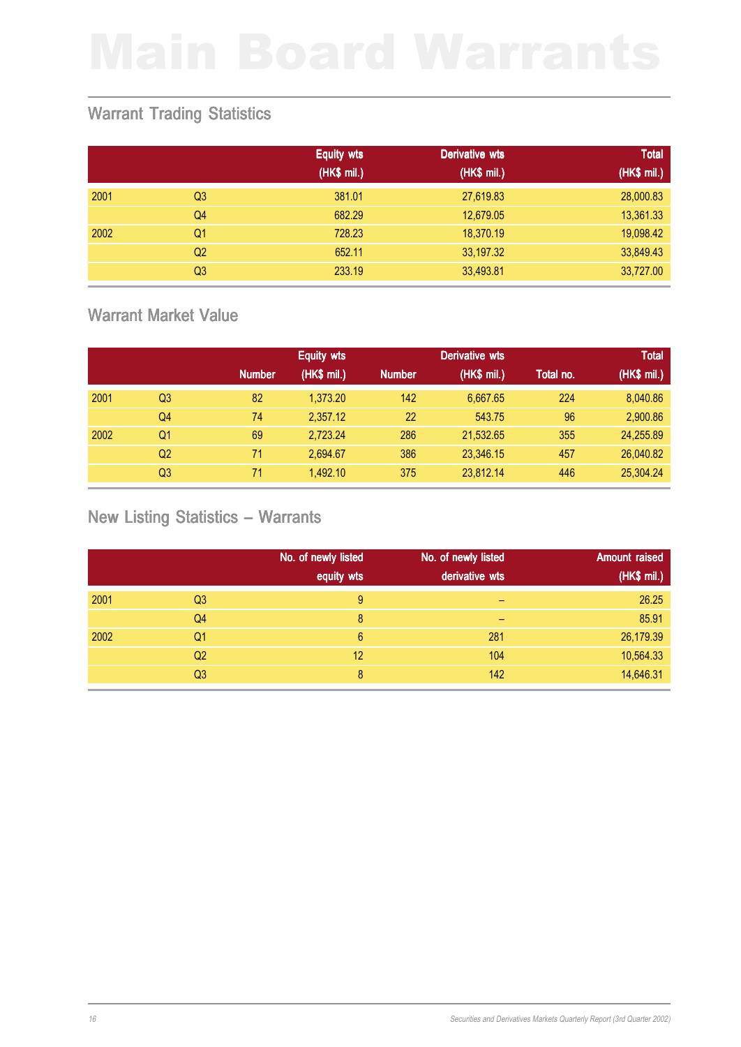# Main Board Warrants

## Warrant Trading Statistics

| | | Equity wts (HK$ mil.) | Derivative wts (HK$ mil.) | Total (HK$ mil.) |
|---|---|---|---|---|
| 2001 | Q3 | 381.01 | 27,619.83 | 28,000.83 |
| | Q4 | 682.29 | 12,679.05 | 13,361.33 |
| 2002 | Q1 | 728.23 | 18,370.19 | 19,098.42 |
| | Q2 | 652.11 | 33,197.32 | 33,849.43 |
| | Q3 | 233.19 | 33,493.81 | 33,727.00 |

## Warrant Market Value

| | | Equity wts | | Derivative wts | | | Total |
|---|---|---|---|---|---|---|---|
| | | Number | (HK$ mil.) | Number | (HK$ mil.) | Total no. | (HK$ mil.) |
| 2001 | Q3 | 82 | 1,373.20 | 142 | 6,667.65 | 224 | 8,040.86 |
| | Q4 | 74 | 2,357.12 | 22 | 543.75 | 96 | 2,900.86 |
| 2002 | Q1 | 69 | 2,723.24 | 286 | 21,532.65 | 355 | 24,255.89 |
| | Q2 | 71 | 2,694.67 | 386 | 23,346.15 | 457 | 26,040.82 |
| | Q3 | 71 | 1,492.10 | 375 | 23,812.14 | 446 | 25,304.24 |

## New Listing Statistics – Warrants

| | | No. of newly listed equity wts | No. of newly listed derivative wts | Amount raised (HK$ mil.) |
|---|---|---|---|---|
| 2001 | Q3 | 9 | – | 26.25 |
| | Q4 | 8 | – | 85.91 |
| 2002 | Q1 | 6 | 281 | 26,179.39 |
| | Q2 | 12 | 104 | 10,564.33 |
| | Q3 | 8 | 142 | 14,646.31 |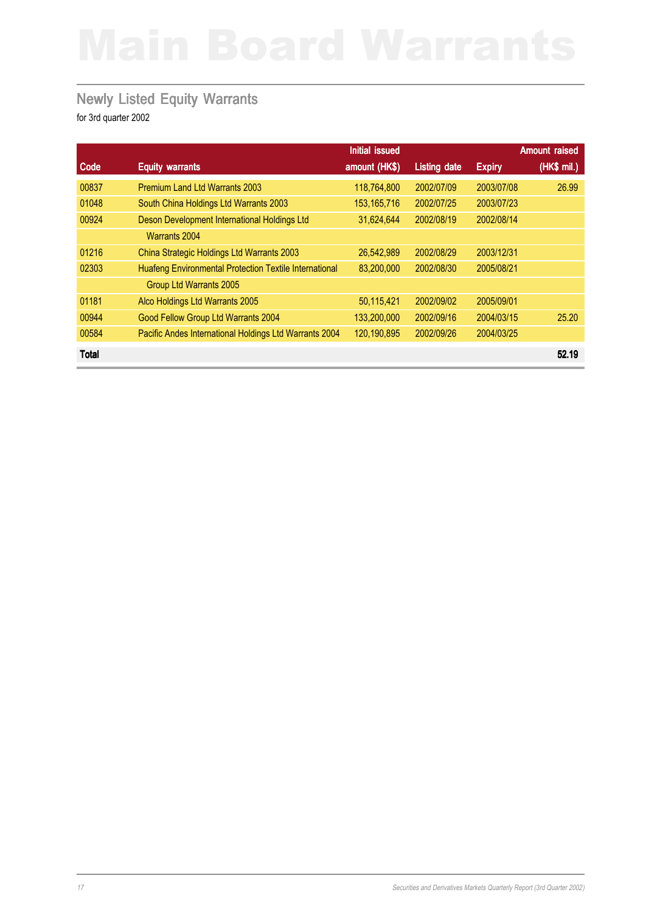# Main Board Warrants

## Newly Listed Equity Warrants

for 3rd quarter 2002

| Code | Equity warrants | Initial issued amount (HK$) | Listing date | Expiry | Amount raised (HK$ mil.) |
|---|---|---|---|---|---|
| 00837 | Premium Land Ltd Warrants 2003 | 118,764,800 | 2002/07/09 | 2003/07/08 | 26.99 |
| 01048 | South China Holdings Ltd Warrants 2003 | 153,165,716 | 2002/07/25 | 2003/07/23 | |
| 00924 | Deson Development International Holdings Ltd Warrants 2004 | 31,624,644 | 2002/08/19 | 2002/08/14 | |
| 01216 | China Strategic Holdings Ltd Warrants 2003 | 26,542,989 | 2002/08/29 | 2003/12/31 | |
| 02303 | Huafeng Environmental Protection Textile International Group Ltd Warrants 2005 | 83,200,000 | 2002/08/30 | 2005/08/21 | |
| 01181 | Alco Holdings Ltd Warrants 2005 | 50,115,421 | 2002/09/02 | 2005/09/01 | |
| 00944 | Good Fellow Group Ltd Warrants 2004 | 133,200,000 | 2002/09/16 | 2004/03/15 | 25.20 |
| 00584 | Pacific Andes International Holdings Ltd Warrants 2004 | 120,190,895 | 2002/09/26 | 2004/03/25 | |
| **Total** | | | | | **52.19** |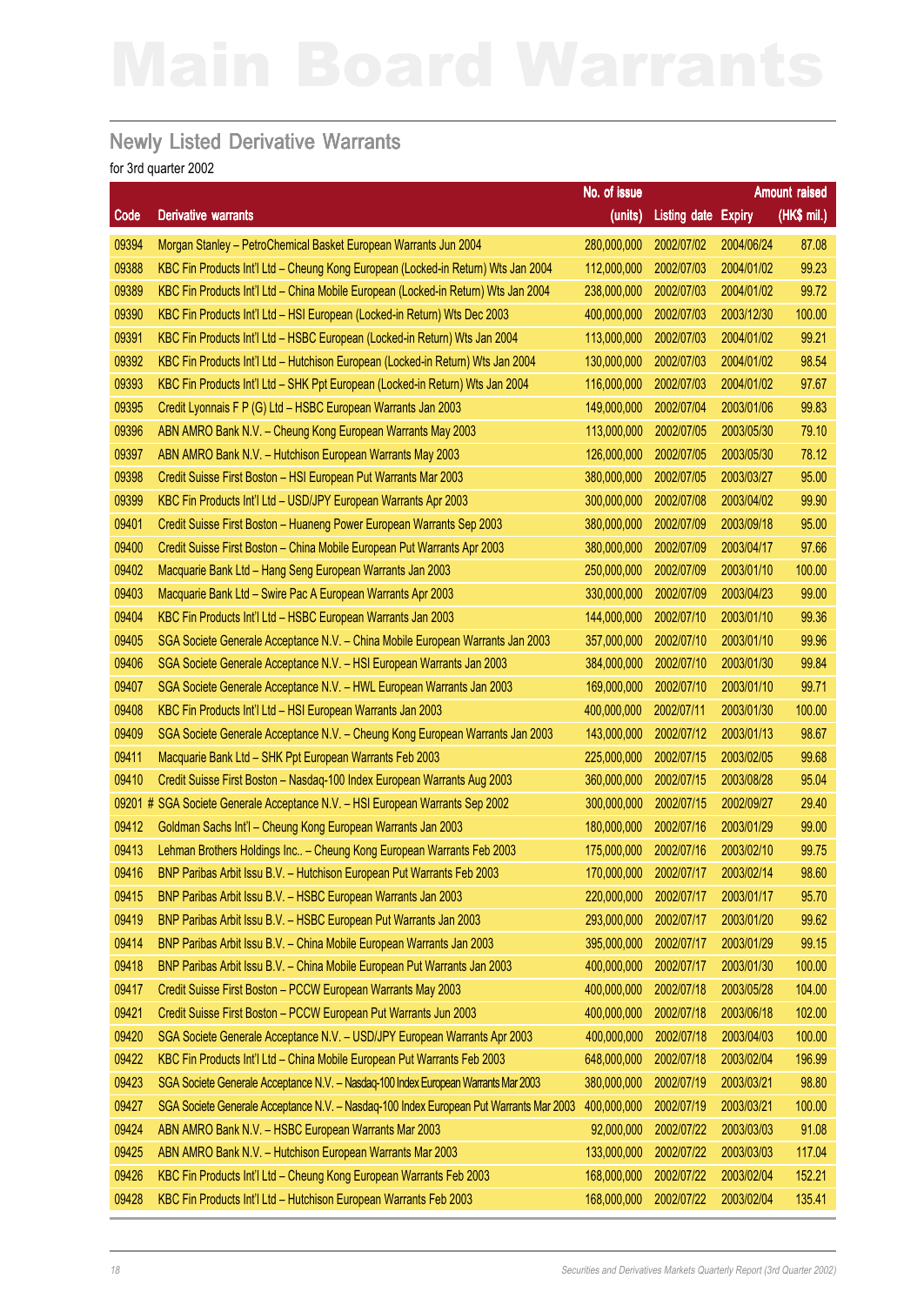# Main Board Warrants

## Newly Listed Derivative Warrants

for 3rd quarter 2002

| Code | Derivative warrants | No. of issue (units) | Listing date | Expiry | Amount raised (HK$ mil.) |
|---|---|---|---|---|---|
| 09394 | Morgan Stanley – PetroChemical Basket European Warrants Jun 2004 | 280,000,000 | 2002/07/02 | 2004/06/24 | 87.08 |
| 09388 | KBC Fin Products Int'l Ltd – Cheung Kong European (Locked-in Return) Wts Jan 2004 | 112,000,000 | 2002/07/03 | 2004/01/02 | 99.23 |
| 09389 | KBC Fin Products Int'l Ltd – China Mobile European (Locked-in Return) Wts Jan 2004 | 238,000,000 | 2002/07/03 | 2004/01/02 | 99.72 |
| 09390 | KBC Fin Products Int'l Ltd – HSI European (Locked-in Return) Wts Dec 2003 | 400,000,000 | 2002/07/03 | 2003/12/30 | 100.00 |
| 09391 | KBC Fin Products Int'l Ltd – HSBC European (Locked-in Return) Wts Jan 2004 | 113,000,000 | 2002/07/03 | 2004/01/02 | 99.21 |
| 09392 | KBC Fin Products Int'l Ltd – Hutchison European (Locked-in Return) Wts Jan 2004 | 130,000,000 | 2002/07/03 | 2004/01/02 | 98.54 |
| 09393 | KBC Fin Products Int'l Ltd – SHK Ppt European (Locked-in Return) Wts Jan 2004 | 116,000,000 | 2002/07/03 | 2004/01/02 | 97.67 |
| 09395 | Credit Lyonnais F P (G) Ltd – HSBC European Warrants Jan 2003 | 149,000,000 | 2002/07/04 | 2003/01/06 | 99.83 |
| 09396 | ABN AMRO Bank N.V. – Cheung Kong European Warrants May 2003 | 113,000,000 | 2002/07/05 | 2003/05/30 | 79.10 |
| 09397 | ABN AMRO Bank N.V. – Hutchison European Warrants May 2003 | 126,000,000 | 2002/07/05 | 2003/05/30 | 78.12 |
| 09398 | Credit Suisse First Boston – HSI European Put Warrants Mar 2003 | 380,000,000 | 2002/07/05 | 2003/03/27 | 95.00 |
| 09399 | KBC Fin Products Int'l Ltd – USD/JPY European Warrants Apr 2003 | 300,000,000 | 2002/07/08 | 2003/04/02 | 99.90 |
| 09401 | Credit Suisse First Boston – Huaneng Power European Warrants Sep 2003 | 380,000,000 | 2002/07/09 | 2003/09/18 | 95.00 |
| 09400 | Credit Suisse First Boston – China Mobile European Put Warrants Apr 2003 | 380,000,000 | 2002/07/09 | 2003/04/17 | 97.66 |
| 09402 | Macquarie Bank Ltd – Hang Seng European Warrants Jan 2003 | 250,000,000 | 2002/07/09 | 2003/01/10 | 100.00 |
| 09403 | Macquarie Bank Ltd – Swire Pac A European Warrants Apr 2003 | 330,000,000 | 2002/07/09 | 2003/04/23 | 99.00 |
| 09404 | KBC Fin Products Int'l Ltd – HSBC European Warrants Jan 2003 | 144,000,000 | 2002/07/10 | 2003/01/10 | 99.36 |
| 09405 | SGA Societe Generale Acceptance N.V. – China Mobile European Warrants Jan 2003 | 357,000,000 | 2002/07/10 | 2003/01/10 | 99.96 |
| 09406 | SGA Societe Generale Acceptance N.V. – HSI European Warrants Jan 2003 | 384,000,000 | 2002/07/10 | 2003/01/30 | 99.84 |
| 09407 | SGA Societe Generale Acceptance N.V. – HWL European Warrants Jan 2003 | 169,000,000 | 2002/07/10 | 2003/01/10 | 99.71 |
| 09408 | KBC Fin Products Int'l Ltd – HSI European Warrants Jan 2003 | 400,000,000 | 2002/07/11 | 2003/01/30 | 100.00 |
| 09409 | SGA Societe Generale Acceptance N.V. – Cheung Kong European Warrants Jan 2003 | 143,000,000 | 2002/07/12 | 2003/01/13 | 98.67 |
| 09411 | Macquarie Bank Ltd – SHK Ppt European Warrants Feb 2003 | 225,000,000 | 2002/07/15 | 2003/02/05 | 99.68 |
| 09410 | Credit Suisse First Boston – Nasdaq-100 Index European Warrants Aug 2003 | 360,000,000 | 2002/07/15 | 2003/08/28 | 95.04 |
| 09201 # | SGA Societe Generale Acceptance N.V. – HSI European Warrants Sep 2002 | 300,000,000 | 2002/07/15 | 2002/09/27 | 29.40 |
| 09412 | Goldman Sachs Int'l – Cheung Kong European Warrants Jan 2003 | 180,000,000 | 2002/07/16 | 2003/01/29 | 99.00 |
| 09413 | Lehman Brothers Holdings Inc.. – Cheung Kong European Warrants Feb 2003 | 175,000,000 | 2002/07/16 | 2003/02/10 | 99.75 |
| 09416 | BNP Paribas Arbit Issu B.V. – Hutchison European Put Warrants Feb 2003 | 170,000,000 | 2002/07/17 | 2003/02/14 | 98.60 |
| 09415 | BNP Paribas Arbit Issu B.V. – HSBC European Warrants Jan 2003 | 220,000,000 | 2002/07/17 | 2003/01/17 | 95.70 |
| 09419 | BNP Paribas Arbit Issu B.V. – HSBC European Put Warrants Jan 2003 | 293,000,000 | 2002/07/17 | 2003/01/20 | 99.62 |
| 09414 | BNP Paribas Arbit Issu B.V. – China Mobile European Warrants Jan 2003 | 395,000,000 | 2002/07/17 | 2003/01/29 | 99.15 |
| 09418 | BNP Paribas Arbit Issu B.V. – China Mobile European Put Warrants Jan 2003 | 400,000,000 | 2002/07/17 | 2003/01/30 | 100.00 |
| 09417 | Credit Suisse First Boston – PCCW European Warrants May 2003 | 400,000,000 | 2002/07/18 | 2003/05/28 | 104.00 |
| 09421 | Credit Suisse First Boston – PCCW European Put Warrants Jun 2003 | 400,000,000 | 2002/07/18 | 2003/06/18 | 102.00 |
| 09420 | SGA Societe Generale Acceptance N.V. – USD/JPY European Warrants Apr 2003 | 400,000,000 | 2002/07/18 | 2003/04/03 | 100.00 |
| 09422 | KBC Fin Products Int'l Ltd – China Mobile European Put Warrants Feb 2003 | 648,000,000 | 2002/07/18 | 2003/02/04 | 196.99 |
| 09423 | SGA Societe Generale Acceptance N.V. – Nasdaq-100 Index European Warrants Mar 2003 | 380,000,000 | 2002/07/19 | 2003/03/21 | 98.80 |
| 09427 | SGA Societe Generale Acceptance N.V. – Nasdaq-100 Index European Put Warrants Mar 2003 | 400,000,000 | 2002/07/19 | 2003/03/21 | 100.00 |
| 09424 | ABN AMRO Bank N.V. – HSBC European Warrants Mar 2003 | 92,000,000 | 2002/07/22 | 2003/03/03 | 91.08 |
| 09425 | ABN AMRO Bank N.V. – Hutchison European Warrants Mar 2003 | 133,000,000 | 2002/07/22 | 2003/03/03 | 117.04 |
| 09426 | KBC Fin Products Int'l Ltd – Cheung Kong European Warrants Feb 2003 | 168,000,000 | 2002/07/22 | 2003/02/04 | 152.21 |
| 09428 | KBC Fin Products Int'l Ltd – Hutchison European Warrants Feb 2003 | 168,000,000 | 2002/07/22 | 2003/02/04 | 135.41 |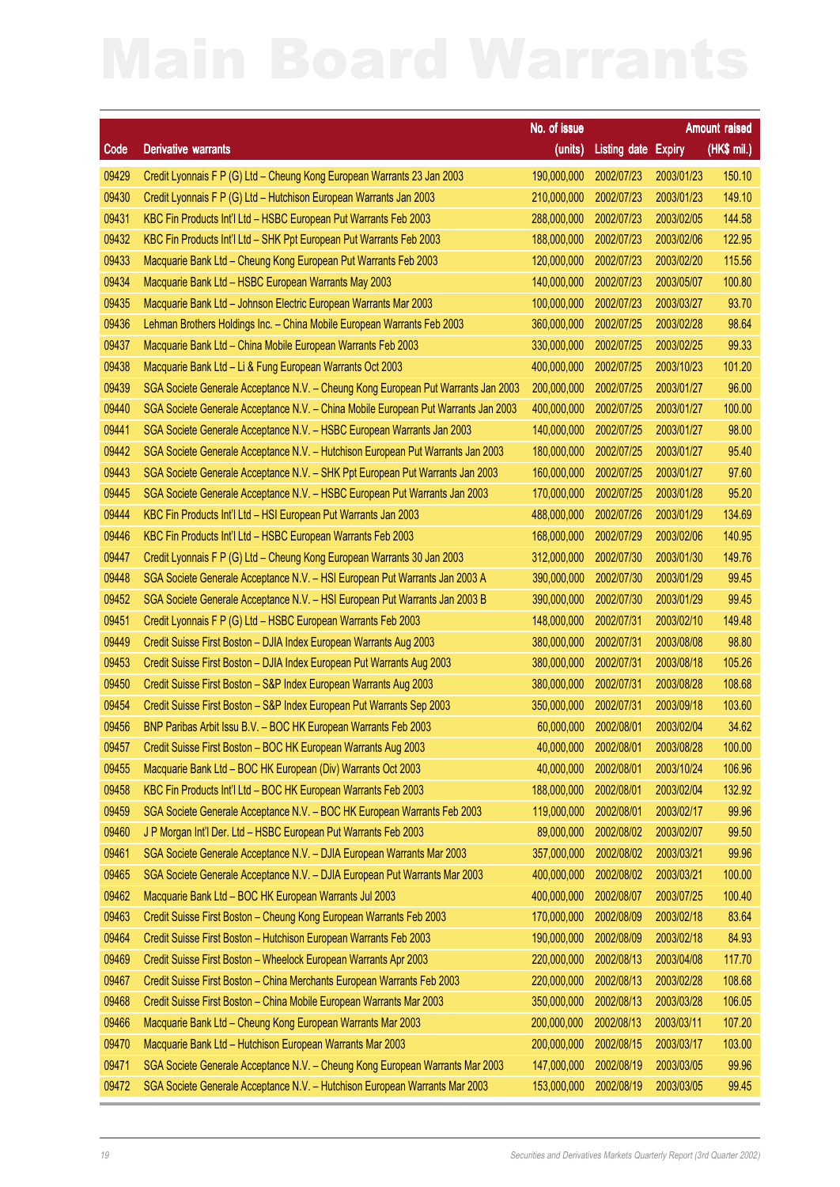# Main Board Warrants

| Code | Derivative warrants | No. of issue (units) | Listing date | Expiry | Amount raised (HK$ mil.) |
|---|---|---|---|---|---|
| 09429 | Credit Lyonnais F P (G) Ltd – Cheung Kong European Warrants 23 Jan 2003 | 190,000,000 | 2002/07/23 | 2003/01/23 | 150.10 |
| 09430 | Credit Lyonnais F P (G) Ltd – Hutchison European Warrants Jan 2003 | 210,000,000 | 2002/07/23 | 2003/01/23 | 149.10 |
| 09431 | KBC Fin Products Int'l Ltd – HSBC European Put Warrants Feb 2003 | 288,000,000 | 2002/07/23 | 2003/02/05 | 144.58 |
| 09432 | KBC Fin Products Int'l Ltd – SHK Ppt European Put Warrants Feb 2003 | 188,000,000 | 2002/07/23 | 2003/02/06 | 122.95 |
| 09433 | Macquarie Bank Ltd – Cheung Kong European Put Warrants Feb 2003 | 120,000,000 | 2002/07/23 | 2003/02/20 | 115.56 |
| 09434 | Macquarie Bank Ltd – HSBC European Warrants May 2003 | 140,000,000 | 2002/07/23 | 2003/05/07 | 100.80 |
| 09435 | Macquarie Bank Ltd – Johnson Electric European Warrants Mar 2003 | 100,000,000 | 2002/07/23 | 2003/03/27 | 93.70 |
| 09436 | Lehman Brothers Holdings Inc. – China Mobile European Warrants Feb 2003 | 360,000,000 | 2002/07/25 | 2003/02/28 | 98.64 |
| 09437 | Macquarie Bank Ltd – China Mobile European Warrants Feb 2003 | 330,000,000 | 2002/07/25 | 2003/02/25 | 99.33 |
| 09438 | Macquarie Bank Ltd – Li & Fung European Warrants Oct 2003 | 400,000,000 | 2002/07/25 | 2003/10/23 | 101.20 |
| 09439 | SGA Societe Generale Acceptance N.V. – Cheung Kong European Put Warrants Jan 2003 | 200,000,000 | 2002/07/25 | 2003/01/27 | 96.00 |
| 09440 | SGA Societe Generale Acceptance N.V. – China Mobile European Put Warrants Jan 2003 | 400,000,000 | 2002/07/25 | 2003/01/27 | 100.00 |
| 09441 | SGA Societe Generale Acceptance N.V. – HSBC European Warrants Jan 2003 | 140,000,000 | 2002/07/25 | 2003/01/27 | 98.00 |
| 09442 | SGA Societe Generale Acceptance N.V. – Hutchison European Put Warrants Jan 2003 | 180,000,000 | 2002/07/25 | 2003/01/27 | 95.40 |
| 09443 | SGA Societe Generale Acceptance N.V. – SHK Ppt European Put Warrants Jan 2003 | 160,000,000 | 2002/07/25 | 2003/01/27 | 97.60 |
| 09445 | SGA Societe Generale Acceptance N.V. – HSBC European Put Warrants Jan 2003 | 170,000,000 | 2002/07/25 | 2003/01/28 | 95.20 |
| 09444 | KBC Fin Products Int'l Ltd – HSI European Put Warrants Jan 2003 | 488,000,000 | 2002/07/26 | 2003/01/29 | 134.69 |
| 09446 | KBC Fin Products Int'l Ltd – HSBC European Warrants Feb 2003 | 168,000,000 | 2002/07/29 | 2003/02/06 | 140.95 |
| 09447 | Credit Lyonnais F P (G) Ltd – Cheung Kong European Warrants 30 Jan 2003 | 312,000,000 | 2002/07/30 | 2003/01/30 | 149.76 |
| 09448 | SGA Societe Generale Acceptance N.V. – HSI European Put Warrants Jan 2003 A | 390,000,000 | 2002/07/30 | 2003/01/29 | 99.45 |
| 09452 | SGA Societe Generale Acceptance N.V. – HSI European Put Warrants Jan 2003 B | 390,000,000 | 2002/07/30 | 2003/01/29 | 99.45 |
| 09451 | Credit Lyonnais F P (G) Ltd – HSBC European Warrants Feb 2003 | 148,000,000 | 2002/07/31 | 2003/02/10 | 149.48 |
| 09449 | Credit Suisse First Boston – DJIA Index European Warrants Aug 2003 | 380,000,000 | 2002/07/31 | 2003/08/08 | 98.80 |
| 09453 | Credit Suisse First Boston – DJIA Index European Put Warrants Aug 2003 | 380,000,000 | 2002/07/31 | 2003/08/18 | 105.26 |
| 09450 | Credit Suisse First Boston – S&P Index European Warrants Aug 2003 | 380,000,000 | 2002/07/31 | 2003/08/28 | 108.68 |
| 09454 | Credit Suisse First Boston – S&P Index European Put Warrants Sep 2003 | 350,000,000 | 2002/07/31 | 2003/09/18 | 103.60 |
| 09456 | BNP Paribas Arbit Issu B.V. – BOC HK European Warrants Feb 2003 | 60,000,000 | 2002/08/01 | 2003/02/04 | 34.62 |
| 09457 | Credit Suisse First Boston – BOC HK European Warrants Aug 2003 | 40,000,000 | 2002/08/01 | 2003/08/28 | 100.00 |
| 09455 | Macquarie Bank Ltd – BOC HK European (Div) Warrants Oct 2003 | 40,000,000 | 2002/08/01 | 2003/10/24 | 106.96 |
| 09458 | KBC Fin Products Int'l Ltd – BOC HK European Warrants Feb 2003 | 188,000,000 | 2002/08/01 | 2003/02/04 | 132.92 |
| 09459 | SGA Societe Generale Acceptance N.V. – BOC HK European Warrants Feb 2003 | 119,000,000 | 2002/08/01 | 2003/02/17 | 99.96 |
| 09460 | J P Morgan Int'l Der. Ltd – HSBC European Put Warrants Feb 2003 | 89,000,000 | 2002/08/02 | 2003/02/07 | 99.50 |
| 09461 | SGA Societe Generale Acceptance N.V. – DJIA European Warrants Mar 2003 | 357,000,000 | 2002/08/02 | 2003/03/21 | 99.96 |
| 09465 | SGA Societe Generale Acceptance N.V. – DJIA European Put Warrants Mar 2003 | 400,000,000 | 2002/08/02 | 2003/03/21 | 100.00 |
| 09462 | Macquarie Bank Ltd – BOC HK European Warrants Jul 2003 | 400,000,000 | 2002/08/07 | 2003/07/25 | 100.40 |
| 09463 | Credit Suisse First Boston – Cheung Kong European Warrants Feb 2003 | 170,000,000 | 2002/08/09 | 2003/02/18 | 83.64 |
| 09464 | Credit Suisse First Boston – Hutchison European Warrants Feb 2003 | 190,000,000 | 2002/08/09 | 2003/02/18 | 84.93 |
| 09469 | Credit Suisse First Boston – Wheelock European Warrants Apr 2003 | 220,000,000 | 2002/08/13 | 2003/04/08 | 117.70 |
| 09467 | Credit Suisse First Boston – China Merchants European Warrants Feb 2003 | 220,000,000 | 2002/08/13 | 2003/02/28 | 108.68 |
| 09468 | Credit Suisse First Boston – China Mobile European Warrants Mar 2003 | 350,000,000 | 2002/08/13 | 2003/03/28 | 106.05 |
| 09466 | Macquarie Bank Ltd – Cheung Kong European Warrants Mar 2003 | 200,000,000 | 2002/08/13 | 2003/03/11 | 107.20 |
| 09470 | Macquarie Bank Ltd – Hutchison European Warrants Mar 2003 | 200,000,000 | 2002/08/15 | 2003/03/17 | 103.00 |
| 09471 | SGA Societe Generale Acceptance N.V. – Cheung Kong European Warrants Mar 2003 | 147,000,000 | 2002/08/19 | 2003/03/05 | 99.96 |
| 09472 | SGA Societe Generale Acceptance N.V. – Hutchison European Warrants Mar 2003 | 153,000,000 | 2002/08/19 | 2003/03/05 | 99.45 |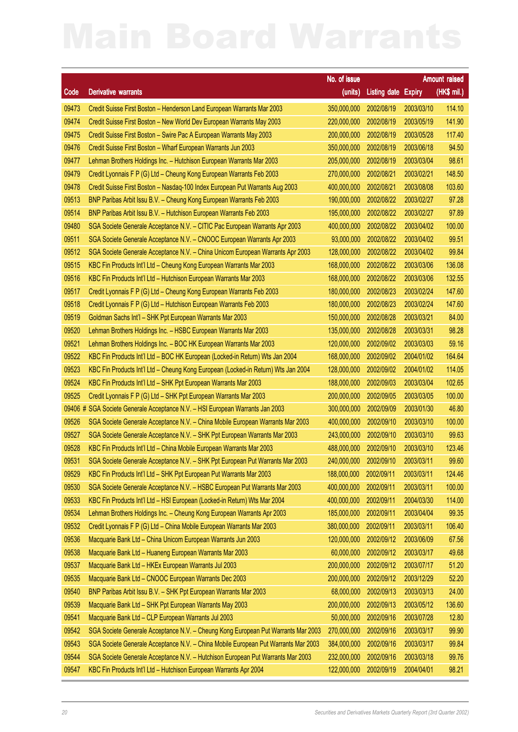# Main Board Warrants

| Code | Derivative warrants | No. of issue (units) | Listing date | Expiry | Amount raised (HK$ mil.) |
|---|---|---|---|---|---|
| 09473 | Credit Suisse First Boston – Henderson Land European Warrants Mar 2003 | 350,000,000 | 2002/08/19 | 2003/03/10 | 114.10 |
| 09474 | Credit Suisse First Boston – New World Dev European Warrants May 2003 | 220,000,000 | 2002/08/19 | 2003/05/19 | 141.90 |
| 09475 | Credit Suisse First Boston – Swire Pac A European Warrants May 2003 | 200,000,000 | 2002/08/19 | 2003/05/28 | 117.40 |
| 09476 | Credit Suisse First Boston – Wharf European Warrants Jun 2003 | 350,000,000 | 2002/08/19 | 2003/06/18 | 94.50 |
| 09477 | Lehman Brothers Holdings Inc. – Hutchison European Warrants Mar 2003 | 205,000,000 | 2002/08/19 | 2003/03/04 | 98.61 |
| 09479 | Credit Lyonnais F P (G) Ltd – Cheung Kong European Warrants Feb 2003 | 270,000,000 | 2002/08/21 | 2003/02/21 | 148.50 |
| 09478 | Credit Suisse First Boston – Nasdaq-100 Index European Put Warrants Aug 2003 | 400,000,000 | 2002/08/21 | 2003/08/08 | 103.60 |
| 09513 | BNP Paribas Arbit Issu B.V. – Cheung Kong European Warrants Feb 2003 | 190,000,000 | 2002/08/22 | 2003/02/27 | 97.28 |
| 09514 | BNP Paribas Arbit Issu B.V. – Hutchison European Warrants Feb 2003 | 195,000,000 | 2002/08/22 | 2003/02/27 | 97.89 |
| 09480 | SGA Societe Generale Acceptance N.V. – CITIC Pac European Warrants Apr 2003 | 400,000,000 | 2002/08/22 | 2003/04/02 | 100.00 |
| 09511 | SGA Societe Generale Acceptance N.V. – CNOOC European Warrants Apr 2003 | 93,000,000 | 2002/08/22 | 2003/04/02 | 99.51 |
| 09512 | SGA Societe Generale Acceptance N.V. – China Unicom European Warrants Apr 2003 | 128,000,000 | 2002/08/22 | 2003/04/02 | 99.84 |
| 09515 | KBC Fin Products Int'l Ltd – Cheung Kong European Warrants Mar 2003 | 168,000,000 | 2002/08/22 | 2003/03/06 | 136.08 |
| 09516 | KBC Fin Products Int'l Ltd – Hutchison European Warrants Mar 2003 | 168,000,000 | 2002/08/22 | 2003/03/06 | 132.55 |
| 09517 | Credit Lyonnais F P (G) Ltd – Cheung Kong European Warrants Feb 2003 | 180,000,000 | 2002/08/23 | 2003/02/24 | 147.60 |
| 09518 | Credit Lyonnais F P (G) Ltd – Hutchison European Warrants Feb 2003 | 180,000,000 | 2002/08/23 | 2003/02/24 | 147.60 |
| 09519 | Goldman Sachs Int'l – SHK Ppt European Warrants Mar 2003 | 150,000,000 | 2002/08/28 | 2003/03/21 | 84.00 |
| 09520 | Lehman Brothers Holdings Inc. – HSBC European Warrants Mar 2003 | 135,000,000 | 2002/08/28 | 2003/03/31 | 98.28 |
| 09521 | Lehman Brothers Holdings Inc. – BOC HK European Warrants Mar 2003 | 120,000,000 | 2002/09/02 | 2003/03/03 | 59.16 |
| 09522 | KBC Fin Products Int'l Ltd – BOC HK European (Locked-in Return) Wts Jan 2004 | 168,000,000 | 2002/09/02 | 2004/01/02 | 164.64 |
| 09523 | KBC Fin Products Int'l Ltd – Cheung Kong European (Locked-in Return) Wts Jan 2004 | 128,000,000 | 2002/09/02 | 2004/01/02 | 114.05 |
| 09524 | KBC Fin Products Int'l Ltd – SHK Ppt European Warrants Mar 2003 | 188,000,000 | 2002/09/03 | 2003/03/04 | 102.65 |
| 09525 | Credit Lyonnais F P (G) Ltd – SHK Ppt European Warrants Mar 2003 | 200,000,000 | 2002/09/05 | 2003/03/05 | 100.00 |
| 09406 # | SGA Societe Generale Acceptance N.V. – HSI European Warrants Jan 2003 | 300,000,000 | 2002/09/09 | 2003/01/30 | 46.80 |
| 09526 | SGA Societe Generale Acceptance N.V. – China Mobile European Warrants Mar 2003 | 400,000,000 | 2002/09/10 | 2003/03/10 | 100.00 |
| 09527 | SGA Societe Generale Acceptance N.V. – SHK Ppt European Warrants Mar 2003 | 243,000,000 | 2002/09/10 | 2003/03/10 | 99.63 |
| 09528 | KBC Fin Products Int'l Ltd – China Mobile European Warrants Mar 2003 | 488,000,000 | 2002/09/10 | 2003/03/10 | 123.46 |
| 09531 | SGA Societe Generale Acceptance N.V. – SHK Ppt European Put Warrants Mar 2003 | 240,000,000 | 2002/09/10 | 2003/03/11 | 99.60 |
| 09529 | KBC Fin Products Int'l Ltd – SHK Ppt European Put Warrants Mar 2003 | 188,000,000 | 2002/09/11 | 2003/03/11 | 124.46 |
| 09530 | SGA Societe Generale Acceptance N.V. – HSBC European Put Warrants Mar 2003 | 400,000,000 | 2002/09/11 | 2003/03/11 | 100.00 |
| 09533 | KBC Fin Products Int'l Ltd – HSI European (Locked-in Return) Wts Mar 2004 | 400,000,000 | 2002/09/11 | 2004/03/30 | 114.00 |
| 09534 | Lehman Brothers Holdings Inc. – Cheung Kong European Warrants Apr 2003 | 185,000,000 | 2002/09/11 | 2003/04/04 | 99.35 |
| 09532 | Credit Lyonnais F P (G) Ltd – China Mobile European Warrants Mar 2003 | 380,000,000 | 2002/09/11 | 2003/03/11 | 106.40 |
| 09536 | Macquarie Bank Ltd – China Unicom European Warrants Jun 2003 | 120,000,000 | 2002/09/12 | 2003/06/09 | 67.56 |
| 09538 | Macquarie Bank Ltd – Huaneng European Warrants Mar 2003 | 60,000,000 | 2002/09/12 | 2003/03/17 | 49.68 |
| 09537 | Macquarie Bank Ltd – HKEx European Warrants Jul 2003 | 200,000,000 | 2002/09/12 | 2003/07/17 | 51.20 |
| 09535 | Macquarie Bank Ltd – CNOOC European Warrants Dec 2003 | 200,000,000 | 2002/09/12 | 2003/12/29 | 52.20 |
| 09540 | BNP Paribas Arbit Issu B.V. – SHK Ppt European Warrants Mar 2003 | 68,000,000 | 2002/09/13 | 2003/03/13 | 24.00 |
| 09539 | Macquarie Bank Ltd – SHK Ppt European Warrants May 2003 | 200,000,000 | 2002/09/13 | 2003/05/12 | 136.60 |
| 09541 | Macquarie Bank Ltd – CLP European Warrants Jul 2003 | 50,000,000 | 2002/09/16 | 2003/07/28 | 12.80 |
| 09542 | SGA Societe Generale Acceptance N.V. – Cheung Kong European Put Warrants Mar 2003 | 270,000,000 | 2002/09/16 | 2003/03/17 | 99.90 |
| 09543 | SGA Societe Generale Acceptance N.V. – China Mobile European Put Warrants Mar 2003 | 384,000,000 | 2002/09/16 | 2003/03/17 | 99.84 |
| 09544 | SGA Societe Generale Acceptance N.V. – Hutchison European Put Warrants Mar 2003 | 232,000,000 | 2002/09/16 | 2003/03/18 | 99.76 |
| 09547 | KBC Fin Products Int'l Ltd – Hutchison European Warrants Apr 2004 | 122,000,000 | 2002/09/19 | 2004/04/01 | 98.21 |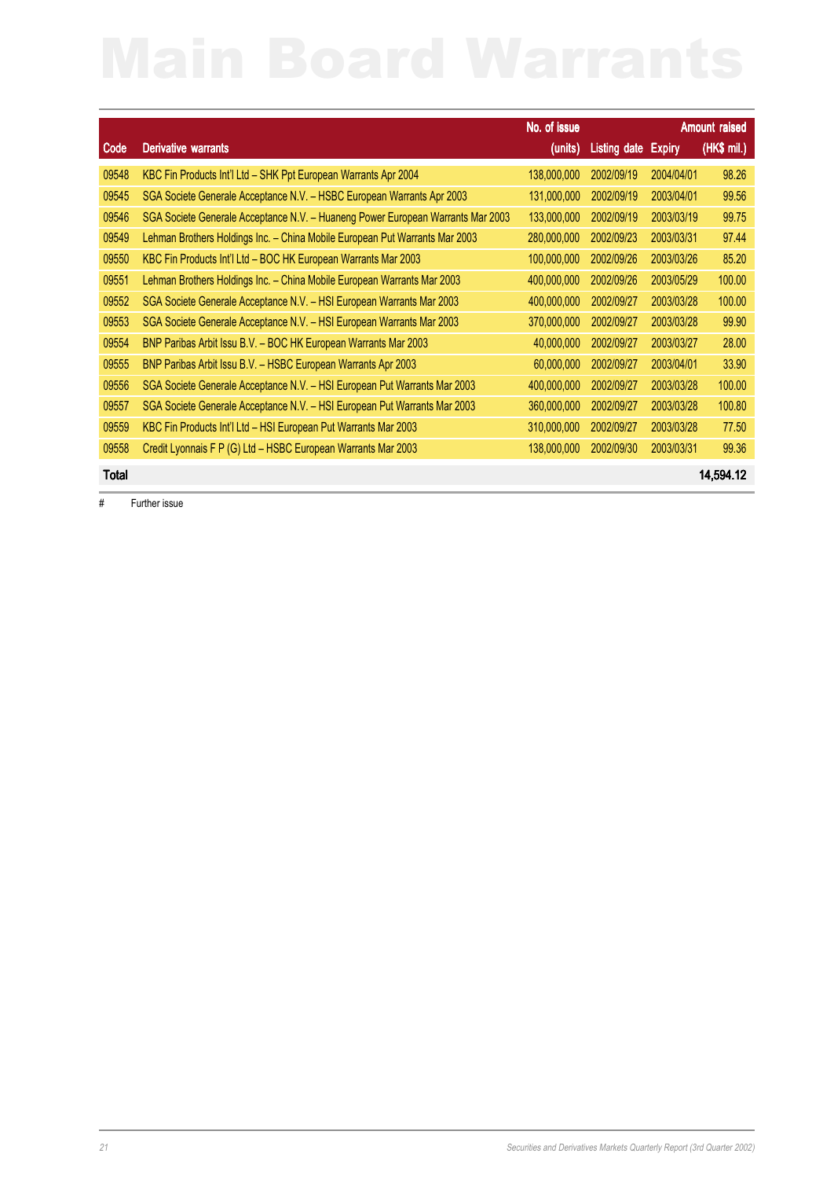# Main Board Warrants

| Code | Derivative warrants | No. of issue (units) | Listing date | Expiry | Amount raised (HK$ mil.) |
|---|---|---|---|---|---|
| 09548 | KBC Fin Products Int'l Ltd – SHK Ppt European Warrants Apr 2004 | 138,000,000 | 2002/09/19 | 2004/04/01 | 98.26 |
| 09545 | SGA Societe Generale Acceptance N.V. – HSBC European Warrants Apr 2003 | 131,000,000 | 2002/09/19 | 2003/04/01 | 99.56 |
| 09546 | SGA Societe Generale Acceptance N.V. – Huaneng Power European Warrants Mar 2003 | 133,000,000 | 2002/09/19 | 2003/03/19 | 99.75 |
| 09549 | Lehman Brothers Holdings Inc. – China Mobile European Put Warrants Mar 2003 | 280,000,000 | 2002/09/23 | 2003/03/31 | 97.44 |
| 09550 | KBC Fin Products Int'l Ltd – BOC HK European Warrants Mar 2003 | 100,000,000 | 2002/09/26 | 2003/03/26 | 85.20 |
| 09551 | Lehman Brothers Holdings Inc. – China Mobile European Warrants Mar 2003 | 400,000,000 | 2002/09/26 | 2003/05/29 | 100.00 |
| 09552 | SGA Societe Generale Acceptance N.V. – HSI European Warrants Mar 2003 | 400,000,000 | 2002/09/27 | 2003/03/28 | 100.00 |
| 09553 | SGA Societe Generale Acceptance N.V. – HSI European Warrants Mar 2003 | 370,000,000 | 2002/09/27 | 2003/03/28 | 99.90 |
| 09554 | BNP Paribas Arbit Issu B.V. – BOC HK European Warrants Mar 2003 | 40,000,000 | 2002/09/27 | 2003/03/27 | 28.00 |
| 09555 | BNP Paribas Arbit Issu B.V. – HSBC European Warrants Apr 2003 | 60,000,000 | 2002/09/27 | 2003/04/01 | 33.90 |
| 09556 | SGA Societe Generale Acceptance N.V. – HSI European Put Warrants Mar 2003 | 400,000,000 | 2002/09/27 | 2003/03/28 | 100.00 |
| 09557 | SGA Societe Generale Acceptance N.V. – HSI European Put Warrants Mar 2003 | 360,000,000 | 2002/09/27 | 2003/03/28 | 100.80 |
| 09559 | KBC Fin Products Int'l Ltd – HSI European Put Warrants Mar 2003 | 310,000,000 | 2002/09/27 | 2003/03/28 | 77.50 |
| 09558 | Credit Lyonnais F P (G) Ltd – HSBC European Warrants Mar 2003 | 138,000,000 | 2002/09/30 | 2003/03/31 | 99.36 |
| **Total** | | | | | **14,594.12** |

# Further issue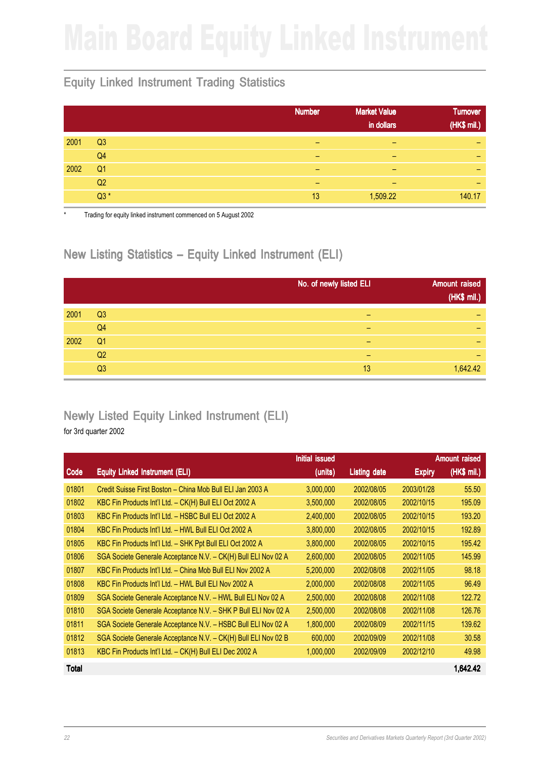# Main Board Equity Linked Instrument

## Equity Linked Instrument Trading Statistics

| | | Number | Market Value in dollars | Turnover (HK$ mil.) |
|---|---|---|---|---|
| 2001 | Q3 | – | – | – |
| | Q4 | – | – | – |
| 2002 | Q1 | – | – | – |
| | Q2 | – | – | – |
| | Q3 * | 13 | 1,509.22 | 140.17 |

\* Trading for equity linked instrument commenced on 5 August 2002

## New Listing Statistics – Equity Linked Instrument (ELI)

| | | No. of newly listed ELI | Amount raised (HK$ mil.) |
|---|---|---|---|
| 2001 | Q3 | – | – |
| | Q4 | – | – |
| 2002 | Q1 | – | – |
| | Q2 | – | – |
| | Q3 | 13 | 1,642.42 |

## Newly Listed Equity Linked Instrument (ELI)

for 3rd quarter 2002

| Code | Equity Linked Instrument (ELI) | Initial issued (units) | Listing date | Expiry | Amount raised (HK$ mil.) |
|---|---|---|---|---|---|
| 01801 | Credit Suisse First Boston – China Mob Bull ELI Jan 2003 A | 3,000,000 | 2002/08/05 | 2003/01/28 | 55.50 |
| 01802 | KBC Fin Products Int'l Ltd. – CK(H) Bull ELI Oct 2002 A | 3,500,000 | 2002/08/05 | 2002/10/15 | 195.09 |
| 01803 | KBC Fin Products Int'l Ltd. – HSBC Bull ELI Oct 2002 A | 2,400,000 | 2002/08/05 | 2002/10/15 | 193.20 |
| 01804 | KBC Fin Products Int'l Ltd. – HWL Bull ELI Oct 2002 A | 3,800,000 | 2002/08/05 | 2002/10/15 | 192.89 |
| 01805 | KBC Fin Products Int'l Ltd. – SHK Ppt Bull ELI Oct 2002 A | 3,800,000 | 2002/08/05 | 2002/10/15 | 195.42 |
| 01806 | SGA Societe Generale Acceptance N.V. – CK(H) Bull ELI Nov 02 A | 2,600,000 | 2002/08/05 | 2002/11/05 | 145.99 |
| 01807 | KBC Fin Products Int'l Ltd. – China Mob Bull ELI Nov 2002 A | 5,200,000 | 2002/08/08 | 2002/11/05 | 98.18 |
| 01808 | KBC Fin Products Int'l Ltd. – HWL Bull ELI Nov 2002 A | 2,000,000 | 2002/08/08 | 2002/11/05 | 96.49 |
| 01809 | SGA Societe Generale Acceptance N.V. – HWL Bull ELI Nov 02 A | 2,500,000 | 2002/08/08 | 2002/11/08 | 122.72 |
| 01810 | SGA Societe Generale Acceptance N.V. – SHK P Bull ELI Nov 02 A | 2,500,000 | 2002/08/08 | 2002/11/08 | 126.76 |
| 01811 | SGA Societe Generale Acceptance N.V. – HSBC Bull ELI Nov 02 A | 1,800,000 | 2002/08/09 | 2002/11/15 | 139.62 |
| 01812 | SGA Societe Generale Acceptance N.V. – CK(H) Bull ELI Nov 02 B | 600,000 | 2002/09/09 | 2002/11/08 | 30.58 |
| 01813 | KBC Fin Products Int'l Ltd. – CK(H) Bull ELI Dec 2002 A | 1,000,000 | 2002/09/09 | 2002/12/10 | 49.98 |
| **Total** | | | | | **1,642.42** |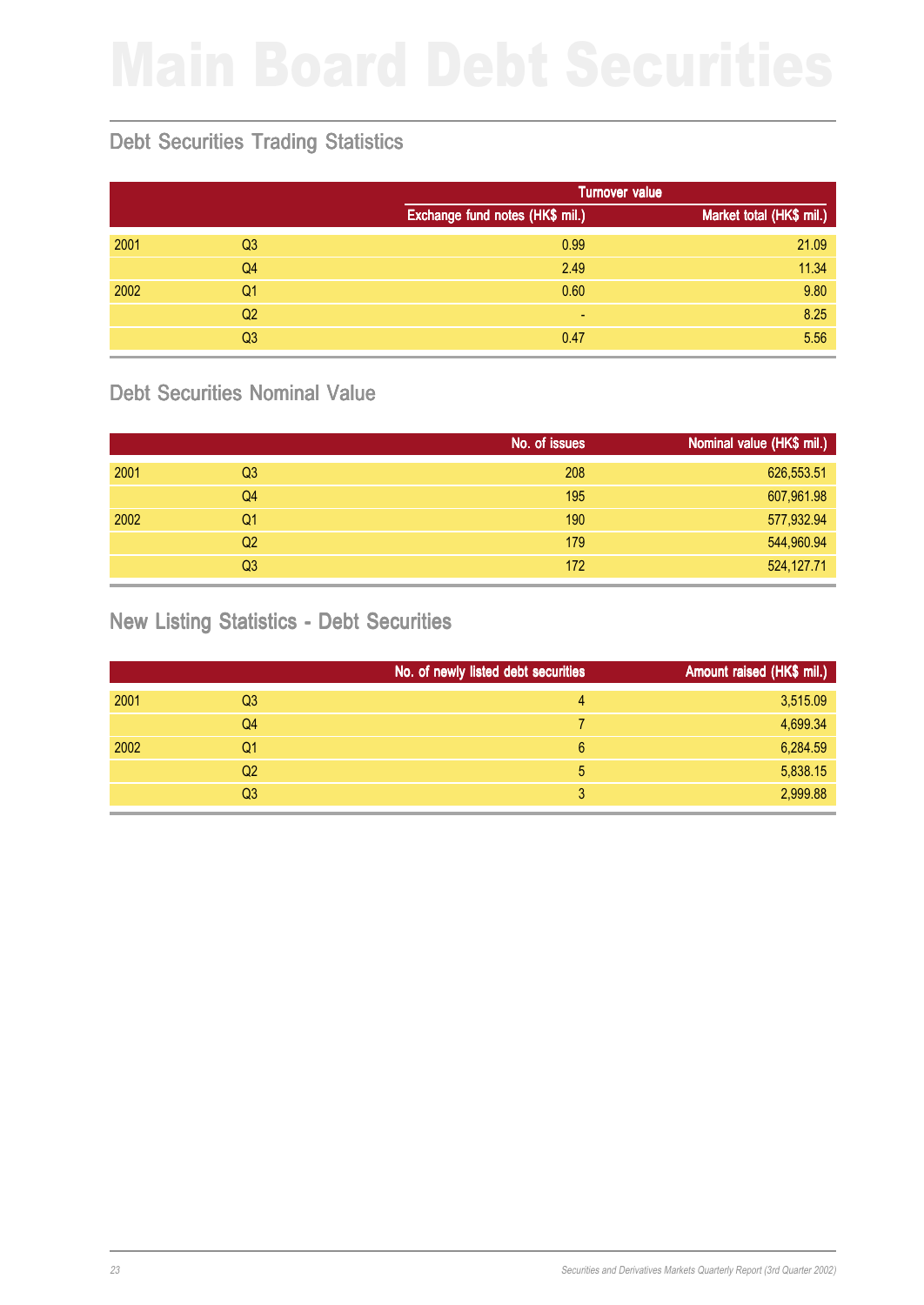# Main Board Debt Securities

## Debt Securities Trading Statistics

| | | Turnover value | |
|---|---|---|---|
| | | Exchange fund notes (HK$ mil.) | Market total (HK$ mil.) |
| 2001 | Q3 | 0.99 | 21.09 |
| | Q4 | 2.49 | 11.34 |
| 2002 | Q1 | 0.60 | 9.80 |
| | Q2 | - | 8.25 |
| | Q3 | 0.47 | 5.56 |

## Debt Securities Nominal Value

| | | No. of issues | Nominal value (HK$ mil.) |
|---|---|---|---|
| 2001 | Q3 | 208 | 626,553.51 |
| | Q4 | 195 | 607,961.98 |
| 2002 | Q1 | 190 | 577,932.94 |
| | Q2 | 179 | 544,960.94 |
| | Q3 | 172 | 524,127.71 |

## New Listing Statistics - Debt Securities

| | | No. of newly listed debt securities | Amount raised (HK$ mil.) |
|---|---|---|---|
| 2001 | Q3 | 4 | 3,515.09 |
| | Q4 | 7 | 4,699.34 |
| 2002 | Q1 | 6 | 6,284.59 |
| | Q2 | 5 | 5,838.15 |
| | Q3 | 3 | 2,999.88 |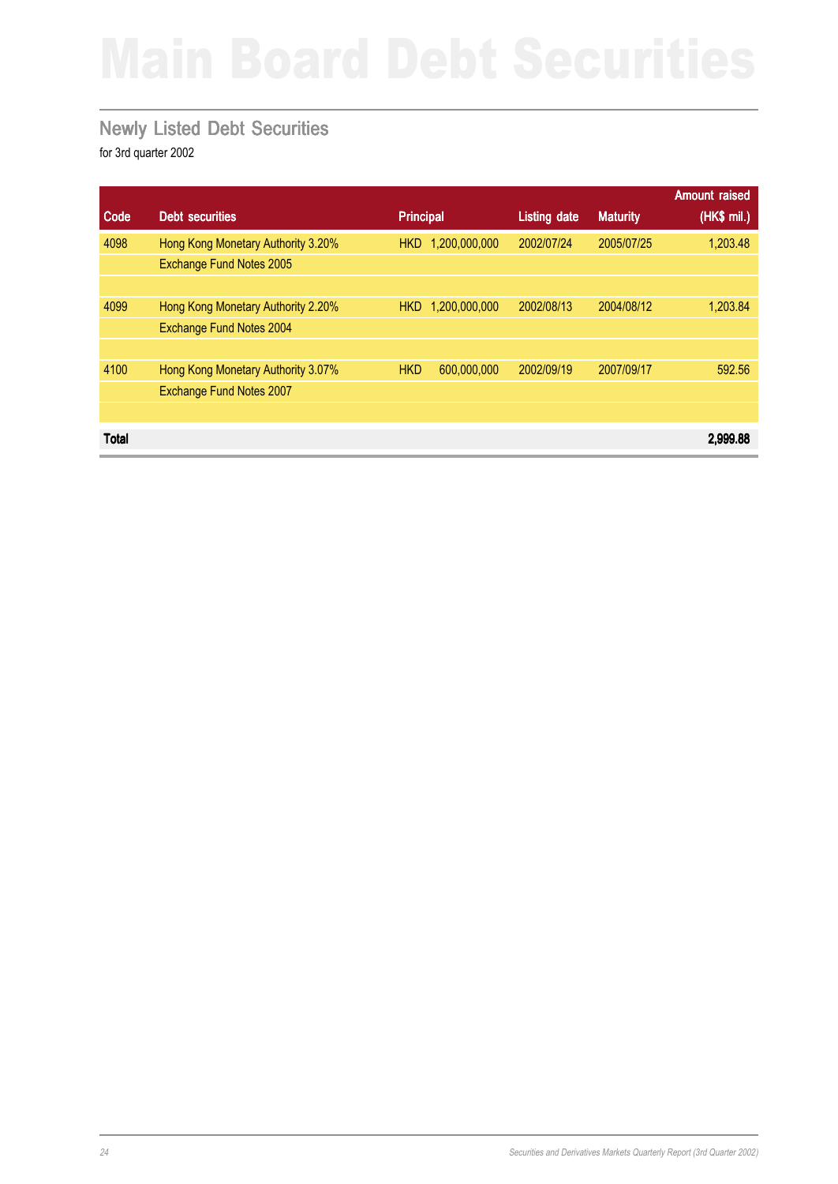# Main Board Debt Securities

## Newly Listed Debt Securities

for 3rd quarter 2002

| Code | Debt securities | Principal | Listing date | Maturity | Amount raised (HK$ mil.) |
|---|---|---|---|---|---|
| 4098 | Hong Kong Monetary Authority 3.20% Exchange Fund Notes 2005 | HKD 1,200,000,000 | 2002/07/24 | 2005/07/25 | 1,203.48 |
| 4099 | Hong Kong Monetary Authority 2.20% Exchange Fund Notes 2004 | HKD 1,200,000,000 | 2002/08/13 | 2004/08/12 | 1,203.84 |
| 4100 | Hong Kong Monetary Authority 3.07% Exchange Fund Notes 2007 | HKD 600,000,000 | 2002/09/19 | 2007/09/17 | 592.56 |
| **Total** | | | | | **2,999.88** |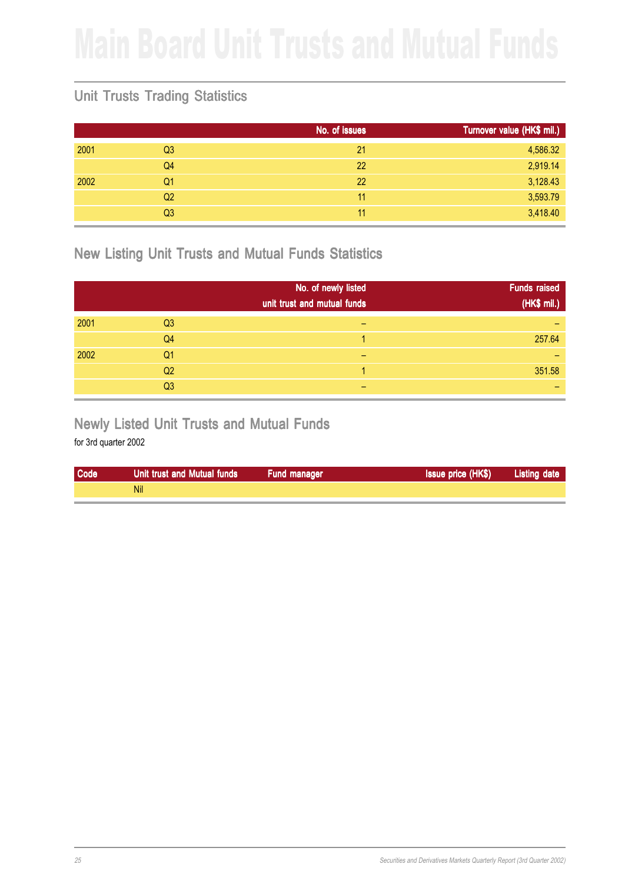# Main Board Unit Trusts and Mutual Funds

## Unit Trusts Trading Statistics

| | | No. of issues | Turnover value (HK$ mil.) |
|---|---|---|---|
| 2001 | Q3 | 21 | 4,586.32 |
| | Q4 | 22 | 2,919.14 |
| 2002 | Q1 | 22 | 3,128.43 |
| | Q2 | 11 | 3,593.79 |
| | Q3 | 11 | 3,418.40 |

## New Listing Unit Trusts and Mutual Funds Statistics

| | | No. of newly listed unit trust and mutual funds | Funds raised (HK$ mil.) |
|---|---|---|---|
| 2001 | Q3 | – | – |
| | Q4 | 1 | 257.64 |
| 2002 | Q1 | – | – |
| | Q2 | 1 | 351.58 |
| | Q3 | – | – |

## Newly Listed Unit Trusts and Mutual Funds

for 3rd quarter 2002

| Code | Unit trust and Mutual funds | Fund manager | Issue price (HK$) | Listing date |
|---|---|---|---|---|
| | Nil | | | |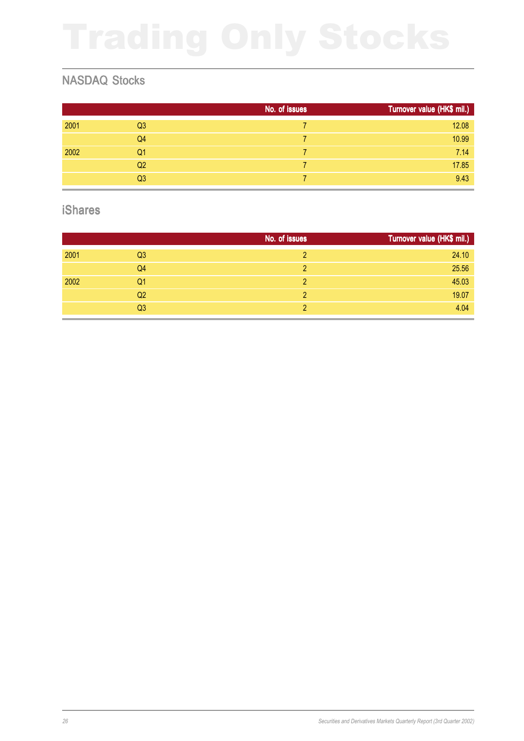# Trading Only Stocks

## NASDAQ Stocks

| | | No. of issues | Turnover value (HK$ mil.) |
|---|---|---|---|
| 2001 | Q3 | 7 | 12.08 |
| | Q4 | 7 | 10.99 |
| 2002 | Q1 | 7 | 7.14 |
| | Q2 | 7 | 17.85 |
| | Q3 | 7 | 9.43 |

## iShares

| | | No. of issues | Turnover value (HK$ mil.) |
|---|---|---|---|
| 2001 | Q3 | 2 | 24.10 |
| | Q4 | 2 | 25.56 |
| 2002 | Q1 | 2 | 45.03 |
| | Q2 | 2 | 19.07 |
| | Q3 | 2 | 4.04 |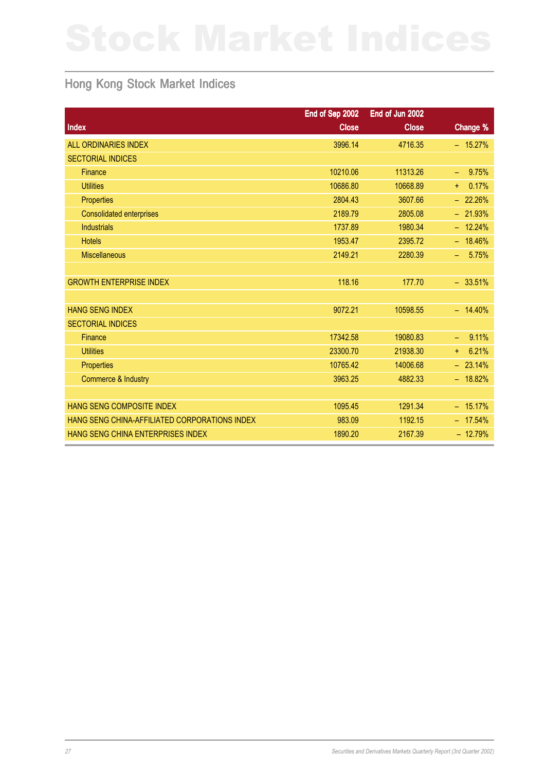# Stock Market Indices

## Hong Kong Stock Market Indices

| Index | End of Sep 2002 Close | End of Jun 2002 Close | Change % |
|---|---|---|---|
| ALL ORDINARIES INDEX | 3996.14 | 4716.35 | – 15.27% |
| SECTORIAL INDICES | | | |
| Finance | 10210.06 | 11313.26 | – 9.75% |
| Utilities | 10686.80 | 10668.89 | + 0.17% |
| Properties | 2804.43 | 3607.66 | – 22.26% |
| Consolidated enterprises | 2189.79 | 2805.08 | – 21.93% |
| Industrials | 1737.89 | 1980.34 | – 12.24% |
| Hotels | 1953.47 | 2395.72 | – 18.46% |
| Miscellaneous | 2149.21 | 2280.39 | – 5.75% |
| | | | |
| GROWTH ENTERPRISE INDEX | 118.16 | 177.70 | – 33.51% |
| | | | |
| HANG SENG INDEX | 9072.21 | 10598.55 | – 14.40% |
| SECTORIAL INDICES | | | |
| Finance | 17342.58 | 19080.83 | – 9.11% |
| Utilities | 23300.70 | 21938.30 | + 6.21% |
| Properties | 10765.42 | 14006.68 | – 23.14% |
| Commerce & Industry | 3963.25 | 4882.33 | – 18.82% |
| | | | |
| HANG SENG COMPOSITE INDEX | 1095.45 | 1291.34 | – 15.17% |
| HANG SENG CHINA-AFFILIATED CORPORATIONS INDEX | 983.09 | 1192.15 | – 17.54% |
| HANG SENG CHINA ENTERPRISES INDEX | 1890.20 | 2167.39 | – 12.79% |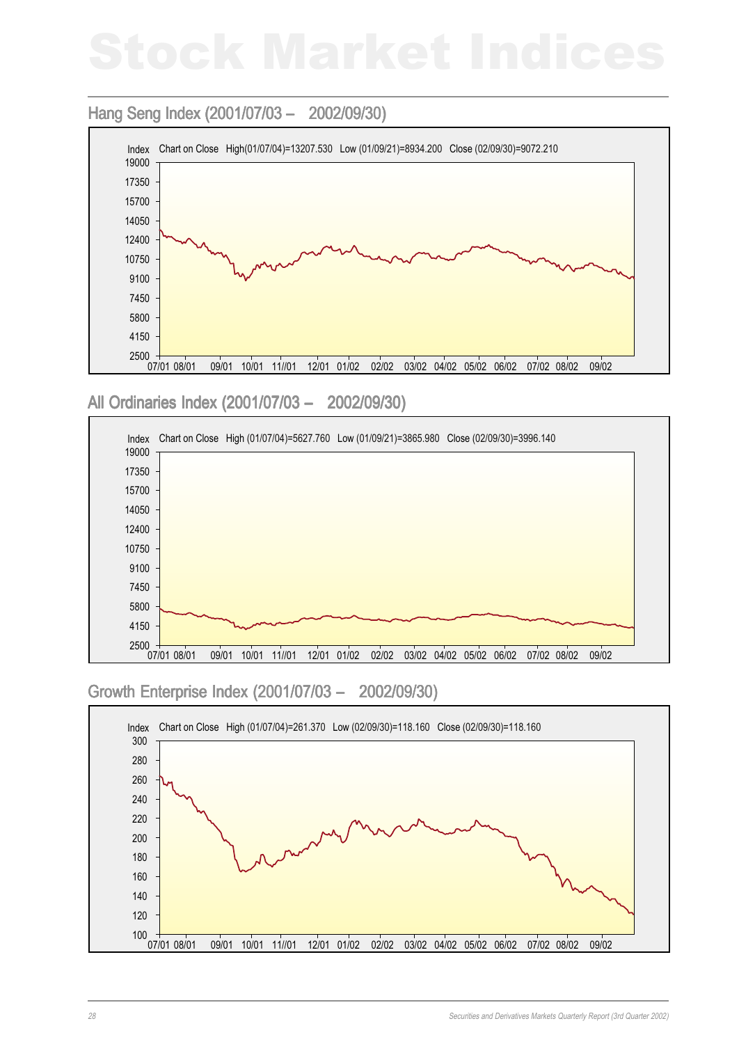# Stock Market Indices

## Hang Seng Index (2001/07/03 – 2002/09/30)

Index Chart on Close High(01/07/04)=13207.530 Low (01/09/21)=8934.200 Close (02/09/30)=9072.210

## All Ordinaries Index (2001/07/03 – 2002/09/30)

Index Chart on Close High (01/07/04)=5627.760 Low (01/09/21)=3865.980 Close (02/09/30)=3996.140

## Growth Enterprise Index (2001/07/03 – 2002/09/30)

Index Chart on Close High (01/07/04)=261.370 Low (02/09/30)=118.160 Close (02/09/30)=118.160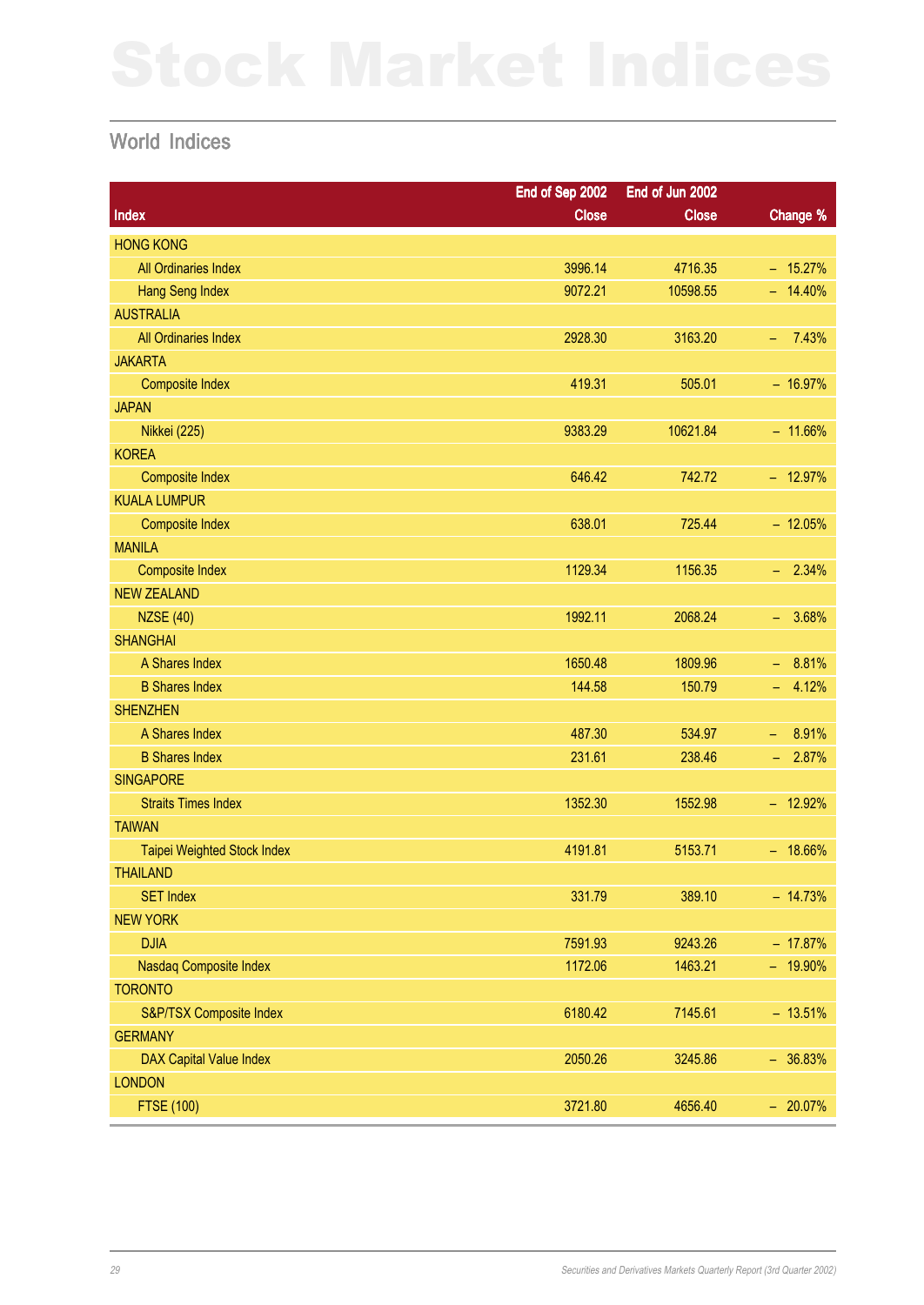# Stock Market Indices

## World Indices

| Index | End of Sep 2002 Close | End of Jun 2002 Close | Change % |
|---|---|---|---|
| HONG KONG | | | |
| All Ordinaries Index | 3996.14 | 4716.35 | – 15.27% |
| Hang Seng Index | 9072.21 | 10598.55 | – 14.40% |
| AUSTRALIA | | | |
| All Ordinaries Index | 2928.30 | 3163.20 | – 7.43% |
| JAKARTA | | | |
| Composite Index | 419.31 | 505.01 | – 16.97% |
| JAPAN | | | |
| Nikkei (225) | 9383.29 | 10621.84 | – 11.66% |
| KOREA | | | |
| Composite Index | 646.42 | 742.72 | – 12.97% |
| KUALA LUMPUR | | | |
| Composite Index | 638.01 | 725.44 | – 12.05% |
| MANILA | | | |
| Composite Index | 1129.34 | 1156.35 | – 2.34% |
| NEW ZEALAND | | | |
| NZSE (40) | 1992.11 | 2068.24 | – 3.68% |
| SHANGHAI | | | |
| A Shares Index | 1650.48 | 1809.96 | – 8.81% |
| B Shares Index | 144.58 | 150.79 | – 4.12% |
| SHENZHEN | | | |
| A Shares Index | 487.30 | 534.97 | – 8.91% |
| B Shares Index | 231.61 | 238.46 | – 2.87% |
| SINGAPORE | | | |
| Straits Times Index | 1352.30 | 1552.98 | – 12.92% |
| TAIWAN | | | |
| Taipei Weighted Stock Index | 4191.81 | 5153.71 | – 18.66% |
| THAILAND | | | |
| SET Index | 331.79 | 389.10 | – 14.73% |
| NEW YORK | | | |
| DJIA | 7591.93 | 9243.26 | – 17.87% |
| Nasdaq Composite Index | 1172.06 | 1463.21 | – 19.90% |
| TORONTO | | | |
| S&P/TSX Composite Index | 6180.42 | 7145.61 | – 13.51% |
| GERMANY | | | |
| DAX Capital Value Index | 2050.26 | 3245.86 | – 36.83% |
| LONDON | | | |
| FTSE (100) | 3721.80 | 4656.40 | – 20.07% |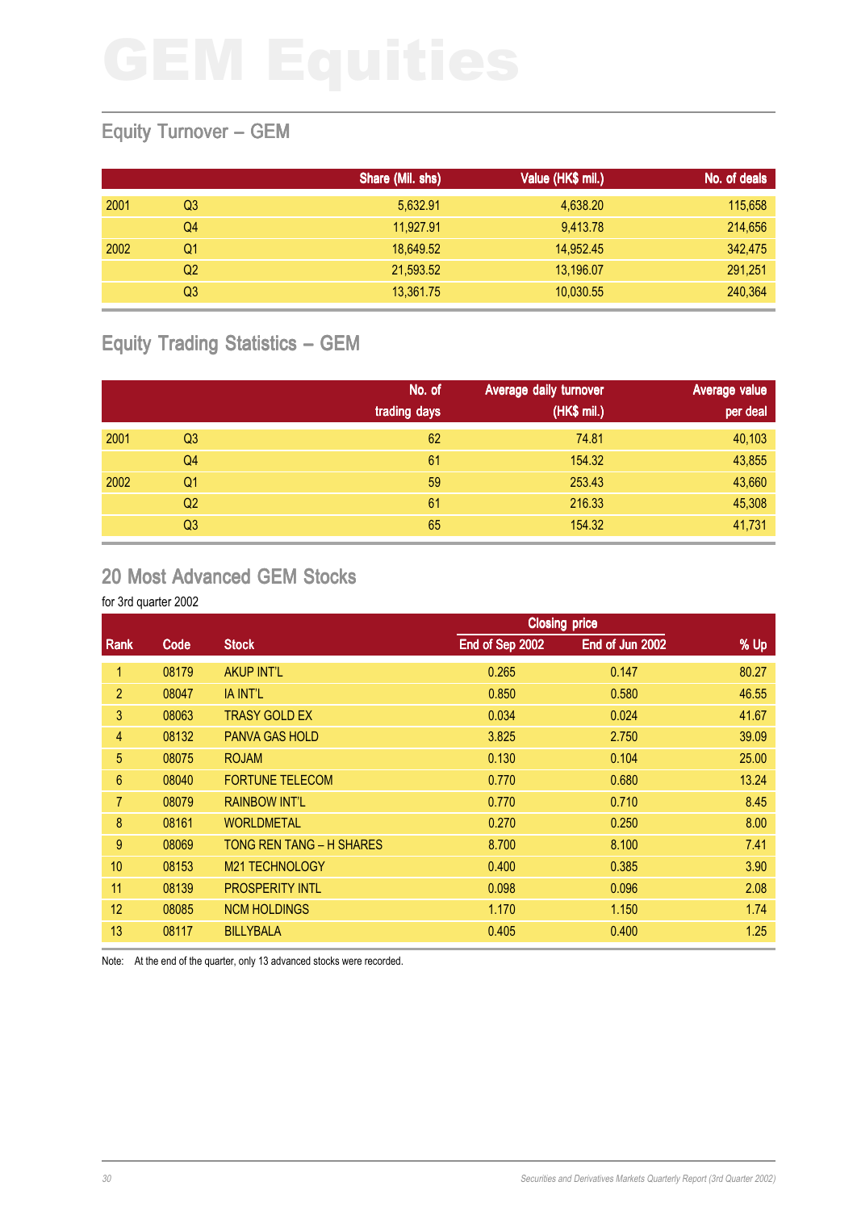# GEM Equities

## Equity Turnover – GEM

| | | Share (Mil. shs) | Value (HK$ mil.) | No. of deals |
|---|---|---|---|---|
| 2001 | Q3 | 5,632.91 | 4,638.20 | 115,658 |
| | Q4 | 11,927.91 | 9,413.78 | 214,656 |
| 2002 | Q1 | 18,649.52 | 14,952.45 | 342,475 |
| | Q2 | 21,593.52 | 13,196.07 | 291,251 |
| | Q3 | 13,361.75 | 10,030.55 | 240,364 |

## Equity Trading Statistics – GEM

| | | No. of trading days | Average daily turnover (HK$ mil.) | Average value per deal |
|---|---|---|---|---|
| 2001 | Q3 | 62 | 74.81 | 40,103 |
| | Q4 | 61 | 154.32 | 43,855 |
| 2002 | Q1 | 59 | 253.43 | 43,660 |
| | Q2 | 61 | 216.33 | 45,308 |
| | Q3 | 65 | 154.32 | 41,731 |

## 20 Most Advanced GEM Stocks

for 3rd quarter 2002

| | | | Closing price | | |
|---|---|---|---|---|---|
| Rank | Code | Stock | End of Sep 2002 | End of Jun 2002 | % Up |
| 1 | 08179 | AKUP INT'L | 0.265 | 0.147 | 80.27 |
| 2 | 08047 | IA INT'L | 0.850 | 0.580 | 46.55 |
| 3 | 08063 | TRASY GOLD EX | 0.034 | 0.024 | 41.67 |
| 4 | 08132 | PANVA GAS HOLD | 3.825 | 2.750 | 39.09 |
| 5 | 08075 | ROJAM | 0.130 | 0.104 | 25.00 |
| 6 | 08040 | FORTUNE TELECOM | 0.770 | 0.680 | 13.24 |
| 7 | 08079 | RAINBOW INT'L | 0.770 | 0.710 | 8.45 |
| 8 | 08161 | WORLDMETAL | 0.270 | 0.250 | 8.00 |
| 9 | 08069 | TONG REN TANG – H SHARES | 8.700 | 8.100 | 7.41 |
| 10 | 08153 | M21 TECHNOLOGY | 0.400 | 0.385 | 3.90 |
| 11 | 08139 | PROSPERITY INTL | 0.098 | 0.096 | 2.08 |
| 12 | 08085 | NCM HOLDINGS | 1.170 | 1.150 | 1.74 |
| 13 | 08117 | BILLYBALA | 0.405 | 0.400 | 1.25 |

Note: At the end of the quarter, only 13 advanced stocks were recorded.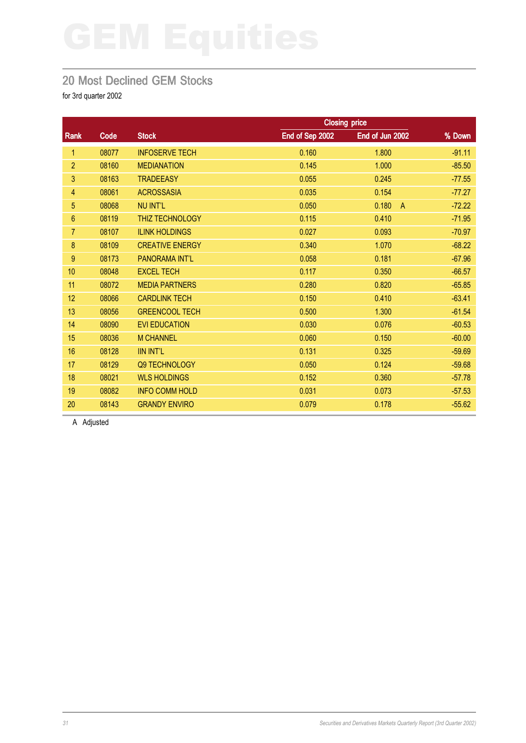# GEM Equities

## 20 Most Declined GEM Stocks

for 3rd quarter 2002

| Rank | Code | Stock | Closing price | | % Down |
|---|---|---|---|---|---|
| | | | End of Sep 2002 | End of Jun 2002 | |
| 1 | 08077 | INFOSERVE TECH | 0.160 | 1.800 | -91.11 |
| 2 | 08160 | MEDIANATION | 0.145 | 1.000 | -85.50 |
| 3 | 08163 | TRADEEASY | 0.055 | 0.245 | -77.55 |
| 4 | 08061 | ACROSSASIA | 0.035 | 0.154 | -77.27 |
| 5 | 08068 | NU INT'L | 0.050 | 0.180 A | -72.22 |
| 6 | 08119 | THIZ TECHNOLOGY | 0.115 | 0.410 | -71.95 |
| 7 | 08107 | ILINK HOLDINGS | 0.027 | 0.093 | -70.97 |
| 8 | 08109 | CREATIVE ENERGY | 0.340 | 1.070 | -68.22 |
| 9 | 08173 | PANORAMA INT'L | 0.058 | 0.181 | -67.96 |
| 10 | 08048 | EXCEL TECH | 0.117 | 0.350 | -66.57 |
| 11 | 08072 | MEDIA PARTNERS | 0.280 | 0.820 | -65.85 |
| 12 | 08066 | CARDLINK TECH | 0.150 | 0.410 | -63.41 |
| 13 | 08056 | GREENCOOL TECH | 0.500 | 1.300 | -61.54 |
| 14 | 08090 | EVI EDUCATION | 0.030 | 0.076 | -60.53 |
| 15 | 08036 | M CHANNEL | 0.060 | 0.150 | -60.00 |
| 16 | 08128 | IIN INT'L | 0.131 | 0.325 | -59.69 |
| 17 | 08129 | Q9 TECHNOLOGY | 0.050 | 0.124 | -59.68 |
| 18 | 08021 | WLS HOLDINGS | 0.152 | 0.360 | -57.78 |
| 19 | 08082 | INFO COMM HOLD | 0.031 | 0.073 | -57.53 |
| 20 | 08143 | GRANDY ENVIRO | 0.079 | 0.178 | -55.62 |

A Adjusted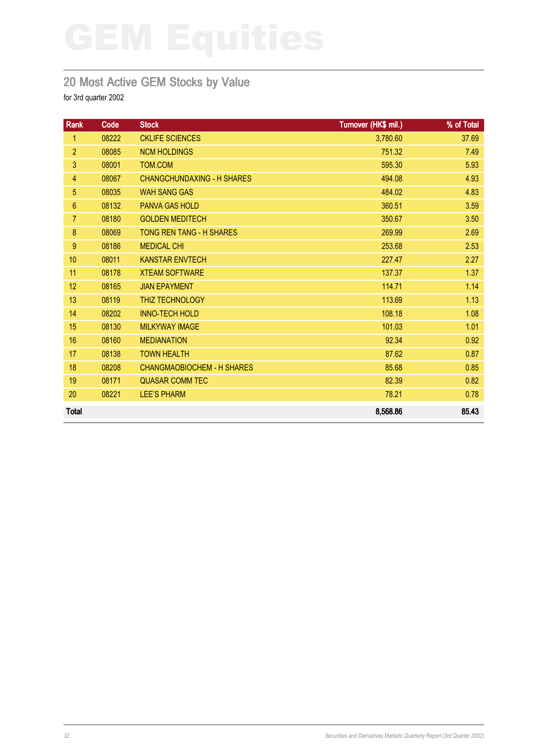# GEM Equities

## 20 Most Active GEM Stocks by Value

for 3rd quarter 2002

| Rank | Code | Stock | Turnover (HK$ mil.) | % of Total |
|---|---|---|---|---|
| 1 | 08222 | CKLIFE SCIENCES | 3,780.60 | 37.69 |
| 2 | 08085 | NCM HOLDINGS | 751.32 | 7.49 |
| 3 | 08001 | TOM.COM | 595.30 | 5.93 |
| 4 | 08067 | CHANGCHUNDAXING - H SHARES | 494.08 | 4.93 |
| 5 | 08035 | WAH SANG GAS | 484.02 | 4.83 |
| 6 | 08132 | PANVA GAS HOLD | 360.51 | 3.59 |
| 7 | 08180 | GOLDEN MEDITECH | 350.67 | 3.50 |
| 8 | 08069 | TONG REN TANG - H SHARES | 269.99 | 2.69 |
| 9 | 08186 | MEDICAL CHI | 253.68 | 2.53 |
| 10 | 08011 | KANSTAR ENVTECH | 227.47 | 2.27 |
| 11 | 08178 | XTEAM SOFTWARE | 137.37 | 1.37 |
| 12 | 08165 | JIAN EPAYMENT | 114.71 | 1.14 |
| 13 | 08119 | THIZ TECHNOLOGY | 113.69 | 1.13 |
| 14 | 08202 | INNO-TECH HOLD | 108.18 | 1.08 |
| 15 | 08130 | MILKYWAY IMAGE | 101.03 | 1.01 |
| 16 | 08160 | MEDIANATION | 92.34 | 0.92 |
| 17 | 08138 | TOWN HEALTH | 87.62 | 0.87 |
| 18 | 08208 | CHANGMAOBIOCHEM - H SHARES | 85.68 | 0.85 |
| 19 | 08171 | QUASAR COMM TEC | 82.39 | 0.82 |
| 20 | 08221 | LEE'S PHARM | 78.21 | 0.78 |
| **Total** | | | **8,568.86** | **85.43** |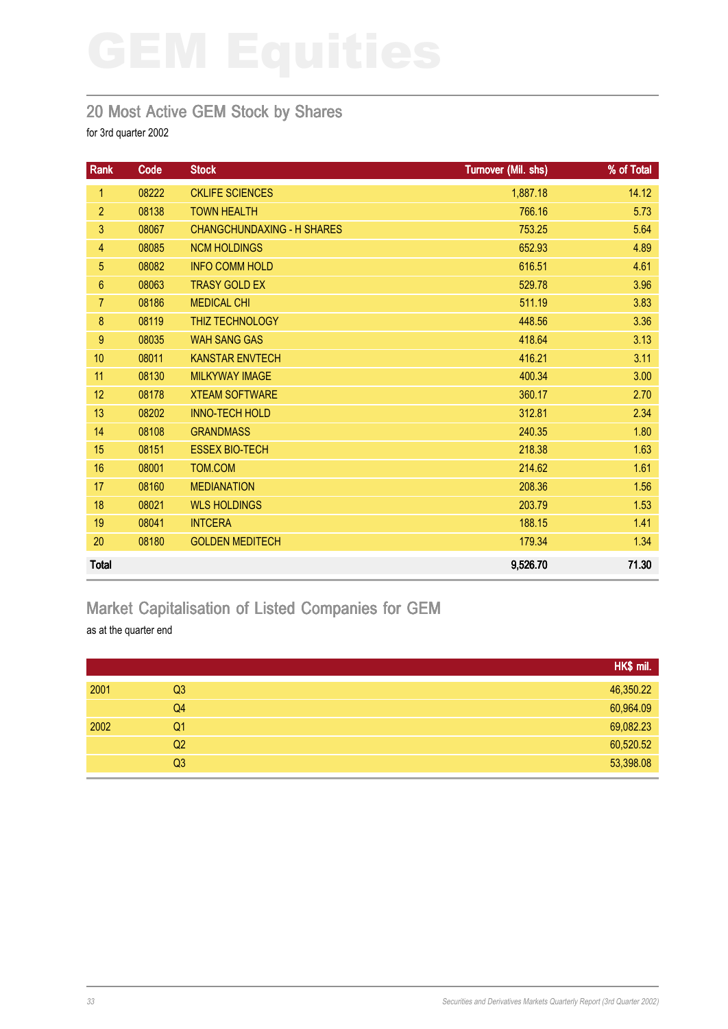# GEM Equities

## 20 Most Active GEM Stock by Shares

for 3rd quarter 2002

| Rank | Code | Stock | Turnover (Mil. shs) | % of Total |
|---|---|---|---|---|
| 1 | 08222 | CKLIFE SCIENCES | 1,887.18 | 14.12 |
| 2 | 08138 | TOWN HEALTH | 766.16 | 5.73 |
| 3 | 08067 | CHANGCHUNDAXING - H SHARES | 753.25 | 5.64 |
| 4 | 08085 | NCM HOLDINGS | 652.93 | 4.89 |
| 5 | 08082 | INFO COMM HOLD | 616.51 | 4.61 |
| 6 | 08063 | TRASY GOLD EX | 529.78 | 3.96 |
| 7 | 08186 | MEDICAL CHI | 511.19 | 3.83 |
| 8 | 08119 | THIZ TECHNOLOGY | 448.56 | 3.36 |
| 9 | 08035 | WAH SANG GAS | 418.64 | 3.13 |
| 10 | 08011 | KANSTAR ENVTECH | 416.21 | 3.11 |
| 11 | 08130 | MILKYWAY IMAGE | 400.34 | 3.00 |
| 12 | 08178 | XTEAM SOFTWARE | 360.17 | 2.70 |
| 13 | 08202 | INNO-TECH HOLD | 312.81 | 2.34 |
| 14 | 08108 | GRANDMASS | 240.35 | 1.80 |
| 15 | 08151 | ESSEX BIO-TECH | 218.38 | 1.63 |
| 16 | 08001 | TOM.COM | 214.62 | 1.61 |
| 17 | 08160 | MEDIANATION | 208.36 | 1.56 |
| 18 | 08021 | WLS HOLDINGS | 203.79 | 1.53 |
| 19 | 08041 | INTCERA | 188.15 | 1.41 |
| 20 | 08180 | GOLDEN MEDITECH | 179.34 | 1.34 |
| **Total** | | | **9,526.70** | **71.30** |

## Market Capitalisation of Listed Companies for GEM

as at the quarter end

| | | HK$ mil. |
|---|---|---|
| 2001 | Q3 | 46,350.22 |
| | Q4 | 60,964.09 |
| 2002 | Q1 | 69,082.23 |
| | Q2 | 60,520.52 |
| | Q3 | 53,398.08 |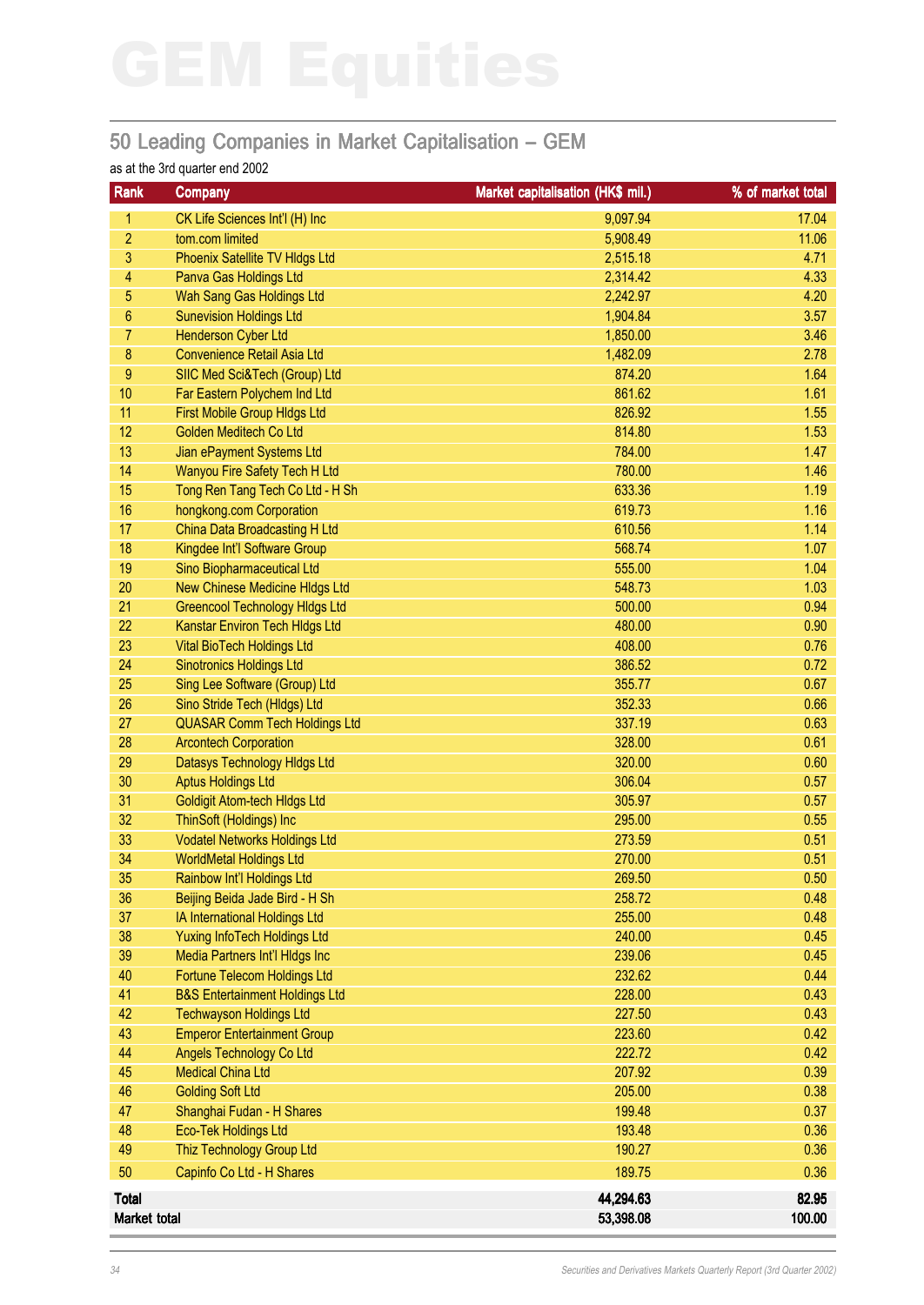# GEM Equities

## 50 Leading Companies in Market Capitalisation – GEM

as at the 3rd quarter end 2002

| Rank | Company | Market capitalisation (HK$ mil.) | % of market total |
|---|---|---|---|
| 1 | CK Life Sciences Int'l (H) Inc | 9,097.94 | 17.04 |
| 2 | tom.com limited | 5,908.49 | 11.06 |
| 3 | Phoenix Satellite TV Hldgs Ltd | 2,515.18 | 4.71 |
| 4 | Panva Gas Holdings Ltd | 2,314.42 | 4.33 |
| 5 | Wah Sang Gas Holdings Ltd | 2,242.97 | 4.20 |
| 6 | Sunevision Holdings Ltd | 1,904.84 | 3.57 |
| 7 | Henderson Cyber Ltd | 1,850.00 | 3.46 |
| 8 | Convenience Retail Asia Ltd | 1,482.09 | 2.78 |
| 9 | SIIC Med Sci&Tech (Group) Ltd | 874.20 | 1.64 |
| 10 | Far Eastern Polychem Ind Ltd | 861.62 | 1.61 |
| 11 | First Mobile Group Hldgs Ltd | 826.92 | 1.55 |
| 12 | Golden Meditech Co Ltd | 814.80 | 1.53 |
| 13 | Jian ePayment Systems Ltd | 784.00 | 1.47 |
| 14 | Wanyou Fire Safety Tech H Ltd | 780.00 | 1.46 |
| 15 | Tong Ren Tang Tech Co Ltd - H Sh | 633.36 | 1.19 |
| 16 | hongkong.com Corporation | 619.73 | 1.16 |
| 17 | China Data Broadcasting H Ltd | 610.56 | 1.14 |
| 18 | Kingdee Int'l Software Group | 568.74 | 1.07 |
| 19 | Sino Biopharmaceutical Ltd | 555.00 | 1.04 |
| 20 | New Chinese Medicine Hldgs Ltd | 548.73 | 1.03 |
| 21 | Greencool Technology Hldgs Ltd | 500.00 | 0.94 |
| 22 | Kanstar Environ Tech Hldgs Ltd | 480.00 | 0.90 |
| 23 | Vital BioTech Holdings Ltd | 408.00 | 0.76 |
| 24 | Sinotronics Holdings Ltd | 386.52 | 0.72 |
| 25 | Sing Lee Software (Group) Ltd | 355.77 | 0.67 |
| 26 | Sino Stride Tech (Hldgs) Ltd | 352.33 | 0.66 |
| 27 | QUASAR Comm Tech Holdings Ltd | 337.19 | 0.63 |
| 28 | Arcontech Corporation | 328.00 | 0.61 |
| 29 | Datasys Technology Hldgs Ltd | 320.00 | 0.60 |
| 30 | Aptus Holdings Ltd | 306.04 | 0.57 |
| 31 | Goldigit Atom-tech Hldgs Ltd | 305.97 | 0.57 |
| 32 | ThinSoft (Holdings) Inc | 295.00 | 0.55 |
| 33 | Vodatel Networks Holdings Ltd | 273.59 | 0.51 |
| 34 | WorldMetal Holdings Ltd | 270.00 | 0.51 |
| 35 | Rainbow Int'l Holdings Ltd | 269.50 | 0.50 |
| 36 | Beijing Beida Jade Bird - H Sh | 258.72 | 0.48 |
| 37 | IA International Holdings Ltd | 255.00 | 0.48 |
| 38 | Yuxing InfoTech Holdings Ltd | 240.00 | 0.45 |
| 39 | Media Partners Int'l Hldgs Inc | 239.06 | 0.45 |
| 40 | Fortune Telecom Holdings Ltd | 232.62 | 0.44 |
| 41 | B&S Entertainment Holdings Ltd | 228.00 | 0.43 |
| 42 | Techwayson Holdings Ltd | 227.50 | 0.43 |
| 43 | Emperor Entertainment Group | 223.60 | 0.42 |
| 44 | Angels Technology Co Ltd | 222.72 | 0.42 |
| 45 | Medical China Ltd | 207.92 | 0.39 |
| 46 | Golding Soft Ltd | 205.00 | 0.38 |
| 47 | Shanghai Fudan - H Shares | 199.48 | 0.37 |
| 48 | Eco-Tek Holdings Ltd | 193.48 | 0.36 |
| 49 | Thiz Technology Group Ltd | 190.27 | 0.36 |
| 50 | Capinfo Co Ltd - H Shares | 189.75 | 0.36 |
| **Total** | | **44,294.63** | **82.95** |
| **Market total** | | **53,398.08** | **100.00** |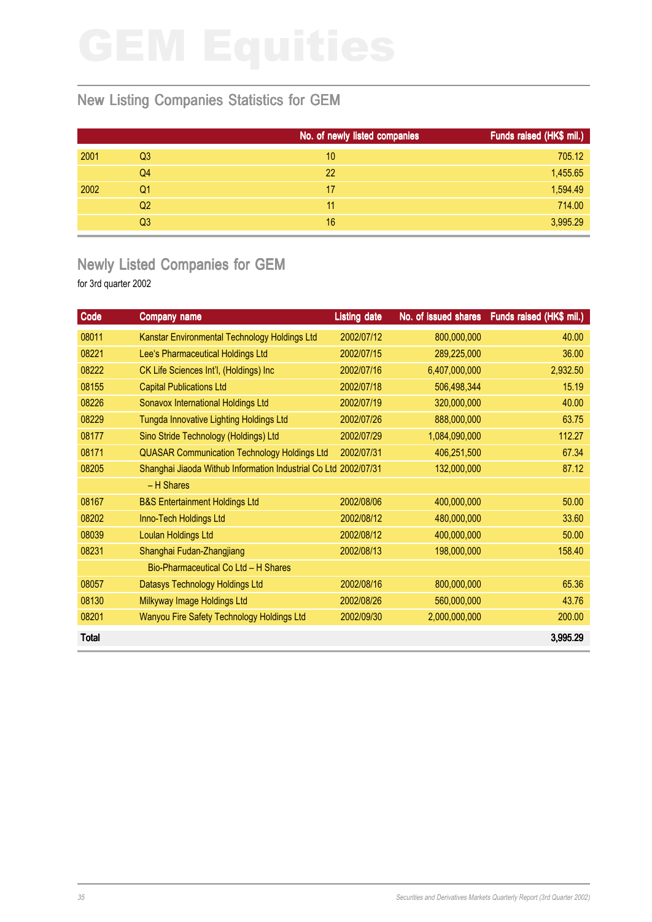# GEM Equities

## New Listing Companies Statistics for GEM

| | | No. of newly listed companies | Funds raised (HK$ mil.) |
|---|---|---|---|
| 2001 | Q3 | 10 | 705.12 |
| | Q4 | 22 | 1,455.65 |
| 2002 | Q1 | 17 | 1,594.49 |
| | Q2 | 11 | 714.00 |
| | Q3 | 16 | 3,995.29 |

## Newly Listed Companies for GEM

for 3rd quarter 2002

| Code | Company name | Listing date | No. of issued shares | Funds raised (HK$ mil.) |
|---|---|---|---|---|
| 08011 | Kanstar Environmental Technology Holdings Ltd | 2002/07/12 | 800,000,000 | 40.00 |
| 08221 | Lee's Pharmaceutical Holdings Ltd | 2002/07/15 | 289,225,000 | 36.00 |
| 08222 | CK Life Sciences Int'l, (Holdings) Inc | 2002/07/16 | 6,407,000,000 | 2,932.50 |
| 08155 | Capital Publications Ltd | 2002/07/18 | 506,498,344 | 15.19 |
| 08226 | Sonavox International Holdings Ltd | 2002/07/19 | 320,000,000 | 40.00 |
| 08229 | Tungda Innovative Lighting Holdings Ltd | 2002/07/26 | 888,000,000 | 63.75 |
| 08177 | Sino Stride Technology (Holdings) Ltd | 2002/07/29 | 1,084,090,000 | 112.27 |
| 08171 | QUASAR Communication Technology Holdings Ltd | 2002/07/31 | 406,251,500 | 67.34 |
| 08205 | Shanghai Jiaoda Withub Information Industrial Co Ltd – H Shares | 2002/07/31 | 132,000,000 | 87.12 |
| 08167 | B&S Entertainment Holdings Ltd | 2002/08/06 | 400,000,000 | 50.00 |
| 08202 | Inno-Tech Holdings Ltd | 2002/08/12 | 480,000,000 | 33.60 |
| 08039 | Loulan Holdings Ltd | 2002/08/12 | 400,000,000 | 50.00 |
| 08231 | Shanghai Fudan-Zhangjiang Bio-Pharmaceutical Co Ltd – H Shares | 2002/08/13 | 198,000,000 | 158.40 |
| 08057 | Datasys Technology Holdings Ltd | 2002/08/16 | 800,000,000 | 65.36 |
| 08130 | Milkyway Image Holdings Ltd | 2002/08/26 | 560,000,000 | 43.76 |
| 08201 | Wanyou Fire Safety Technology Holdings Ltd | 2002/09/30 | 2,000,000,000 | 200.00 |
| **Total** | | | | **3,995.29** |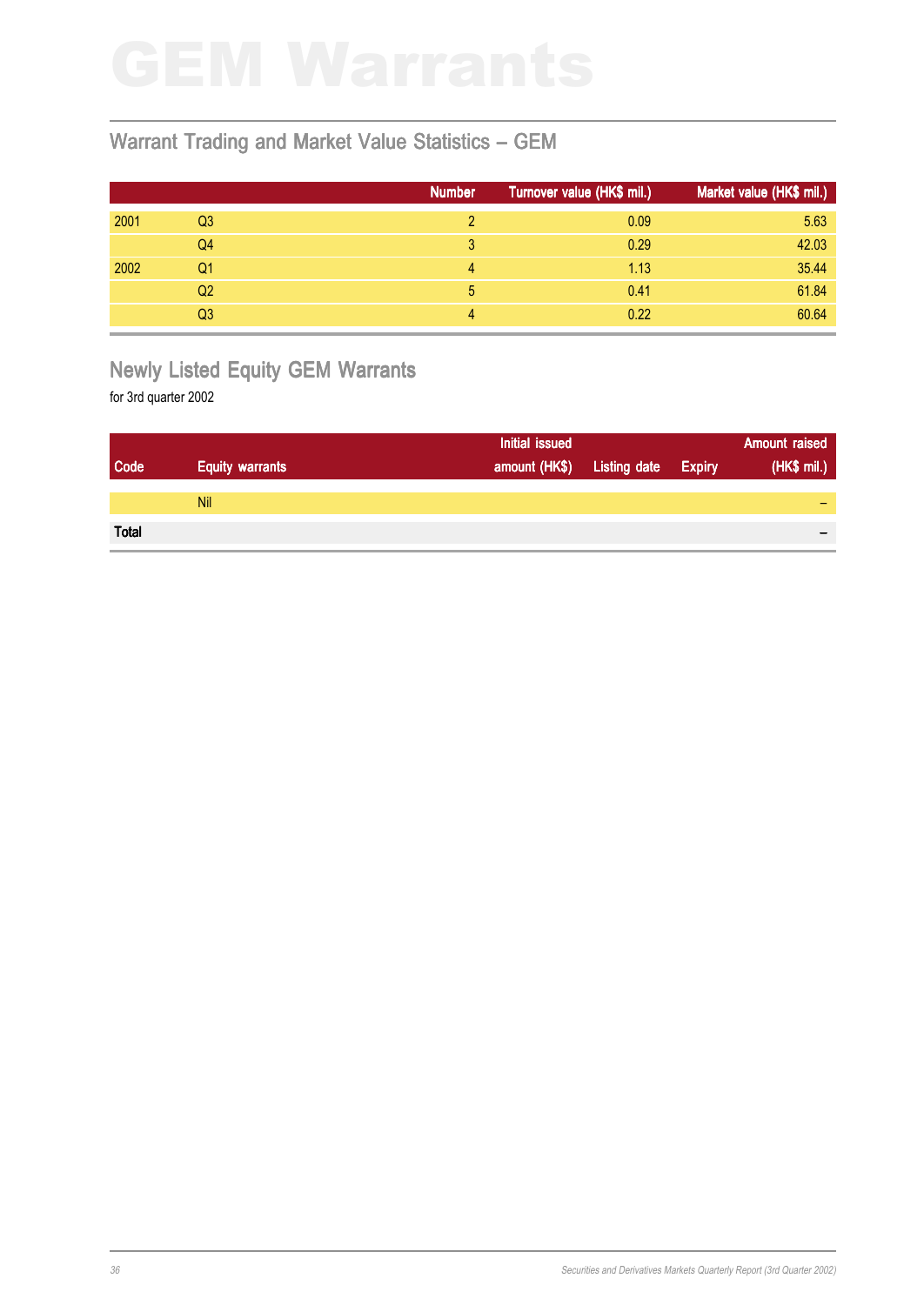# GEM Warrants

## Warrant Trading and Market Value Statistics – GEM

| | | Number | Turnover value (HK$ mil.) | Market value (HK$ mil.) |
|---|---|---|---|---|
| 2001 | Q3 | 2 | 0.09 | 5.63 |
| | Q4 | 3 | 0.29 | 42.03 |
| 2002 | Q1 | 4 | 1.13 | 35.44 |
| | Q2 | 5 | 0.41 | 61.84 |
| | Q3 | 4 | 0.22 | 60.64 |

## Newly Listed Equity GEM Warrants

for 3rd quarter 2002

| Code | Equity warrants | Initial issued amount (HK$) | Listing date | Expiry | Amount raised (HK$ mil.) |
|---|---|---|---|---|---|
| | Nil | | | | – |
| **Total** | | | | | – |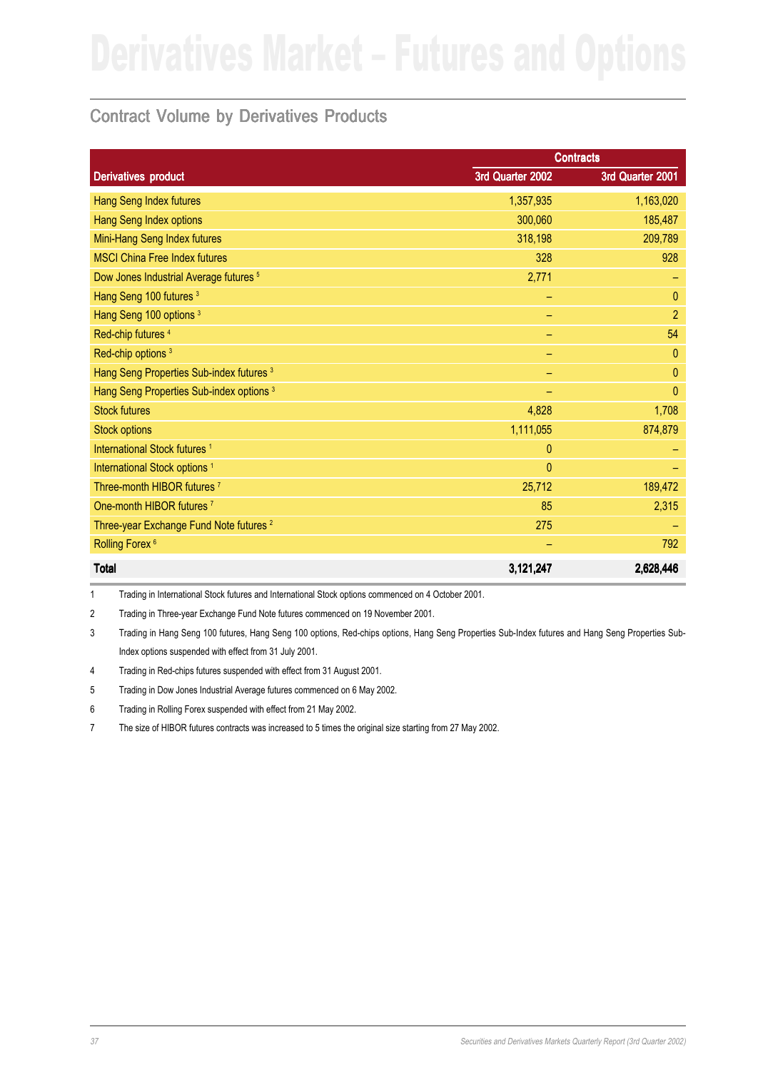# Derivatives Market – Futures and Options

## Contract Volume by Derivatives Products

| Derivatives product | Contracts | |
|---|---|---|
| | 3rd Quarter 2002 | 3rd Quarter 2001 |
| Hang Seng Index futures | 1,357,935 | 1,163,020 |
| Hang Seng Index options | 300,060 | 185,487 |
| Mini-Hang Seng Index futures | 318,198 | 209,789 |
| MSCI China Free Index futures | 328 | 928 |
| Dow Jones Industrial Average futures [5] | 2,771 | – |
| Hang Seng 100 futures [3] | – | 0 |
| Hang Seng 100 options [3] | – | 2 |
| Red-chip futures [4] | – | 54 |
| Red-chip options [3] | – | 0 |
| Hang Seng Properties Sub-index futures [3] | – | 0 |
| Hang Seng Properties Sub-index options [3] | – | 0 |
| Stock futures | 4,828 | 1,708 |
| Stock options | 1,111,055 | 874,879 |
| International Stock futures [1] | 0 | – |
| International Stock options [1] | 0 | – |
| Three-month HIBOR futures [7] | 25,712 | 189,472 |
| One-month HIBOR futures [7] | 85 | 2,315 |
| Three-year Exchange Fund Note futures [2] | 275 | – |
| Rolling Forex [6] | – | 792 |
| **Total** | **3,121,247** | **2,628,446** |

1 Trading in International Stock futures and International Stock options commenced on 4 October 2001.

2 Trading in Three-year Exchange Fund Note futures commenced on 19 November 2001.

3 Trading in Hang Seng 100 futures, Hang Seng 100 options, Red-chips options, Hang Seng Properties Sub-Index futures and Hang Seng Properties Sub-Index options suspended with effect from 31 July 2001.

4 Trading in Red-chips futures suspended with effect from 31 August 2001.

5 Trading in Dow Jones Industrial Average futures commenced on 6 May 2002.

6 Trading in Rolling Forex suspended with effect from 21 May 2002.

7 The size of HIBOR futures contracts was increased to 5 times the original size starting from 27 May 2002.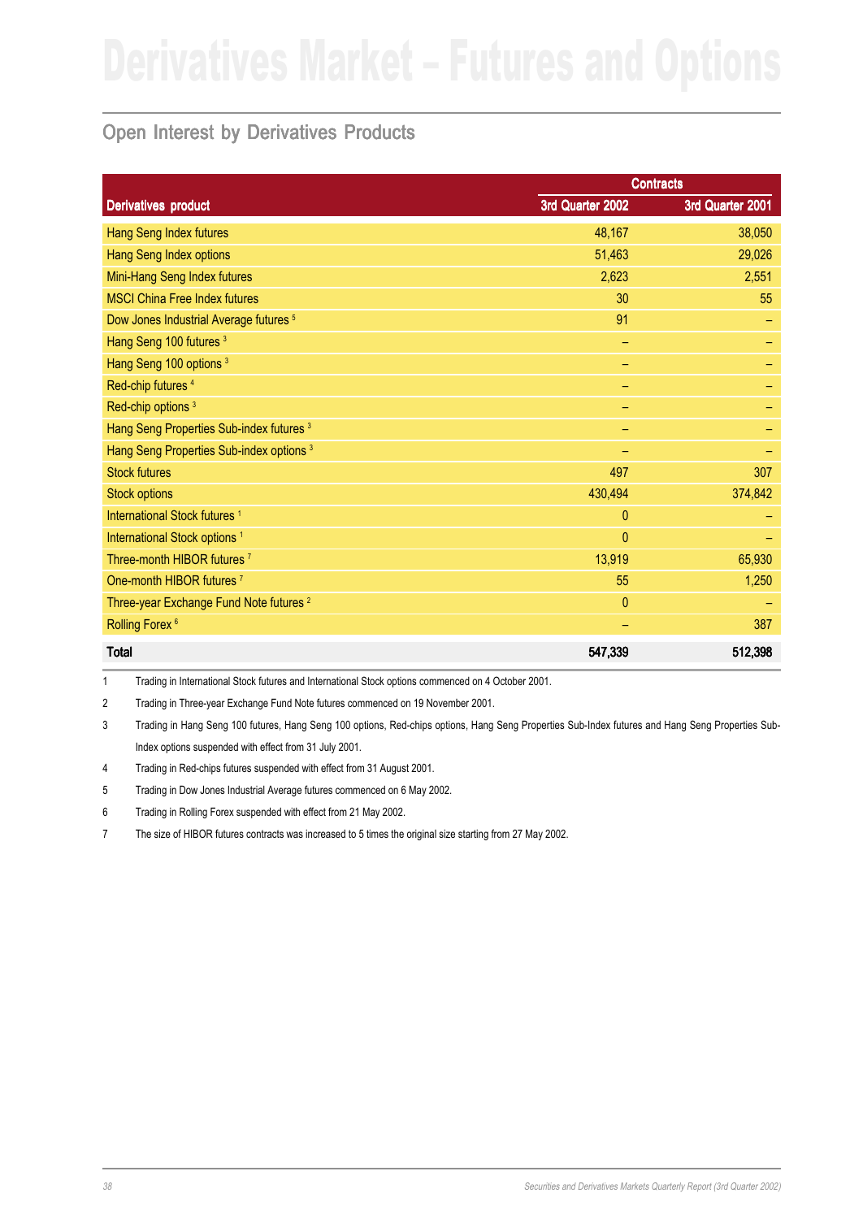# Derivatives Market – Futures and Options

## Open Interest by Derivatives Products

| Derivatives product | Contracts | |
|---|---|---|
| | 3rd Quarter 2002 | 3rd Quarter 2001 |
| Hang Seng Index futures | 48,167 | 38,050 |
| Hang Seng Index options | 51,463 | 29,026 |
| Mini-Hang Seng Index futures | 2,623 | 2,551 |
| MSCI China Free Index futures | 30 | 55 |
| Dow Jones Industrial Average futures [5] | 91 | – |
| Hang Seng 100 futures [3] | – | – |
| Hang Seng 100 options [3] | – | – |
| Red-chip futures [4] | – | – |
| Red-chip options [3] | – | – |
| Hang Seng Properties Sub-index futures [3] | – | – |
| Hang Seng Properties Sub-index options [3] | – | – |
| Stock futures | 497 | 307 |
| Stock options | 430,494 | 374,842 |
| International Stock futures [1] | 0 | – |
| International Stock options [1] | 0 | – |
| Three-month HIBOR futures [7] | 13,919 | 65,930 |
| One-month HIBOR futures [7] | 55 | 1,250 |
| Three-year Exchange Fund Note futures [2] | 0 | – |
| Rolling Forex [6] | – | 387 |
| **Total** | **547,339** | **512,398** |

1 Trading in International Stock futures and International Stock options commenced on 4 October 2001.

2 Trading in Three-year Exchange Fund Note futures commenced on 19 November 2001.

3 Trading in Hang Seng 100 futures, Hang Seng 100 options, Red-chips options, Hang Seng Properties Sub-Index futures and Hang Seng Properties Sub-Index options suspended with effect from 31 July 2001.

4 Trading in Red-chips futures suspended with effect from 31 August 2001.

5 Trading in Dow Jones Industrial Average futures commenced on 6 May 2002.

6 Trading in Rolling Forex suspended with effect from 21 May 2002.

7 The size of HIBOR futures contracts was increased to 5 times the original size starting from 27 May 2002.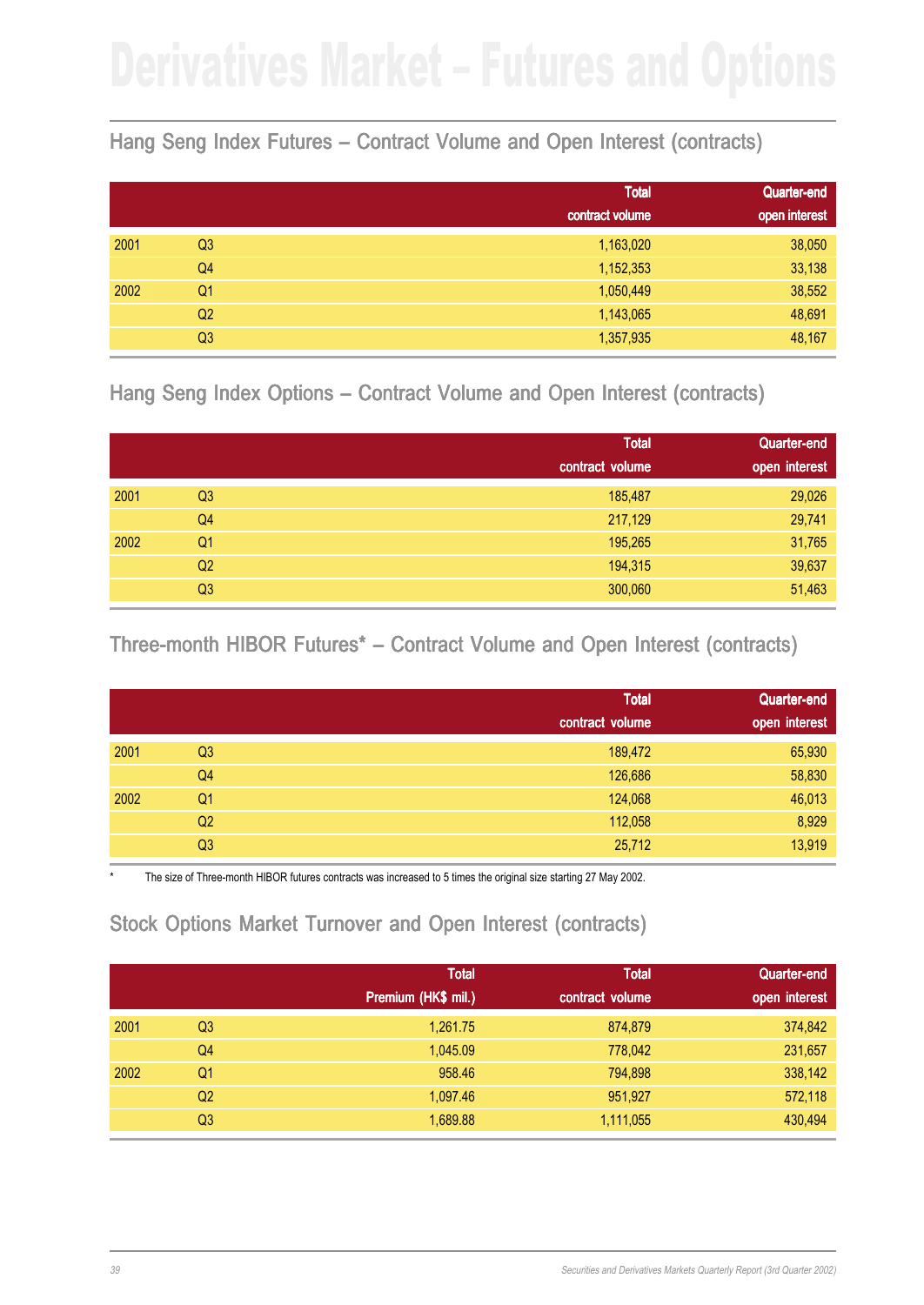# Derivatives Market – Futures and Options

## Hang Seng Index Futures – Contract Volume and Open Interest (contracts)

| | | Total contract volume | Quarter-end open interest |
|---|---|---|---|
| 2001 | Q3 | 1,163,020 | 38,050 |
| | Q4 | 1,152,353 | 33,138 |
| 2002 | Q1 | 1,050,449 | 38,552 |
| | Q2 | 1,143,065 | 48,691 |
| | Q3 | 1,357,935 | 48,167 |

## Hang Seng Index Options – Contract Volume and Open Interest (contracts)

| | | Total contract volume | Quarter-end open interest |
|---|---|---|---|
| 2001 | Q3 | 185,487 | 29,026 |
| | Q4 | 217,129 | 29,741 |
| 2002 | Q1 | 195,265 | 31,765 |
| | Q2 | 194,315 | 39,637 |
| | Q3 | 300,060 | 51,463 |

## Three-month HIBOR Futures* – Contract Volume and Open Interest (contracts)

| | | Total contract volume | Quarter-end open interest |
|---|---|---|---|
| 2001 | Q3 | 189,472 | 65,930 |
| | Q4 | 126,686 | 58,830 |
| 2002 | Q1 | 124,068 | 46,013 |
| | Q2 | 112,058 | 8,929 |
| | Q3 | 25,712 | 13,919 |

* The size of Three-month HIBOR futures contracts was increased to 5 times the original size starting 27 May 2002.

## Stock Options Market Turnover and Open Interest (contracts)

| | | Total Premium (HK$ mil.) | Total contract volume | Quarter-end open interest |
|---|---|---|---|---|
| 2001 | Q3 | 1,261.75 | 874,879 | 374,842 |
| | Q4 | 1,045.09 | 778,042 | 231,657 |
| 2002 | Q1 | 958.46 | 794,898 | 338,142 |
| | Q2 | 1,097.46 | 951,927 | 572,118 |
| | Q3 | 1,689.88 | 1,111,055 | 430,494 |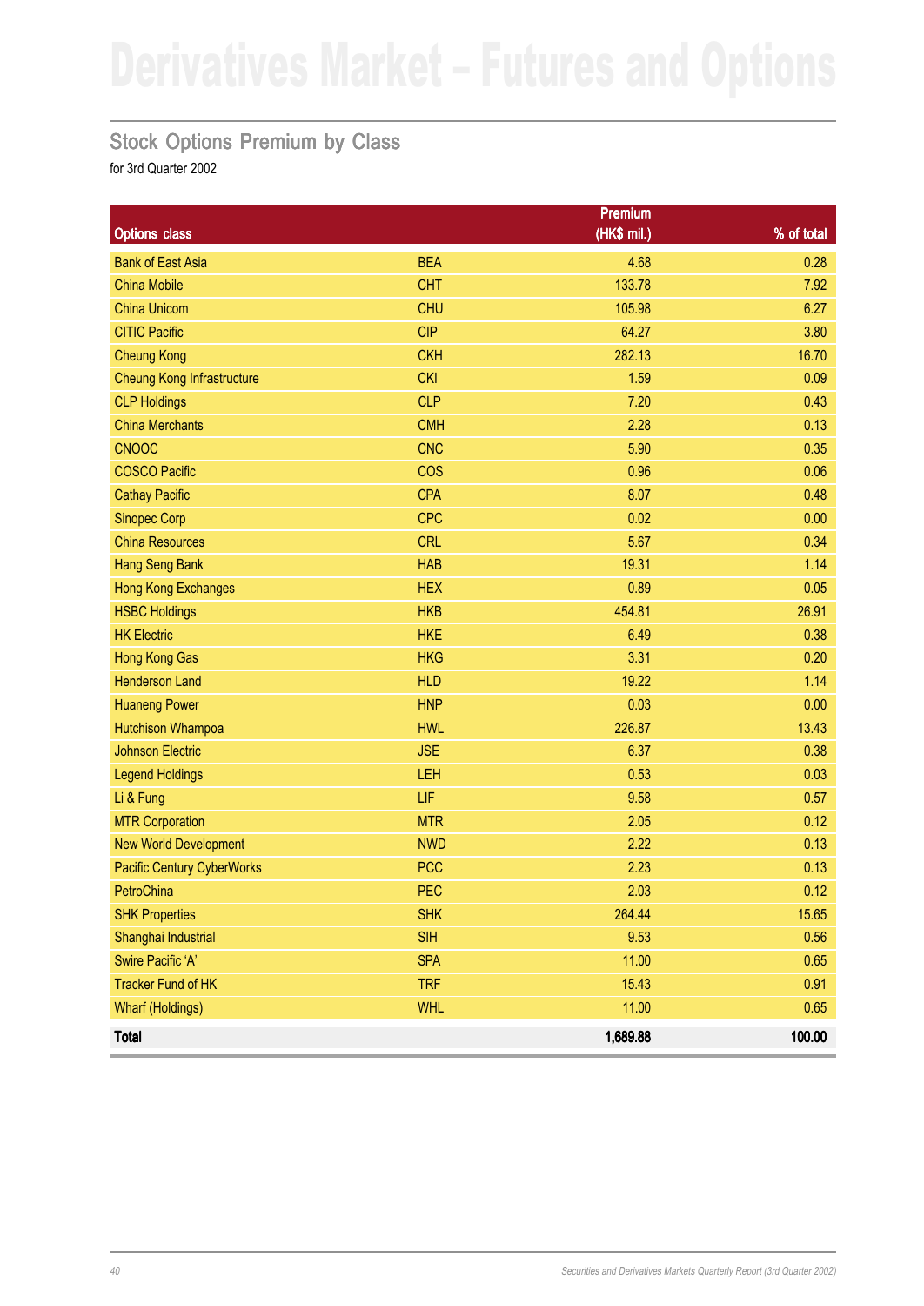# Derivatives Market – Futures and Options

## Stock Options Premium by Class

for 3rd Quarter 2002

| Options class | | Premium (HK$ mil.) | % of total |
|---|---|---|---|
| Bank of East Asia | BEA | 4.68 | 0.28 |
| China Mobile | CHT | 133.78 | 7.92 |
| China Unicom | CHU | 105.98 | 6.27 |
| CITIC Pacific | CIP | 64.27 | 3.80 |
| Cheung Kong | CKH | 282.13 | 16.70 |
| Cheung Kong Infrastructure | CKI | 1.59 | 0.09 |
| CLP Holdings | CLP | 7.20 | 0.43 |
| China Merchants | CMH | 2.28 | 0.13 |
| CNOOC | CNC | 5.90 | 0.35 |
| COSCO Pacific | COS | 0.96 | 0.06 |
| Cathay Pacific | CPA | 8.07 | 0.48 |
| Sinopec Corp | CPC | 0.02 | 0.00 |
| China Resources | CRL | 5.67 | 0.34 |
| Hang Seng Bank | HAB | 19.31 | 1.14 |
| Hong Kong Exchanges | HEX | 0.89 | 0.05 |
| HSBC Holdings | HKB | 454.81 | 26.91 |
| HK Electric | HKE | 6.49 | 0.38 |
| Hong Kong Gas | HKG | 3.31 | 0.20 |
| Henderson Land | HLD | 19.22 | 1.14 |
| Huaneng Power | HNP | 0.03 | 0.00 |
| Hutchison Whampoa | HWL | 226.87 | 13.43 |
| Johnson Electric | JSE | 6.37 | 0.38 |
| Legend Holdings | LEH | 0.53 | 0.03 |
| Li & Fung | LIF | 9.58 | 0.57 |
| MTR Corporation | MTR | 2.05 | 0.12 |
| New World Development | NWD | 2.22 | 0.13 |
| Pacific Century CyberWorks | PCC | 2.23 | 0.13 |
| PetroChina | PEC | 2.03 | 0.12 |
| SHK Properties | SHK | 264.44 | 15.65 |
| Shanghai Industrial | SIH | 9.53 | 0.56 |
| Swire Pacific ‘A’ | SPA | 11.00 | 0.65 |
| Tracker Fund of HK | TRF | 15.43 | 0.91 |
| Wharf (Holdings) | WHL | 11.00 | 0.65 |
| **Total** | | **1,689.88** | **100.00** |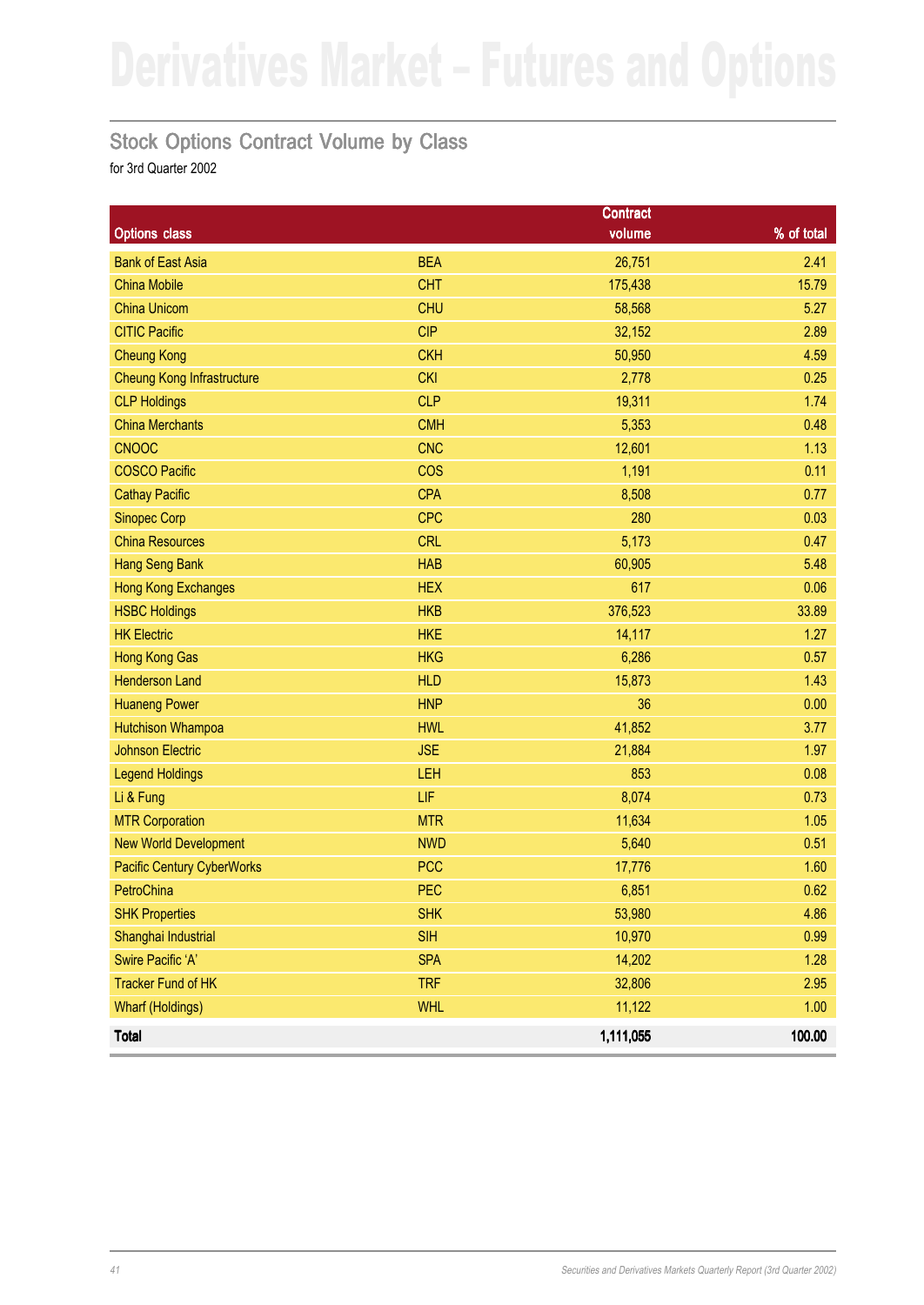# Derivatives Market – Futures and Options

## Stock Options Contract Volume by Class

for 3rd Quarter 2002

| Options class | | Contract volume | % of total |
|---|---|---|---|
| Bank of East Asia | BEA | 26,751 | 2.41 |
| China Mobile | CHT | 175,438 | 15.79 |
| China Unicom | CHU | 58,568 | 5.27 |
| CITIC Pacific | CIP | 32,152 | 2.89 |
| Cheung Kong | CKH | 50,950 | 4.59 |
| Cheung Kong Infrastructure | CKI | 2,778 | 0.25 |
| CLP Holdings | CLP | 19,311 | 1.74 |
| China Merchants | CMH | 5,353 | 0.48 |
| CNOOC | CNC | 12,601 | 1.13 |
| COSCO Pacific | COS | 1,191 | 0.11 |
| Cathay Pacific | CPA | 8,508 | 0.77 |
| Sinopec Corp | CPC | 280 | 0.03 |
| China Resources | CRL | 5,173 | 0.47 |
| Hang Seng Bank | HAB | 60,905 | 5.48 |
| Hong Kong Exchanges | HEX | 617 | 0.06 |
| HSBC Holdings | HKB | 376,523 | 33.89 |
| HK Electric | HKE | 14,117 | 1.27 |
| Hong Kong Gas | HKG | 6,286 | 0.57 |
| Henderson Land | HLD | 15,873 | 1.43 |
| Huaneng Power | HNP | 36 | 0.00 |
| Hutchison Whampoa | HWL | 41,852 | 3.77 |
| Johnson Electric | JSE | 21,884 | 1.97 |
| Legend Holdings | LEH | 853 | 0.08 |
| Li & Fung | LIF | 8,074 | 0.73 |
| MTR Corporation | MTR | 11,634 | 1.05 |
| New World Development | NWD | 5,640 | 0.51 |
| Pacific Century CyberWorks | PCC | 17,776 | 1.60 |
| PetroChina | PEC | 6,851 | 0.62 |
| SHK Properties | SHK | 53,980 | 4.86 |
| Shanghai Industrial | SIH | 10,970 | 0.99 |
| Swire Pacific 'A' | SPA | 14,202 | 1.28 |
| Tracker Fund of HK | TRF | 32,806 | 2.95 |
| Wharf (Holdings) | WHL | 11,122 | 1.00 |
| **Total** | | **1,111,055** | **100.00** |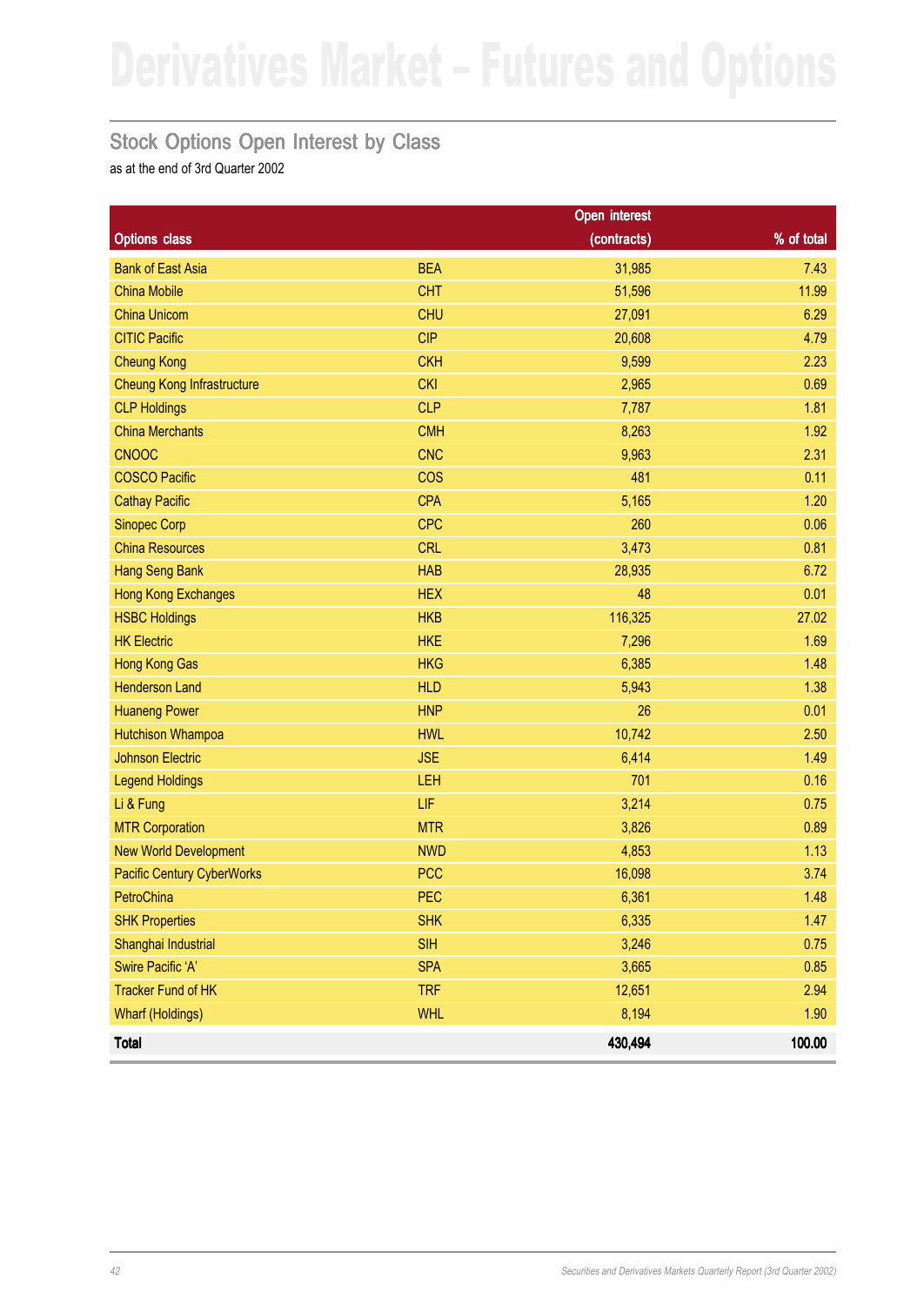# Derivatives Market – Futures and Options

## Stock Options Open Interest by Class

as at the end of 3rd Quarter 2002

| Options class | | Open interest (contracts) | % of total |
|---|---|---|---|
| Bank of East Asia | BEA | 31,985 | 7.43 |
| China Mobile | CHT | 51,596 | 11.99 |
| China Unicom | CHU | 27,091 | 6.29 |
| CITIC Pacific | CIP | 20,608 | 4.79 |
| Cheung Kong | CKH | 9,599 | 2.23 |
| Cheung Kong Infrastructure | CKI | 2,965 | 0.69 |
| CLP Holdings | CLP | 7,787 | 1.81 |
| China Merchants | CMH | 8,263 | 1.92 |
| CNOOC | CNC | 9,963 | 2.31 |
| COSCO Pacific | COS | 481 | 0.11 |
| Cathay Pacific | CPA | 5,165 | 1.20 |
| Sinopec Corp | CPC | 260 | 0.06 |
| China Resources | CRL | 3,473 | 0.81 |
| Hang Seng Bank | HAB | 28,935 | 6.72 |
| Hong Kong Exchanges | HEX | 48 | 0.01 |
| HSBC Holdings | HKB | 116,325 | 27.02 |
| HK Electric | HKE | 7,296 | 1.69 |
| Hong Kong Gas | HKG | 6,385 | 1.48 |
| Henderson Land | HLD | 5,943 | 1.38 |
| Huaneng Power | HNP | 26 | 0.01 |
| Hutchison Whampoa | HWL | 10,742 | 2.50 |
| Johnson Electric | JSE | 6,414 | 1.49 |
| Legend Holdings | LEH | 701 | 0.16 |
| Li & Fung | LIF | 3,214 | 0.75 |
| MTR Corporation | MTR | 3,826 | 0.89 |
| New World Development | NWD | 4,853 | 1.13 |
| Pacific Century CyberWorks | PCC | 16,098 | 3.74 |
| PetroChina | PEC | 6,361 | 1.48 |
| SHK Properties | SHK | 6,335 | 1.47 |
| Shanghai Industrial | SIH | 3,246 | 0.75 |
| Swire Pacific 'A' | SPA | 3,665 | 0.85 |
| Tracker Fund of HK | TRF | 12,651 | 2.94 |
| Wharf (Holdings) | WHL | 8,194 | 1.90 |
| **Total** | | **430,494** | **100.00** |